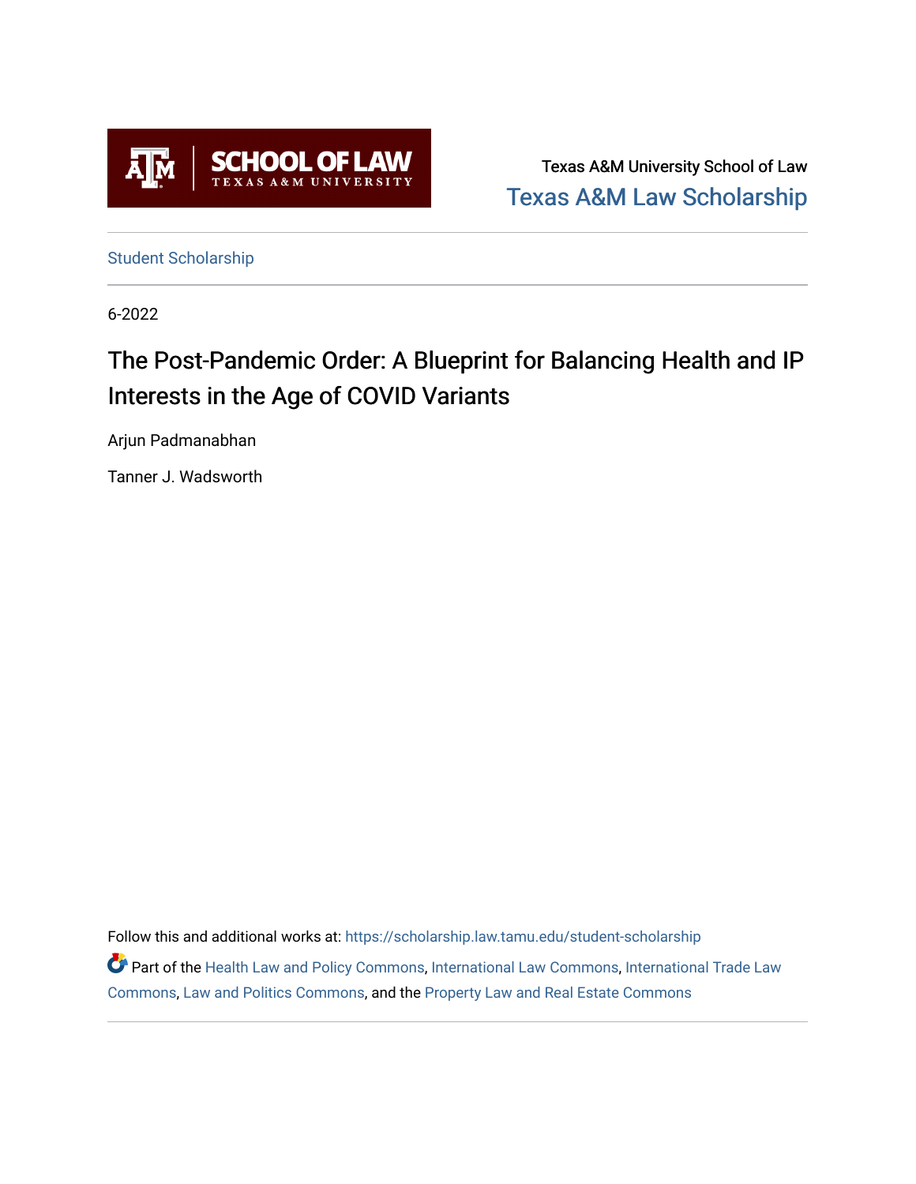Texas A&M University School of Law

Texas A&M Law Scholarship

Student Scholarship

6-2022

# The Post-Pandemic Order: A Blueprint for Balancing Health and IP Interests in the Age of COVID Variants

Arjun Padmanabhan

Tanner J. Wadsworth

Follow this and additional works at: https://scholarship.law.tamu.edu/student-scholarship

Part of the Health Law and Policy Commons, International Law Commons, International Trade Law Commons, Law and Politics Commons, and the Property Law and Real Estate Commons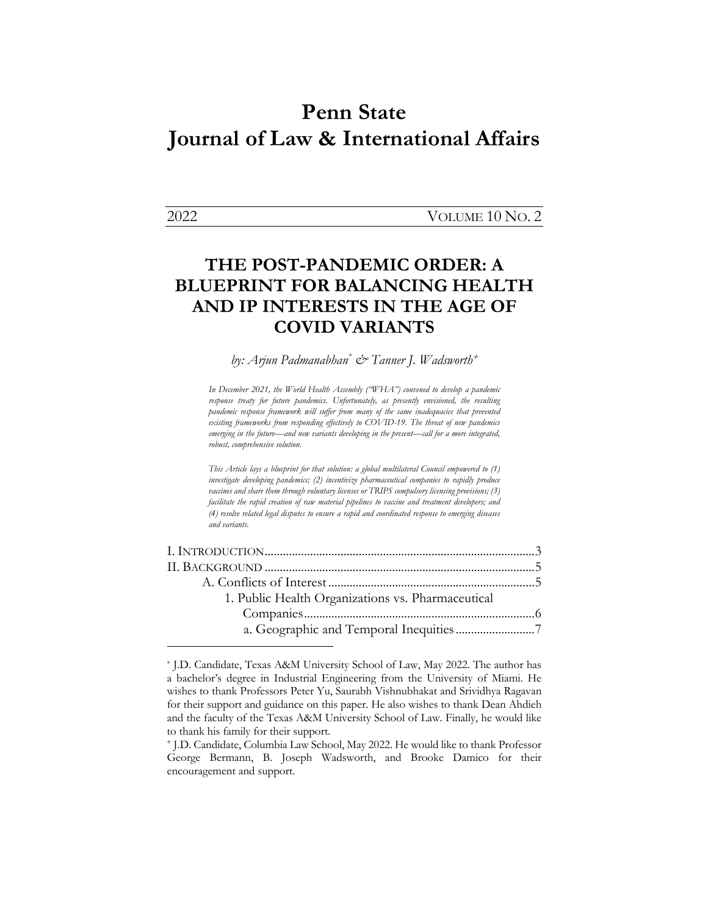# Penn State Journal of Law & International Affairs

2022 VOLUME 10 NO. 2

## THE POST-PANDEMIC ORDER: A BLUEPRINT FOR BALANCING HEALTH AND IP INTERESTS IN THE AGE OF COVID VARIANTS

*by: Arjun Padmanabhan*[*] *& Tanner J. Wadsworth*[+]

*In December 2021, the World Health Assembly ("WHA") convened to develop a pandemic response treaty for future pandemics. Unfortunately, as presently envisioned, the resulting pandemic response framework will suffer from many of the same inadequacies that prevented existing frameworks from responding effectively to COVID-19. The threat of new pandemics emerging in the future—and new variants developing in the present—call for a more integrated, robust, comprehensive solution.*

*This Article lays a blueprint for that solution: a global multilateral Council empowered to (1) investigate developing pandemics; (2) incentivize pharmaceutical companies to rapidly produce vaccines and share them through voluntary licenses or TRIPS compulsory licensing provisions; (3) facilitate the rapid creation of raw material pipelines to vaccine and treatment developers; and (4) resolve related legal disputes to ensure a rapid and coordinated response to emerging diseases and variants.*

I. INTRODUCTION ........................................................................................ 3
II. BACKGROUND ........................................................................................ 5
- A. Conflicts of Interest ................................................................... 5
  - 1. Public Health Organizations vs. Pharmaceutical Companies ........................................................................... 6
    - a. Geographic and Temporal Inequities .......................... 7

---

[*] J.D. Candidate, Texas A&M University School of Law, May 2022. The author has a bachelor's degree in Industrial Engineering from the University of Miami. He wishes to thank Professors Peter Yu, Saurabh Vishnubhakat and Srividhya Ragavan for their support and guidance on this paper. He also wishes to thank Dean Ahdieh and the faculty of the Texas A&M University School of Law. Finally, he would like to thank his family for their support.

[+] J.D. Candidate, Columbia Law School, May 2022. He would like to thank Professor George Bermann, B. Joseph Wadsworth, and Brooke Damico for their encouragement and support.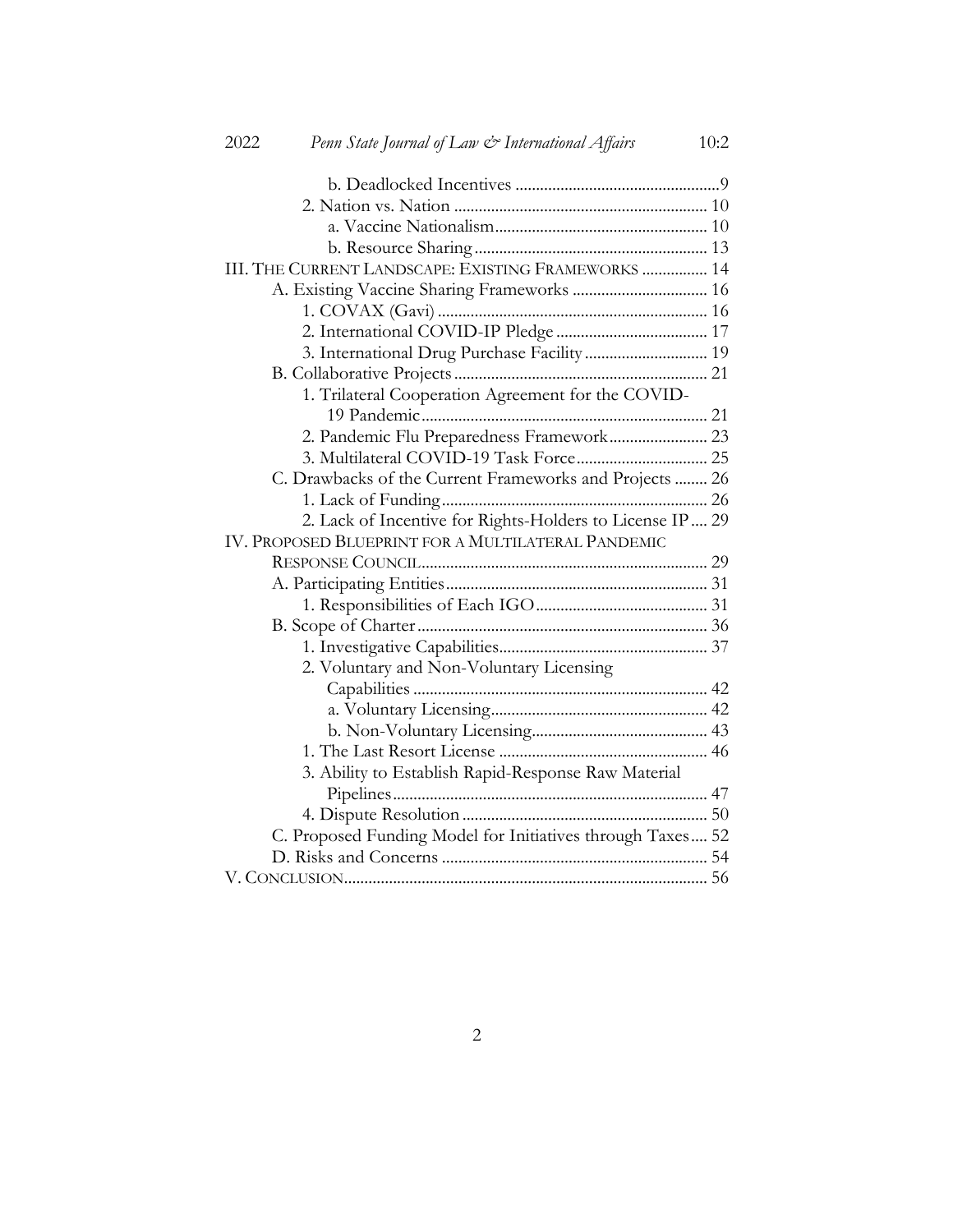b. Deadlocked Incentives .................................................. 9

2. Nation vs. Nation .................................................. 10

a. Vaccine Nationalism .................................................. 10

b. Resource Sharing .................................................. 13

III. THE CURRENT LANDSCAPE: EXISTING FRAMEWORKS .................. 14

A. Existing Vaccine Sharing Frameworks .................................. 16

1. COVAX (Gavi) .................................................. 16

2. International COVID-IP Pledge .................................. 17

3. International Drug Purchase Facility .............................. 19

B. Collaborative Projects .................................................. 21

1. Trilateral Cooperation Agreement for the COVID-19 Pandemic .................................................. 21

2. Pandemic Flu Preparedness Framework .......................... 23

3. Multilateral COVID-19 Task Force .................................. 25

C. Drawbacks of the Current Frameworks and Projects ........ 26

1. Lack of Funding .................................................. 26

2. Lack of Incentive for Rights-Holders to License IP .... 29

IV. PROPOSED BLUEPRINT FOR A MULTILATERAL PANDEMIC RESPONSE COUNCIL .................................................. 29

A. Participating Entities .................................................. 31

1. Responsibilities of Each IGO .................................. 31

B. Scope of Charter .................................................. 36

1. Investigative Capabilities .................................................. 37

2. Voluntary and Non-Voluntary Licensing Capabilities .................................................. 42

a. Voluntary Licensing .................................................. 42

b. Non-Voluntary Licensing .................................................. 43

1. The Last Resort License .................................................. 46

3. Ability to Establish Rapid-Response Raw Material Pipelines .................................................. 47

4. Dispute Resolution .................................................. 50

C. Proposed Funding Model for Initiatives through Taxes .... 52

D. Risks and Concerns .................................................. 54

V. CONCLUSION .................................................. 56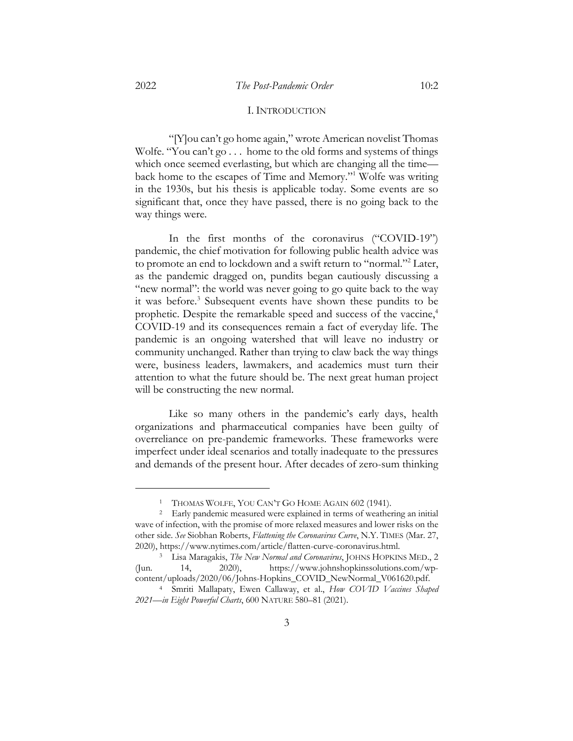## I. INTRODUCTION

"[Y]ou can't go home again," wrote American novelist Thomas Wolfe. "You can't go . . . home to the old forms and systems of things which once seemed everlasting, but which are changing all the time—back home to the escapes of Time and Memory."[1] Wolfe was writing in the 1930s, but his thesis is applicable today. Some events are so significant that, once they have passed, there is no going back to the way things were.

In the first months of the coronavirus ("COVID-19") pandemic, the chief motivation for following public health advice was to promote an end to lockdown and a swift return to "normal."[2] Later, as the pandemic dragged on, pundits began cautiously discussing a "new normal": the world was never going to go quite back to the way it was before.[3] Subsequent events have shown these pundits to be prophetic. Despite the remarkable speed and success of the vaccine,[4] COVID-19 and its consequences remain a fact of everyday life. The pandemic is an ongoing watershed that will leave no industry or community unchanged. Rather than trying to claw back the way things were, business leaders, lawmakers, and academics must turn their attention to what the future should be. The next great human project will be constructing the new normal.

Like so many others in the pandemic's early days, health organizations and pharmaceutical companies have been guilty of overreliance on pre-pandemic frameworks. These frameworks were imperfect under ideal scenarios and totally inadequate to the pressures and demands of the present hour. After decades of zero-sum thinking

---

[1] THOMAS WOLFE, YOU CAN'T GO HOME AGAIN 602 (1941).

[2] Early pandemic measured were explained in terms of weathering an initial wave of infection, with the promise of more relaxed measures and lower risks on the other side. *See* Siobhan Roberts, *Flattening the Coronavirus Curve*, N.Y. TIMES (Mar. 27, 2020), https://www.nytimes.com/article/flatten-curve-coronavirus.html.

[3] Lisa Maragakis, *The New Normal and Coronavirus*, JOHNS HOPKINS MED., 2 (Jun. 14, 2020), https://www.johnshopkinssolutions.com/wp-content/uploads/2020/06/Johns-Hopkins_COVID_NewNormal_V061620.pdf.

[4] Smriti Mallapaty, Ewen Callaway, et al., *How COVID Vaccines Shaped 2021—in Eight Powerful Charts*, 600 NATURE 580–81 (2021).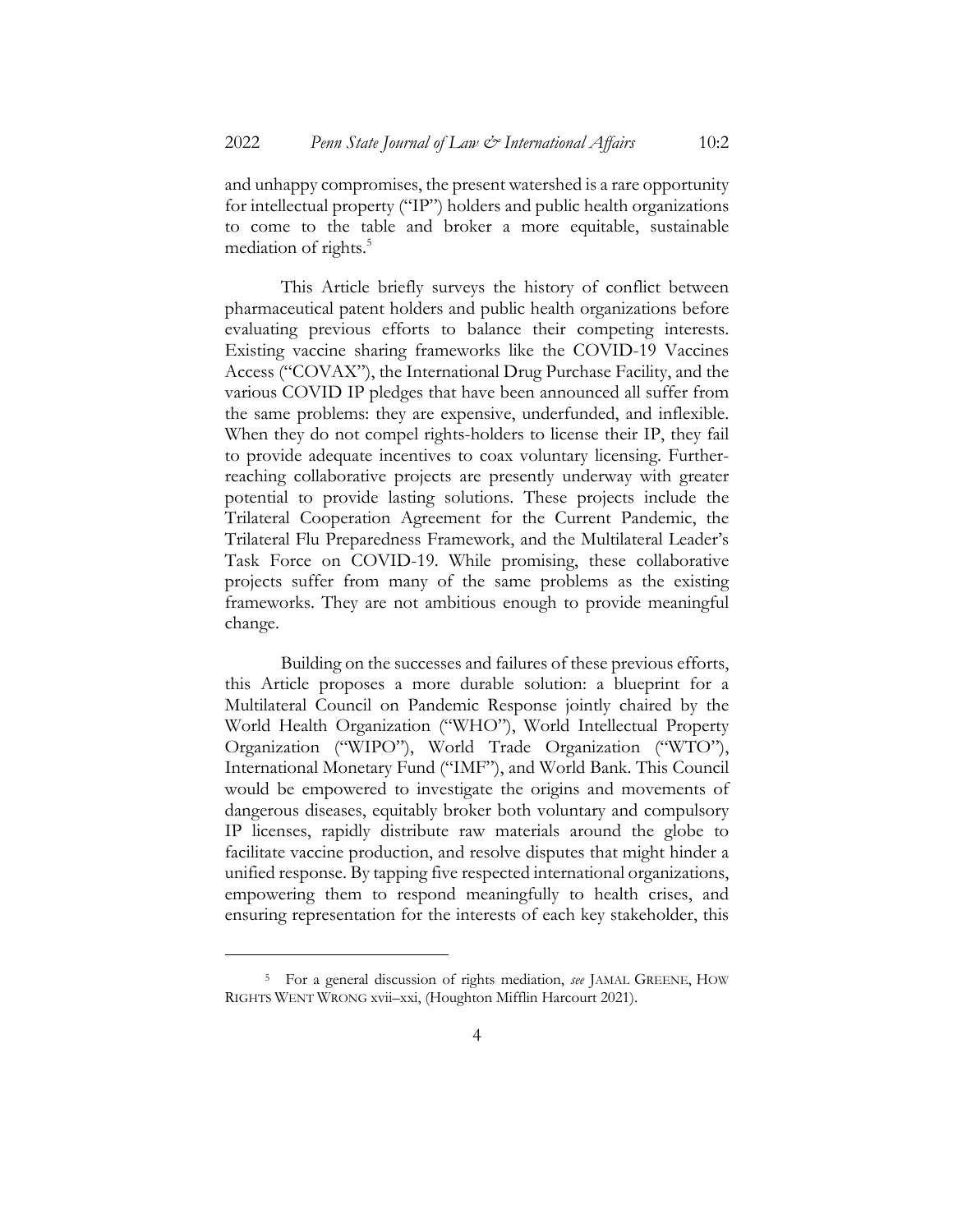and unhappy compromises, the present watershed is a rare opportunity for intellectual property ("IP") holders and public health organizations to come to the table and broker a more equitable, sustainable mediation of rights.[5]

This Article briefly surveys the history of conflict between pharmaceutical patent holders and public health organizations before evaluating previous efforts to balance their competing interests. Existing vaccine sharing frameworks like the COVID-19 Vaccines Access ("COVAX"), the International Drug Purchase Facility, and the various COVID IP pledges that have been announced all suffer from the same problems: they are expensive, underfunded, and inflexible. When they do not compel rights-holders to license their IP, they fail to provide adequate incentives to coax voluntary licensing. Further-reaching collaborative projects are presently underway with greater potential to provide lasting solutions. These projects include the Trilateral Cooperation Agreement for the Current Pandemic, the Trilateral Flu Preparedness Framework, and the Multilateral Leader's Task Force on COVID-19. While promising, these collaborative projects suffer from many of the same problems as the existing frameworks. They are not ambitious enough to provide meaningful change.

Building on the successes and failures of these previous efforts, this Article proposes a more durable solution: a blueprint for a Multilateral Council on Pandemic Response jointly chaired by the World Health Organization ("WHO"), World Intellectual Property Organization ("WIPO"), World Trade Organization ("WTO"), International Monetary Fund ("IMF"), and World Bank. This Council would be empowered to investigate the origins and movements of dangerous diseases, equitably broker both voluntary and compulsory IP licenses, rapidly distribute raw materials around the globe to facilitate vaccine production, and resolve disputes that might hinder a unified response. By tapping five respected international organizations, empowering them to respond meaningfully to health crises, and ensuring representation for the interests of each key stakeholder, this

---

[5] For a general discussion of rights mediation, *see* JAMAL GREENE, HOW RIGHTS WENT WRONG xvii–xxi, (Houghton Mifflin Harcourt 2021).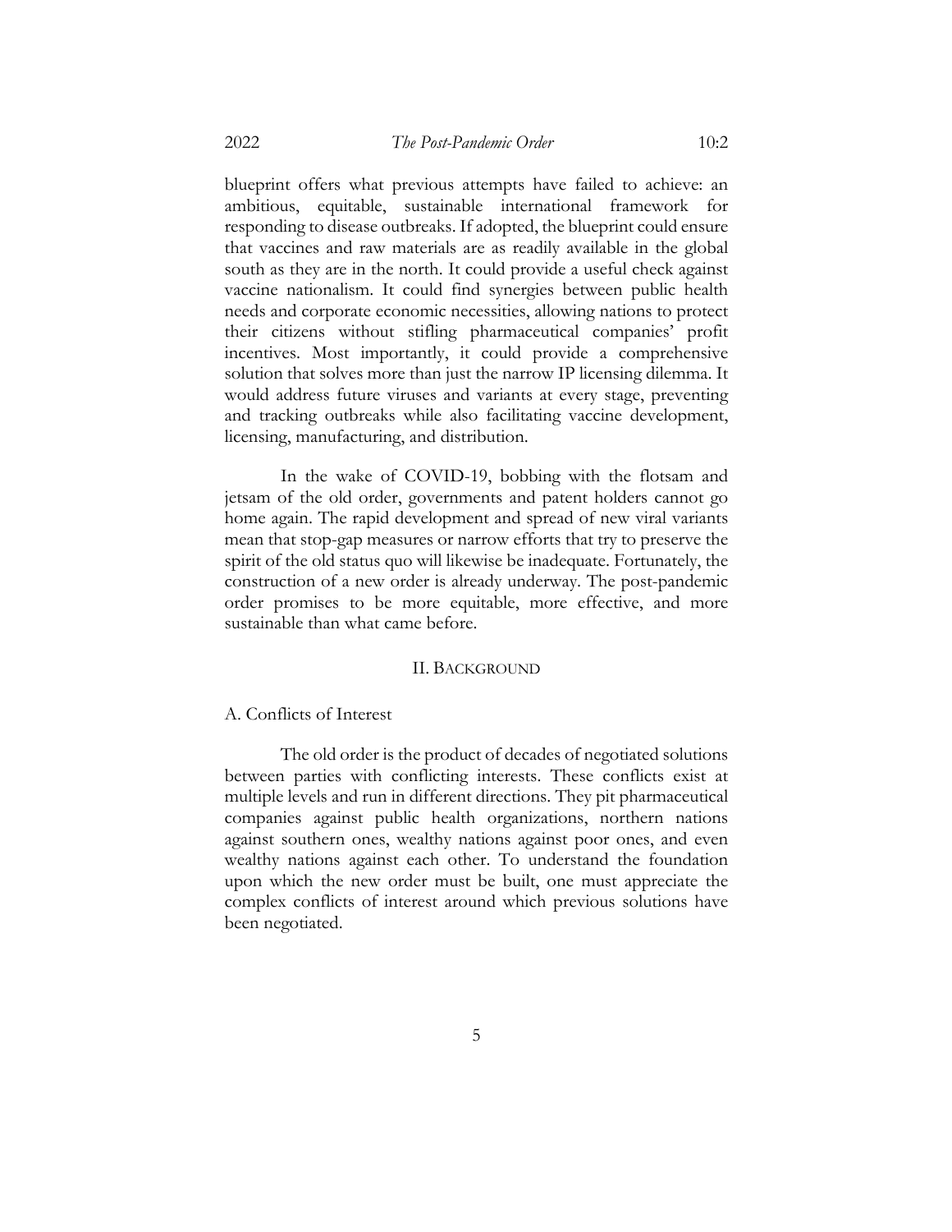blueprint offers what previous attempts have failed to achieve: an ambitious, equitable, sustainable international framework for responding to disease outbreaks. If adopted, the blueprint could ensure that vaccines and raw materials are as readily available in the global south as they are in the north. It could provide a useful check against vaccine nationalism. It could find synergies between public health needs and corporate economic necessities, allowing nations to protect their citizens without stifling pharmaceutical companies' profit incentives. Most importantly, it could provide a comprehensive solution that solves more than just the narrow IP licensing dilemma. It would address future viruses and variants at every stage, preventing and tracking outbreaks while also facilitating vaccine development, licensing, manufacturing, and distribution.

In the wake of COVID-19, bobbing with the flotsam and jetsam of the old order, governments and patent holders cannot go home again. The rapid development and spread of new viral variants mean that stop-gap measures or narrow efforts that try to preserve the spirit of the old status quo will likewise be inadequate. Fortunately, the construction of a new order is already underway. The post-pandemic order promises to be more equitable, more effective, and more sustainable than what came before.

## II. Background

### A. Conflicts of Interest

The old order is the product of decades of negotiated solutions between parties with conflicting interests. These conflicts exist at multiple levels and run in different directions. They pit pharmaceutical companies against public health organizations, northern nations against southern ones, wealthy nations against poor ones, and even wealthy nations against each other. To understand the foundation upon which the new order must be built, one must appreciate the complex conflicts of interest around which previous solutions have been negotiated.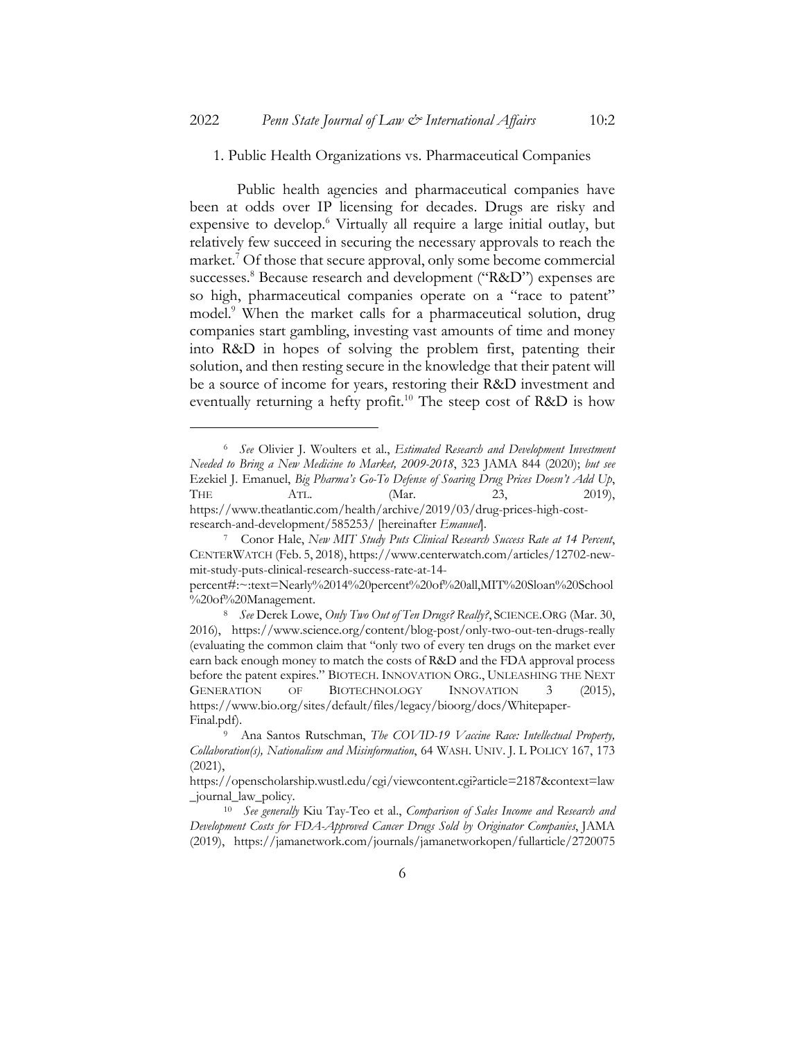### 1. Public Health Organizations vs. Pharmaceutical Companies

Public health agencies and pharmaceutical companies have been at odds over IP licensing for decades. Drugs are risky and expensive to develop.[6] Virtually all require a large initial outlay, but relatively few succeed in securing the necessary approvals to reach the market.[7] Of those that secure approval, only some become commercial successes.[8] Because research and development ("R&D") expenses are so high, pharmaceutical companies operate on a "race to patent" model.[9] When the market calls for a pharmaceutical solution, drug companies start gambling, investing vast amounts of time and money into R&D in hopes of solving the problem first, patenting their solution, and then resting secure in the knowledge that their patent will be a source of income for years, restoring their R&D investment and eventually returning a hefty profit.[10] The steep cost of R&D is how

---

[6] *See* Olivier J. Woulters et al., *Estimated Research and Development Investment Needed to Bring a New Medicine to Market, 2009-2018*, 323 JAMA 844 (2020); *but see* Ezekiel J. Emanuel, *Big Pharma's Go-To Defense of Soaring Drug Prices Doesn't Add Up*, THE ATL. (Mar. 23, 2019), https://www.theatlantic.com/health/archive/2019/03/drug-prices-high-cost-research-and-development/585253/ [hereinafter *Emanuel*].

[7] Conor Hale, *New MIT Study Puts Clinical Research Success Rate at 14 Percent*, CENTERWATCH (Feb. 5, 2018), https://www.centerwatch.com/articles/12702-new-mit-study-puts-clinical-research-success-rate-at-14-percent#:~:text=Nearly%2014%20percent%20of%20all,MIT%20Sloan%20School%20of%20Management.

[8] *See* Derek Lowe, *Only Two Out of Ten Drugs? Really?*, SCIENCE.ORG (Mar. 30, 2016), https://www.science.org/content/blog-post/only-two-out-ten-drugs-really (evaluating the common claim that "only two of every ten drugs on the market ever earn back enough money to match the costs of R&D and the FDA approval process before the patent expires." BIOTECH. INNOVATION ORG., UNLEASHING THE NEXT GENERATION OF BIOTECHNOLOGY INNOVATION 3 (2015), https://www.bio.org/sites/default/files/legacy/bioorg/docs/Whitepaper-Final.pdf).

[9] Ana Santos Rutschman, *The COVID-19 Vaccine Race: Intellectual Property, Collaboration(s), Nationalism and Misinformation*, 64 WASH. UNIV. J. L POLICY 167, 173 (2021), https://openscholarship.wustl.edu/cgi/viewcontent.cgi?article=2187&context=law_journal_law_policy.

[10] *See generally* Kiu Tay-Teo et al., *Comparison of Sales Income and Research and Development Costs for FDA-Approved Cancer Drugs Sold by Originator Companies*, JAMA (2019), https://jamanetwork.com/journals/jamanetworkopen/fullarticle/2720075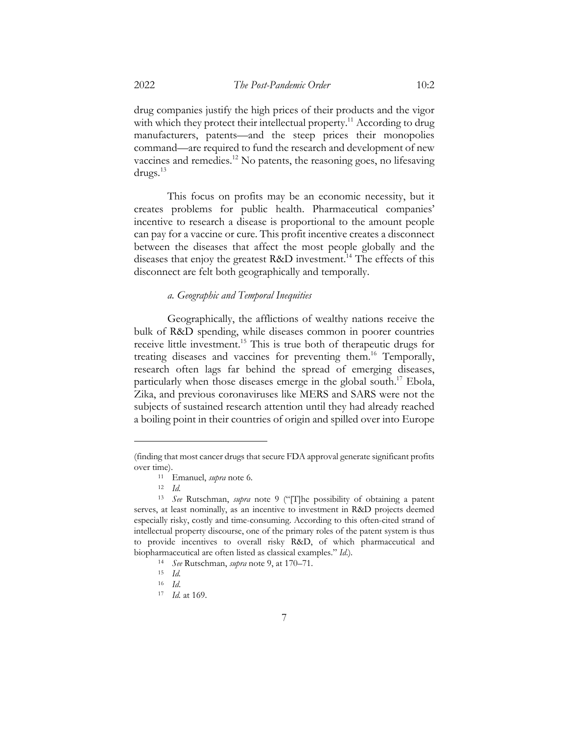drug companies justify the high prices of their products and the vigor with which they protect their intellectual property.[11] According to drug manufacturers, patents—and the steep prices their monopolies command—are required to fund the research and development of new vaccines and remedies.[12] No patents, the reasoning goes, no lifesaving drugs.[13]

This focus on profits may be an economic necessity, but it creates problems for public health. Pharmaceutical companies' incentive to research a disease is proportional to the amount people can pay for a vaccine or cure. This profit incentive creates a disconnect between the diseases that affect the most people globally and the diseases that enjoy the greatest R&D investment.[14] The effects of this disconnect are felt both geographically and temporally.

### *a. Geographic and Temporal Inequities*

Geographically, the afflictions of wealthy nations receive the bulk of R&D spending, while diseases common in poorer countries receive little investment.[15] This is true both of therapeutic drugs for treating diseases and vaccines for preventing them.[16] Temporally, research often lags far behind the spread of emerging diseases, particularly when those diseases emerge in the global south.[17] Ebola, Zika, and previous coronaviruses like MERS and SARS were not the subjects of sustained research attention until they had already reached a boiling point in their countries of origin and spilled over into Europe

---

(finding that most cancer drugs that secure FDA approval generate significant profits over time).

[11] Emanuel, *supra* note 6.

[12] *Id.*

[13] *See* Rutschman, *supra* note 9 ("[T]he possibility of obtaining a patent serves, at least nominally, as an incentive to investment in R&D projects deemed especially risky, costly and time-consuming. According to this often-cited strand of intellectual property discourse, one of the primary roles of the patent system is thus to provide incentives to overall risky R&D, of which pharmaceutical and biopharmaceutical are often listed as classical examples." *Id.*).

[14] *See* Rutschman, *supra* note 9, at 170–71.

[15] *Id.*

[16] *Id.*

[17] *Id.* at 169.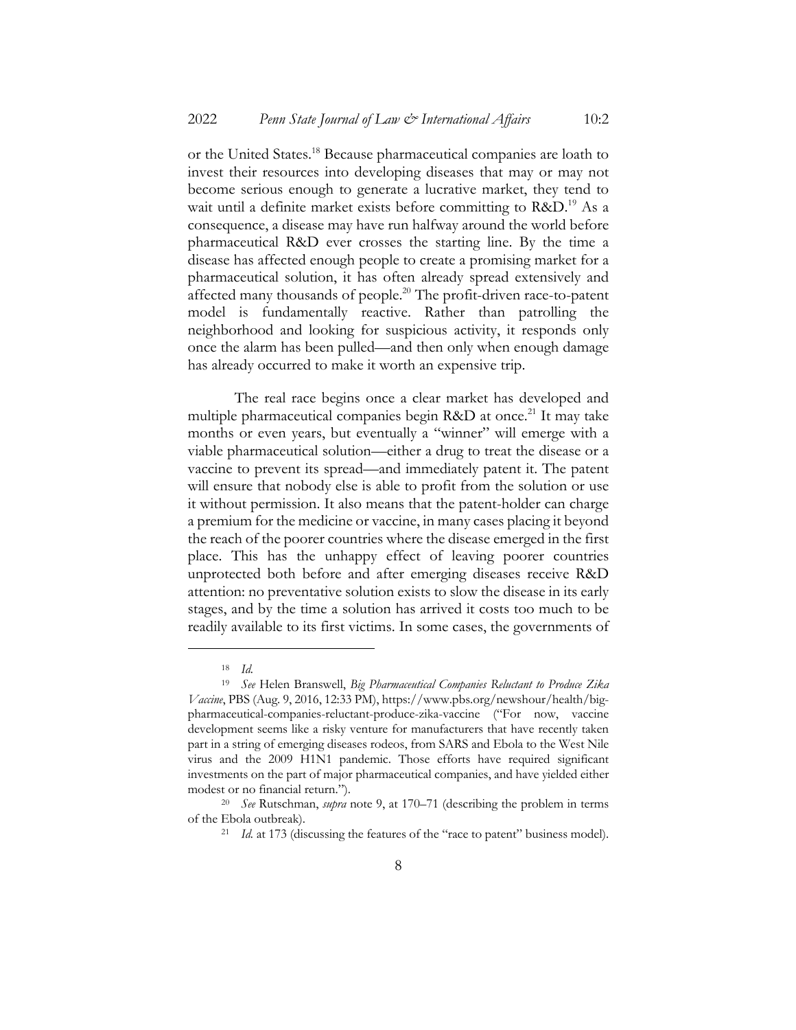or the United States.[18] Because pharmaceutical companies are loath to invest their resources into developing diseases that may or may not become serious enough to generate a lucrative market, they tend to wait until a definite market exists before committing to R&D.[19] As a consequence, a disease may have run halfway around the world before pharmaceutical R&D ever crosses the starting line. By the time a disease has affected enough people to create a promising market for a pharmaceutical solution, it has often already spread extensively and affected many thousands of people.[20] The profit-driven race-to-patent model is fundamentally reactive. Rather than patrolling the neighborhood and looking for suspicious activity, it responds only once the alarm has been pulled—and then only when enough damage has already occurred to make it worth an expensive trip.

The real race begins once a clear market has developed and multiple pharmaceutical companies begin R&D at once.[21] It may take months or even years, but eventually a "winner" will emerge with a viable pharmaceutical solution—either a drug to treat the disease or a vaccine to prevent its spread—and immediately patent it. The patent will ensure that nobody else is able to profit from the solution or use it without permission. It also means that the patent-holder can charge a premium for the medicine or vaccine, in many cases placing it beyond the reach of the poorer countries where the disease emerged in the first place. This has the unhappy effect of leaving poorer countries unprotected both before and after emerging diseases receive R&D attention: no preventative solution exists to slow the disease in its early stages, and by the time a solution has arrived it costs too much to be readily available to its first victims. In some cases, the governments of

---

[18] *Id.*

[19] *See* Helen Branswell, *Big Pharmaceutical Companies Reluctant to Produce Zika Vaccine*, PBS (Aug. 9, 2016, 12:33 PM), https://www.pbs.org/newshour/health/big-pharmaceutical-companies-reluctant-produce-zika-vaccine ("For now, vaccine development seems like a risky venture for manufacturers that have recently taken part in a string of emerging diseases rodeos, from SARS and Ebola to the West Nile virus and the 2009 H1N1 pandemic. Those efforts have required significant investments on the part of major pharmaceutical companies, and have yielded either modest or no financial return.").

[20] *See* Rutschman, *supra* note 9, at 170–71 (describing the problem in terms of the Ebola outbreak).

[21] *Id.* at 173 (discussing the features of the "race to patent" business model).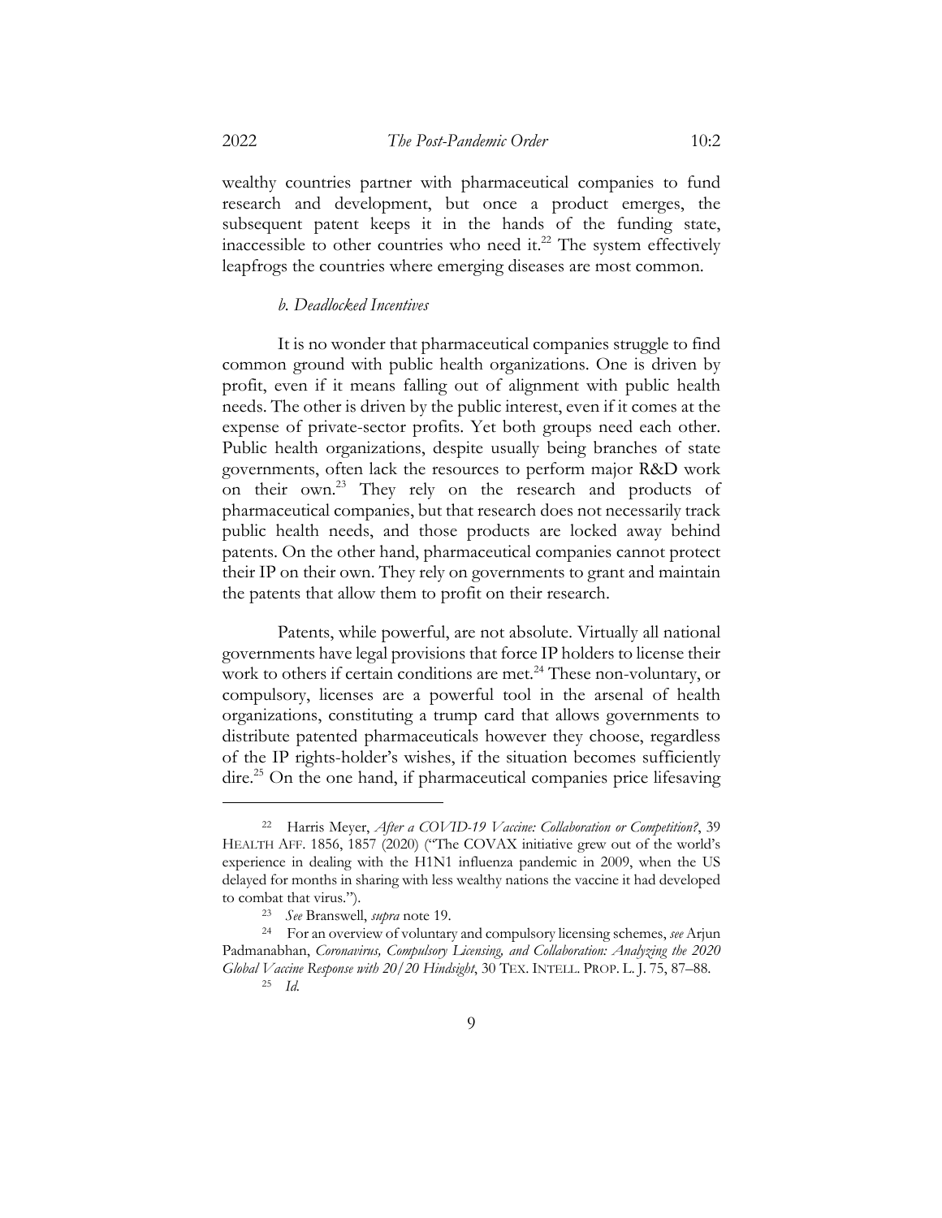wealthy countries partner with pharmaceutical companies to fund research and development, but once a product emerges, the subsequent patent keeps it in the hands of the funding state, inaccessible to other countries who need it.[22] The system effectively leapfrogs the countries where emerging diseases are most common.

### *b. Deadlocked Incentives*

It is no wonder that pharmaceutical companies struggle to find common ground with public health organizations. One is driven by profit, even if it means falling out of alignment with public health needs. The other is driven by the public interest, even if it comes at the expense of private-sector profits. Yet both groups need each other. Public health organizations, despite usually being branches of state governments, often lack the resources to perform major R&D work on their own.[23] They rely on the research and products of pharmaceutical companies, but that research does not necessarily track public health needs, and those products are locked away behind patents. On the other hand, pharmaceutical companies cannot protect their IP on their own. They rely on governments to grant and maintain the patents that allow them to profit on their research.

Patents, while powerful, are not absolute. Virtually all national governments have legal provisions that force IP holders to license their work to others if certain conditions are met.[24] These non-voluntary, or compulsory, licenses are a powerful tool in the arsenal of health organizations, constituting a trump card that allows governments to distribute patented pharmaceuticals however they choose, regardless of the IP rights-holder's wishes, if the situation becomes sufficiently dire.[25] On the one hand, if pharmaceutical companies price lifesaving

---

[22] Harris Meyer, *After a COVID-19 Vaccine: Collaboration or Competition?*, 39 HEALTH AFF. 1856, 1857 (2020) ("The COVAX initiative grew out of the world's experience in dealing with the H1N1 influenza pandemic in 2009, when the US delayed for months in sharing with less wealthy nations the vaccine it had developed to combat that virus.").

[23] *See* Branswell, *supra* note 19.

[24] For an overview of voluntary and compulsory licensing schemes, *see* Arjun Padmanabhan, *Coronavirus, Compulsory Licensing, and Collaboration: Analyzing the 2020 Global Vaccine Response with 20/20 Hindsight*, 30 TEX. INTELL. PROP. L. J. 75, 87–88.

[25] *Id.*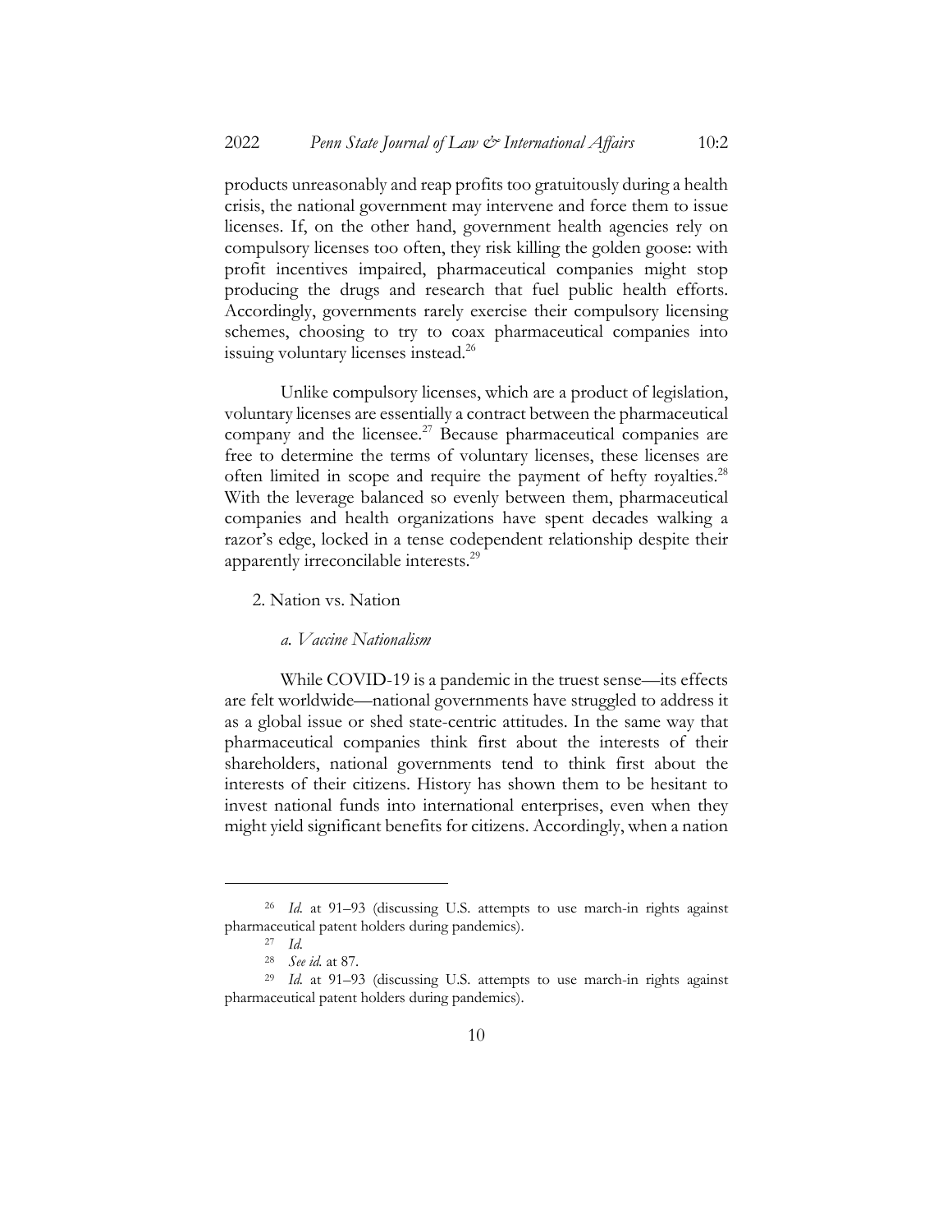products unreasonably and reap profits too gratuitously during a health crisis, the national government may intervene and force them to issue licenses. If, on the other hand, government health agencies rely on compulsory licenses too often, they risk killing the golden goose: with profit incentives impaired, pharmaceutical companies might stop producing the drugs and research that fuel public health efforts. Accordingly, governments rarely exercise their compulsory licensing schemes, choosing to try to coax pharmaceutical companies into issuing voluntary licenses instead.[26]

Unlike compulsory licenses, which are a product of legislation, voluntary licenses are essentially a contract between the pharmaceutical company and the licensee.[27] Because pharmaceutical companies are free to determine the terms of voluntary licenses, these licenses are often limited in scope and require the payment of hefty royalties.[28] With the leverage balanced so evenly between them, pharmaceutical companies and health organizations have spent decades walking a razor's edge, locked in a tense codependent relationship despite their apparently irreconcilable interests.[29]

2. Nation vs. Nation

*a. Vaccine Nationalism*

While COVID-19 is a pandemic in the truest sense—its effects are felt worldwide—national governments have struggled to address it as a global issue or shed state-centric attitudes. In the same way that pharmaceutical companies think first about the interests of their shareholders, national governments tend to think first about the interests of their citizens. History has shown them to be hesitant to invest national funds into international enterprises, even when they might yield significant benefits for citizens. Accordingly, when a nation

---

[26] *Id.* at 91–93 (discussing U.S. attempts to use march-in rights against pharmaceutical patent holders during pandemics).

[27] *Id.*

[28] *See id.* at 87.

[29] *Id.* at 91–93 (discussing U.S. attempts to use march-in rights against pharmaceutical patent holders during pandemics).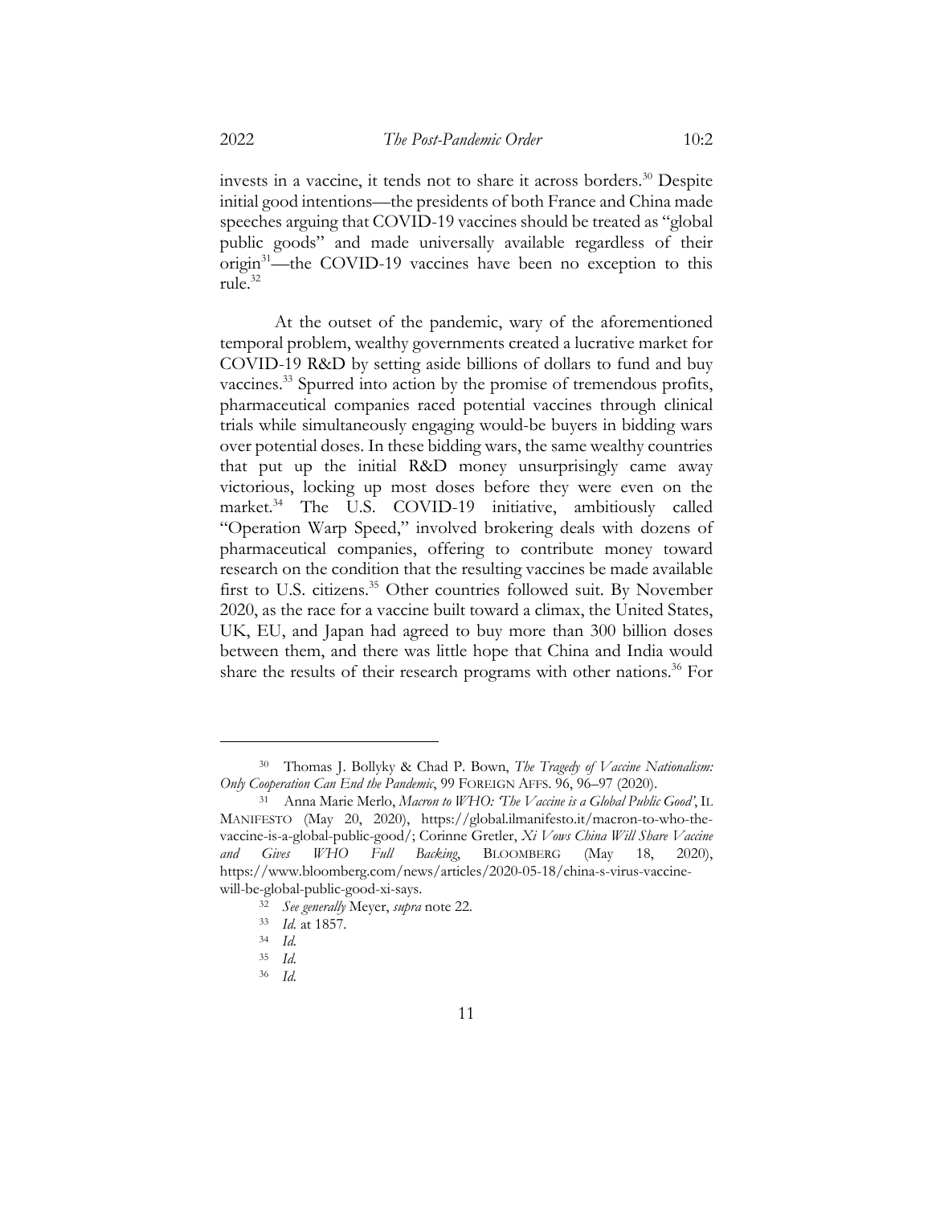invests in a vaccine, it tends not to share it across borders.[30] Despite initial good intentions—the presidents of both France and China made speeches arguing that COVID-19 vaccines should be treated as "global public goods" and made universally available regardless of their origin[31]—the COVID-19 vaccines have been no exception to this rule.[32]

At the outset of the pandemic, wary of the aforementioned temporal problem, wealthy governments created a lucrative market for COVID-19 R&D by setting aside billions of dollars to fund and buy vaccines.[33] Spurred into action by the promise of tremendous profits, pharmaceutical companies raced potential vaccines through clinical trials while simultaneously engaging would-be buyers in bidding wars over potential doses. In these bidding wars, the same wealthy countries that put up the initial R&D money unsurprisingly came away victorious, locking up most doses before they were even on the market.[34] The U.S. COVID-19 initiative, ambitiously called "Operation Warp Speed," involved brokering deals with dozens of pharmaceutical companies, offering to contribute money toward research on the condition that the resulting vaccines be made available first to U.S. citizens.[35] Other countries followed suit. By November 2020, as the race for a vaccine built toward a climax, the United States, UK, EU, and Japan had agreed to buy more than 300 billion doses between them, and there was little hope that China and India would share the results of their research programs with other nations.[36] For

---

[30] Thomas J. Bollyky & Chad P. Bown, *The Tragedy of Vaccine Nationalism: Only Cooperation Can End the Pandemic*, 99 FOREIGN AFFS. 96, 96–97 (2020).

[31] Anna Marie Merlo, *Macron to WHO: 'The Vaccine is a Global Public Good'*, IL MANIFESTO (May 20, 2020), https://global.ilmanifesto.it/macron-to-who-the-vaccine-is-a-global-public-good/; Corinne Gretler, *Xi Vows China Will Share Vaccine and Gives WHO Full Backing*, BLOOMBERG (May 18, 2020), https://www.bloomberg.com/news/articles/2020-05-18/china-s-virus-vaccine-will-be-global-public-good-xi-says.

[32] *See generally* Meyer, *supra* note 22.

[33] *Id.* at 1857.

[34] *Id.*

[35] *Id.*

[36] *Id.*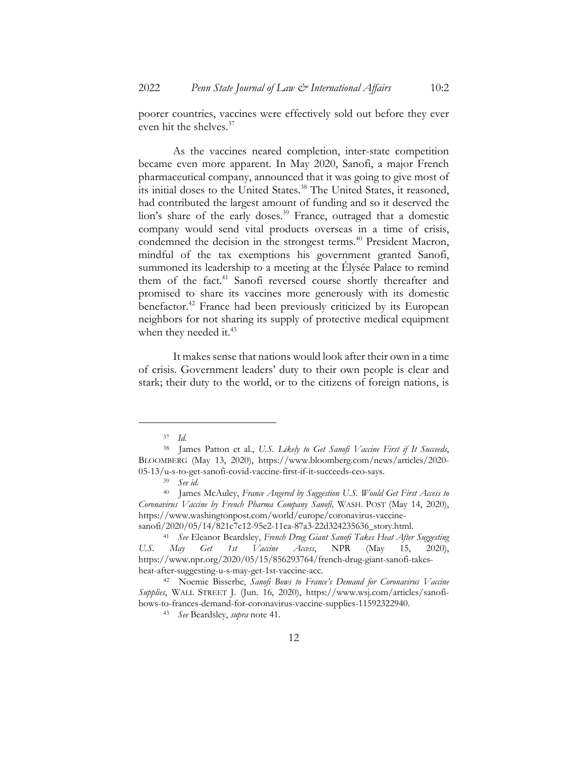poorer countries, vaccines were effectively sold out before they ever even hit the shelves.[37]

As the vaccines neared completion, inter-state competition became even more apparent. In May 2020, Sanofi, a major French pharmaceutical company, announced that it was going to give most of its initial doses to the United States.[38] The United States, it reasoned, had contributed the largest amount of funding and so it deserved the lion's share of the early doses.[39] France, outraged that a domestic company would send vital products overseas in a time of crisis, condemned the decision in the strongest terms.[40] President Macron, mindful of the tax exemptions his government granted Sanofi, summoned its leadership to a meeting at the Élysée Palace to remind them of the fact.[41] Sanofi reversed course shortly thereafter and promised to share its vaccines more generously with its domestic benefactor.[42] France had been previously criticized by its European neighbors for not sharing its supply of protective medical equipment when they needed it.[43]

It makes sense that nations would look after their own in a time of crisis. Government leaders' duty to their own people is clear and stark; their duty to the world, or to the citizens of foreign nations, is

---

[37] *Id.*

[38] James Patton et al., *U.S. Likely to Get Sanofi Vaccine First if It Succeeds*, BLOOMBERG (May 13, 2020), https://www.bloomberg.com/news/articles/2020-05-13/u-s-to-get-sanofi-covid-vaccine-first-if-it-succeeds-ceo-says.

[39] *See id.*

[40] James McAuley, *France Angered by Suggestion U.S. Would Get First Access to Coronavirus Vaccine by French Pharma Company Sanofi*, WASH. POST (May 14, 2020), https://www.washingtonpost.com/world/europe/coronavirus-vaccine-sanofi/2020/05/14/821c7c12-95e2-11ea-87a3-22d324235636_story.html.

[41] *See* Eleanor Beardsley, *French Drug Giant Sanofi Takes Heat After Suggesting U.S. May Get 1st Vaccine Access*, NPR (May 15, 2020), https://www.npr.org/2020/05/15/856293764/french-drug-giant-sanofi-takes-heat-after-suggesting-u-s-may-get-1st-vaccine-acc.

[42] Noemie Bisserbe, *Sanofi Bows to France's Demand for Coronavirus Vaccine Supplies*, WALL STREET J. (Jun. 16, 2020), https://www.wsj.com/articles/sanofi-bows-to-frances-demand-for-coronavirus-vaccine-supplies-11592322940.

[43] *See* Beardsley, *supra* note 41.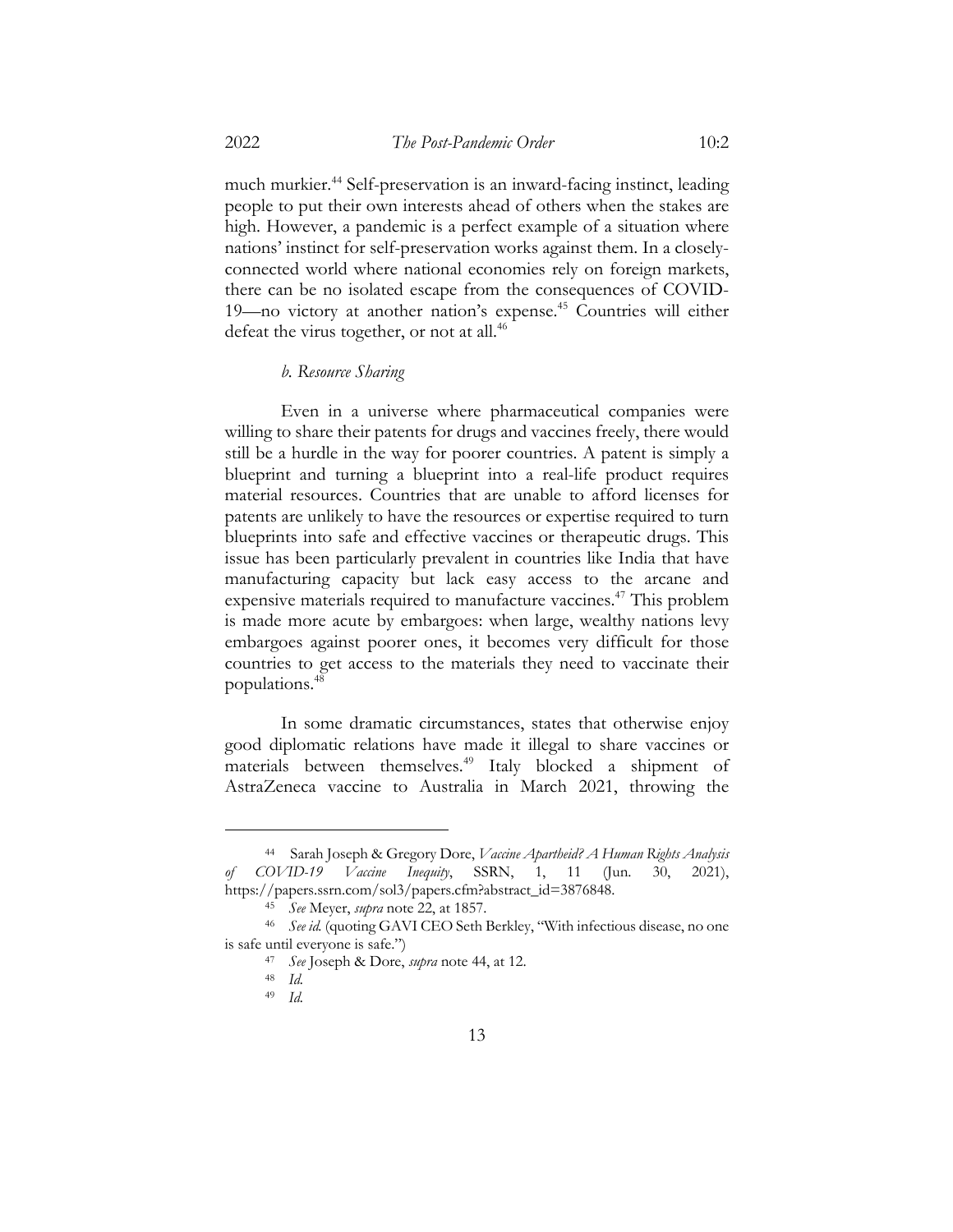much murkier.[44] Self-preservation is an inward-facing instinct, leading people to put their own interests ahead of others when the stakes are high. However, a pandemic is a perfect example of a situation where nations' instinct for self-preservation works against them. In a closely-connected world where national economies rely on foreign markets, there can be no isolated escape from the consequences of COVID-19—no victory at another nation's expense.[45] Countries will either defeat the virus together, or not at all.[46]

*b. Resource Sharing*

Even in a universe where pharmaceutical companies were willing to share their patents for drugs and vaccines freely, there would still be a hurdle in the way for poorer countries. A patent is simply a blueprint and turning a blueprint into a real-life product requires material resources. Countries that are unable to afford licenses for patents are unlikely to have the resources or expertise required to turn blueprints into safe and effective vaccines or therapeutic drugs. This issue has been particularly prevalent in countries like India that have manufacturing capacity but lack easy access to the arcane and expensive materials required to manufacture vaccines.[47] This problem is made more acute by embargoes: when large, wealthy nations levy embargoes against poorer ones, it becomes very difficult for those countries to get access to the materials they need to vaccinate their populations.[48]

In some dramatic circumstances, states that otherwise enjoy good diplomatic relations have made it illegal to share vaccines or materials between themselves.[49] Italy blocked a shipment of AstraZeneca vaccine to Australia in March 2021, throwing the

---

[44] Sarah Joseph & Gregory Dore, *Vaccine Apartheid? A Human Rights Analysis of COVID-19 Vaccine Inequity*, SSRN, 1, 11 (Jun. 30, 2021), https://papers.ssrn.com/sol3/papers.cfm?abstract_id=3876848.

[45] *See* Meyer, *supra* note 22, at 1857.

[46] *See id.* (quoting GAVI CEO Seth Berkley, "With infectious disease, no one is safe until everyone is safe.")

[47] *See* Joseph & Dore, *supra* note 44, at 12.

[48] *Id.*

[49] *Id.*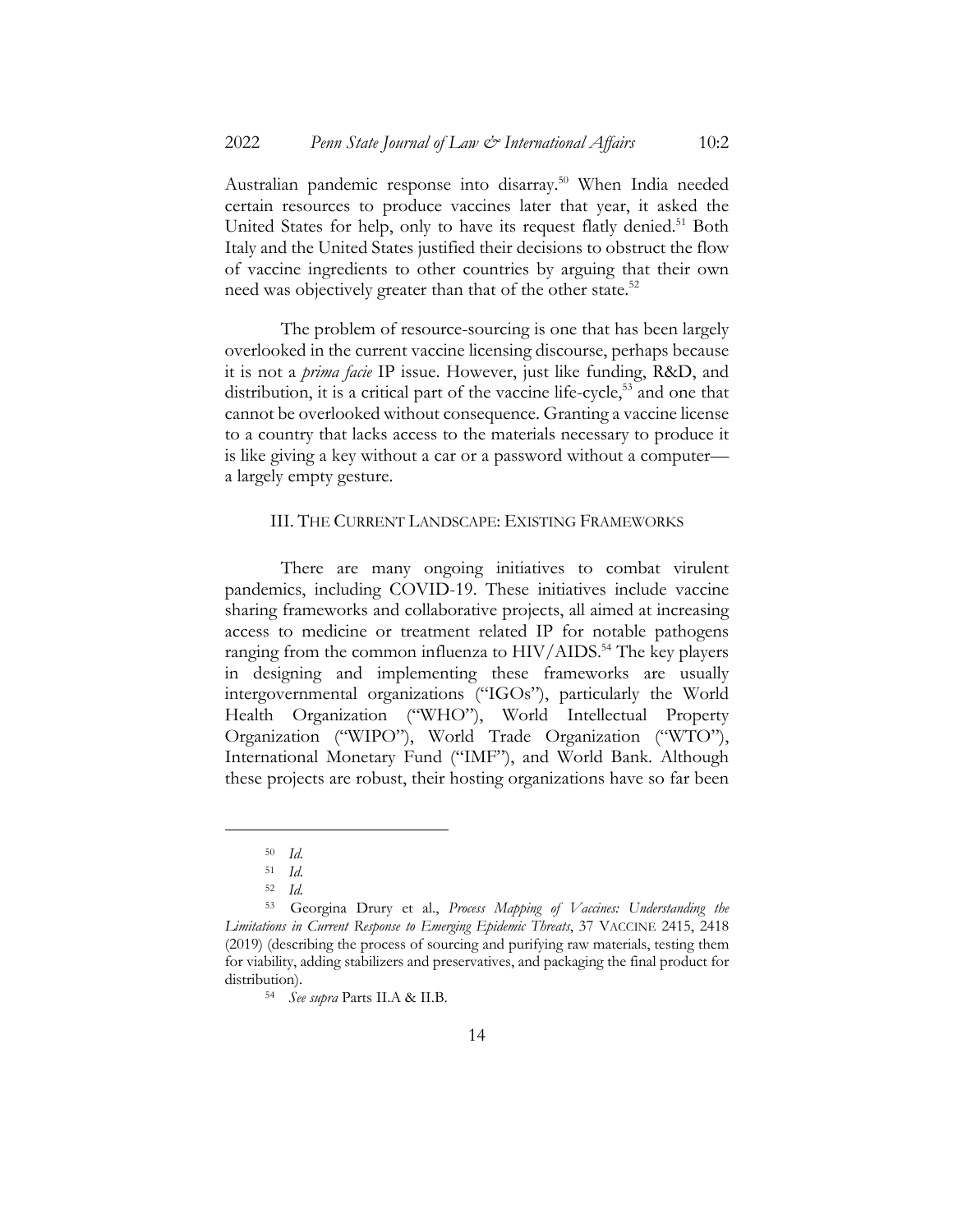Australian pandemic response into disarray.[50] When India needed certain resources to produce vaccines later that year, it asked the United States for help, only to have its request flatly denied.[51] Both Italy and the United States justified their decisions to obstruct the flow of vaccine ingredients to other countries by arguing that their own need was objectively greater than that of the other state.[52]

The problem of resource-sourcing is one that has been largely overlooked in the current vaccine licensing discourse, perhaps because it is not a *prima facie* IP issue. However, just like funding, R&D, and distribution, it is a critical part of the vaccine life-cycle,[53] and one that cannot be overlooked without consequence. Granting a vaccine license to a country that lacks access to the materials necessary to produce it is like giving a key without a car or a password without a computer—a largely empty gesture.

## III. THE CURRENT LANDSCAPE: EXISTING FRAMEWORKS

There are many ongoing initiatives to combat virulent pandemics, including COVID-19. These initiatives include vaccine sharing frameworks and collaborative projects, all aimed at increasing access to medicine or treatment related IP for notable pathogens ranging from the common influenza to HIV/AIDS.[54] The key players in designing and implementing these frameworks are usually intergovernmental organizations ("IGOs"), particularly the World Health Organization ("WHO"), World Intellectual Property Organization ("WIPO"), World Trade Organization ("WTO"), International Monetary Fund ("IMF"), and World Bank. Although these projects are robust, their hosting organizations have so far been

---

[50] *Id.*

[51] *Id.*

[52] *Id.*

[53] Georgina Drury et al., *Process Mapping of Vaccines: Understanding the Limitations in Current Response to Emerging Epidemic Threats*, 37 VACCINE 2415, 2418 (2019) (describing the process of sourcing and purifying raw materials, testing them for viability, adding stabilizers and preservatives, and packaging the final product for distribution).

[54] *See supra* Parts II.A & II.B.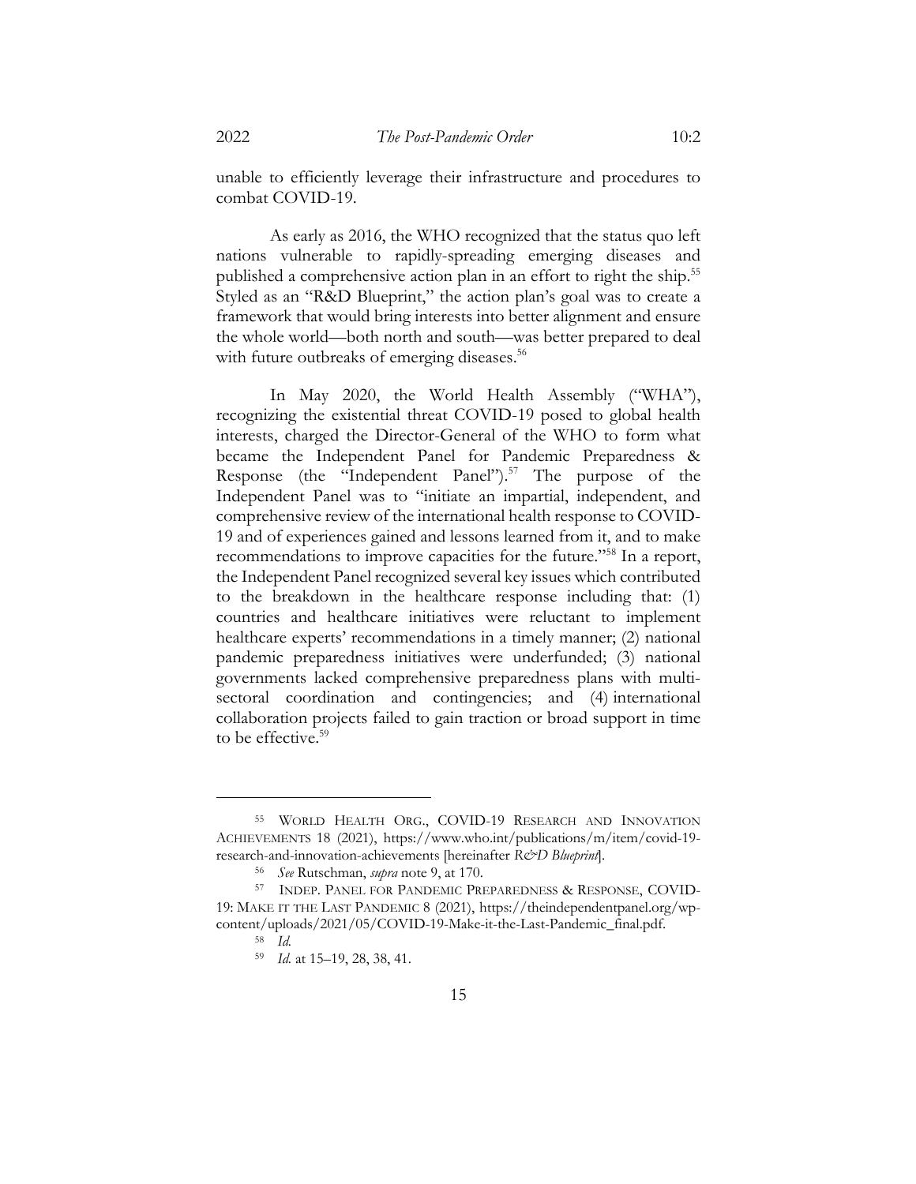unable to efficiently leverage their infrastructure and procedures to combat COVID-19.

As early as 2016, the WHO recognized that the status quo left nations vulnerable to rapidly-spreading emerging diseases and published a comprehensive action plan in an effort to right the ship.[55] Styled as an "R&D Blueprint," the action plan's goal was to create a framework that would bring interests into better alignment and ensure the whole world—both north and south—was better prepared to deal with future outbreaks of emerging diseases.[56]

In May 2020, the World Health Assembly ("WHA"), recognizing the existential threat COVID-19 posed to global health interests, charged the Director-General of the WHO to form what became the Independent Panel for Pandemic Preparedness & Response (the "Independent Panel").[57] The purpose of the Independent Panel was to "initiate an impartial, independent, and comprehensive review of the international health response to COVID-19 and of experiences gained and lessons learned from it, and to make recommendations to improve capacities for the future."[58] In a report, the Independent Panel recognized several key issues which contributed to the breakdown in the healthcare response including that: (1) countries and healthcare initiatives were reluctant to implement healthcare experts' recommendations in a timely manner; (2) national pandemic preparedness initiatives were underfunded; (3) national governments lacked comprehensive preparedness plans with multi-sectoral coordination and contingencies; and (4) international collaboration projects failed to gain traction or broad support in time to be effective.[59]

---

[55] WORLD HEALTH ORG., COVID-19 RESEARCH AND INNOVATION ACHIEVEMENTS 18 (2021), https://www.who.int/publications/m/item/covid-19-research-and-innovation-achievements [hereinafter *R&D Blueprint*].

[56] *See* Rutschman, *supra* note 9, at 170.

[57] INDEP. PANEL FOR PANDEMIC PREPAREDNESS & RESPONSE, COVID-19: MAKE IT THE LAST PANDEMIC 8 (2021), https://theindependentpanel.org/wp-content/uploads/2021/05/COVID-19-Make-it-the-Last-Pandemic_final.pdf.

[58] *Id.*

[59] *Id.* at 15–19, 28, 38, 41.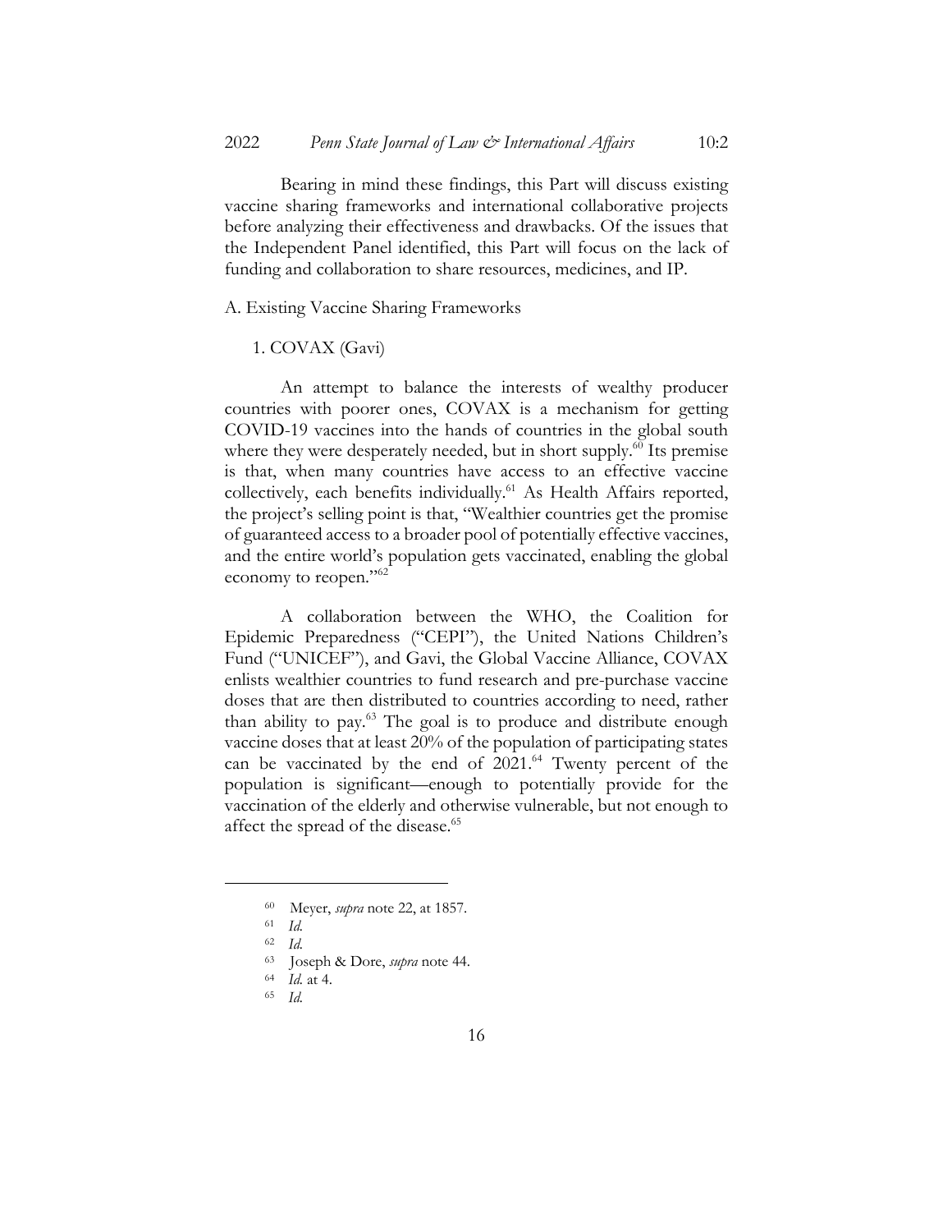Bearing in mind these findings, this Part will discuss existing vaccine sharing frameworks and international collaborative projects before analyzing their effectiveness and drawbacks. Of the issues that the Independent Panel identified, this Part will focus on the lack of funding and collaboration to share resources, medicines, and IP.

### A. Existing Vaccine Sharing Frameworks

#### 1. COVAX (Gavi)

An attempt to balance the interests of wealthy producer countries with poorer ones, COVAX is a mechanism for getting COVID-19 vaccines into the hands of countries in the global south where they were desperately needed, but in short supply.[60] Its premise is that, when many countries have access to an effective vaccine collectively, each benefits individually.[61] As Health Affairs reported, the project's selling point is that, "Wealthier countries get the promise of guaranteed access to a broader pool of potentially effective vaccines, and the entire world's population gets vaccinated, enabling the global economy to reopen."[62]

A collaboration between the WHO, the Coalition for Epidemic Preparedness ("CEPI"), the United Nations Children's Fund ("UNICEF"), and Gavi, the Global Vaccine Alliance, COVAX enlists wealthier countries to fund research and pre-purchase vaccine doses that are then distributed to countries according to need, rather than ability to pay.[63] The goal is to produce and distribute enough vaccine doses that at least 20% of the population of participating states can be vaccinated by the end of 2021.[64] Twenty percent of the population is significant—enough to potentially provide for the vaccination of the elderly and otherwise vulnerable, but not enough to affect the spread of the disease.[65]

---

[60] Meyer, *supra* note 22, at 1857.

[61] *Id.*

[62] *Id.*

[63] Joseph & Dore, *supra* note 44.

[64] *Id.* at 4.

[65] *Id.*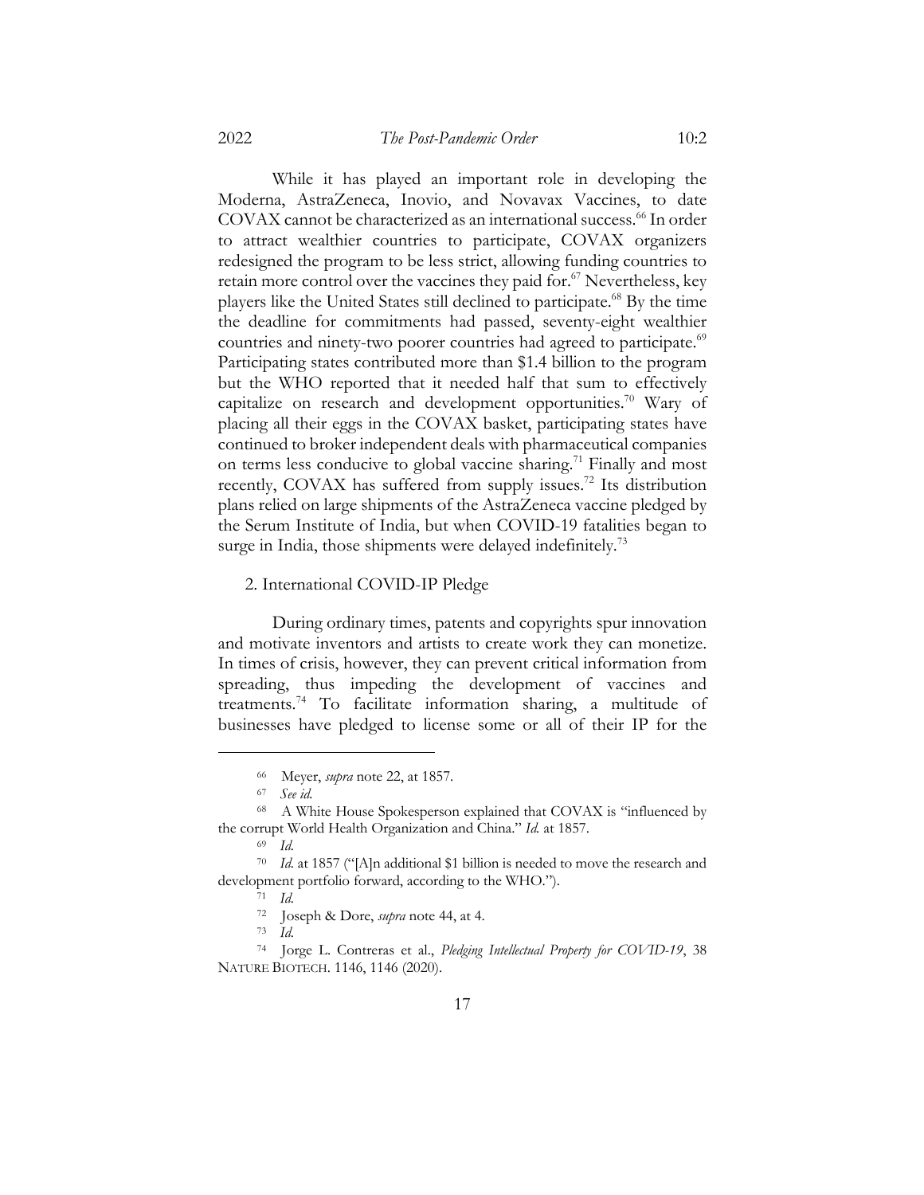While it has played an important role in developing the Moderna, AstraZeneca, Inovio, and Novavax Vaccines, to date COVAX cannot be characterized as an international success.[66] In order to attract wealthier countries to participate, COVAX organizers redesigned the program to be less strict, allowing funding countries to retain more control over the vaccines they paid for.[67] Nevertheless, key players like the United States still declined to participate.[68] By the time the deadline for commitments had passed, seventy-eight wealthier countries and ninety-two poorer countries had agreed to participate.[69] Participating states contributed more than $1.4 billion to the program but the WHO reported that it needed half that sum to effectively capitalize on research and development opportunities.[70] Wary of placing all their eggs in the COVAX basket, participating states have continued to broker independent deals with pharmaceutical companies on terms less conducive to global vaccine sharing.[71] Finally and most recently, COVAX has suffered from supply issues.[72] Its distribution plans relied on large shipments of the AstraZeneca vaccine pledged by the Serum Institute of India, but when COVID-19 fatalities began to surge in India, those shipments were delayed indefinitely.[73]

2. International COVID-IP Pledge

During ordinary times, patents and copyrights spur innovation and motivate inventors and artists to create work they can monetize. In times of crisis, however, they can prevent critical information from spreading, thus impeding the development of vaccines and treatments.[74] To facilitate information sharing, a multitude of businesses have pledged to license some or all of their IP for the

---

[66] Meyer, *supra* note 22, at 1857.

[67] *See id.*

[68] A White House Spokesperson explained that COVAX is "influenced by the corrupt World Health Organization and China." *Id.* at 1857.

[69] *Id.*

[70] *Id.* at 1857 ("[A]n additional $1 billion is needed to move the research and development portfolio forward, according to the WHO.").

[71] *Id.*

[72] Joseph & Dore, *supra* note 44, at 4.

[73] *Id.*

[74] Jorge L. Contreras et al., *Pledging Intellectual Property for COVID-19*, 38 NATURE BIOTECH. 1146, 1146 (2020).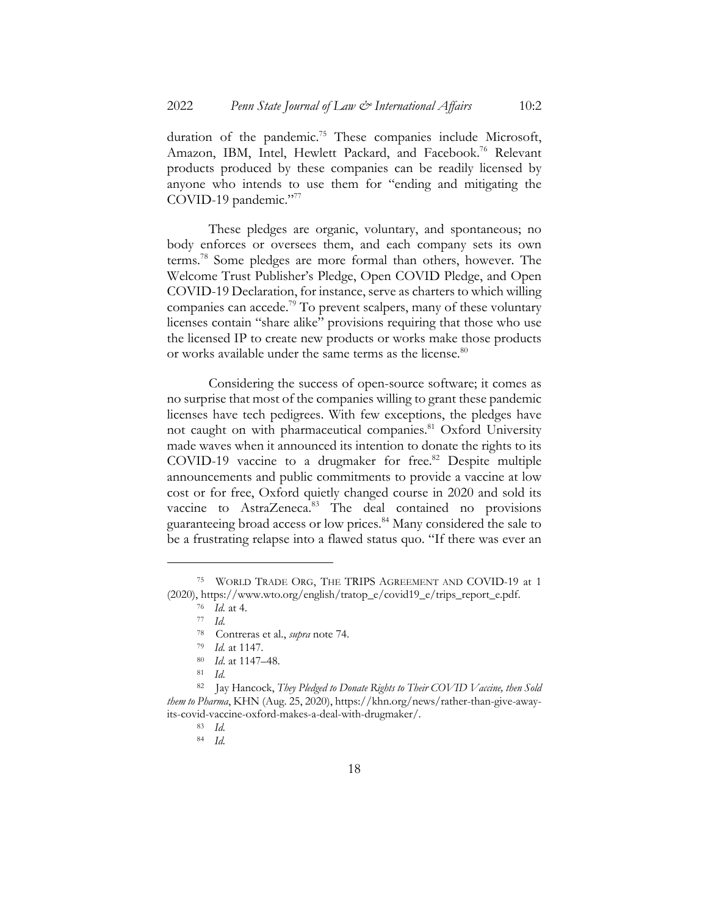duration of the pandemic.[75] These companies include Microsoft, Amazon, IBM, Intel, Hewlett Packard, and Facebook.[76] Relevant products produced by these companies can be readily licensed by anyone who intends to use them for "ending and mitigating the COVID-19 pandemic."[77]

These pledges are organic, voluntary, and spontaneous; no body enforces or oversees them, and each company sets its own terms.[78] Some pledges are more formal than others, however. The Welcome Trust Publisher's Pledge, Open COVID Pledge, and Open COVID-19 Declaration, for instance, serve as charters to which willing companies can accede.[79] To prevent scalpers, many of these voluntary licenses contain "share alike" provisions requiring that those who use the licensed IP to create new products or works make those products or works available under the same terms as the license.[80]

Considering the success of open-source software; it comes as no surprise that most of the companies willing to grant these pandemic licenses have tech pedigrees. With few exceptions, the pledges have not caught on with pharmaceutical companies.[81] Oxford University made waves when it announced its intention to donate the rights to its COVID-19 vaccine to a drugmaker for free.[82] Despite multiple announcements and public commitments to provide a vaccine at low cost or for free, Oxford quietly changed course in 2020 and sold its vaccine to AstraZeneca.[83] The deal contained no provisions guaranteeing broad access or low prices.[84] Many considered the sale to be a frustrating relapse into a flawed status quo. "If there was ever an

---

[75] WORLD TRADE ORG, THE TRIPS AGREEMENT AND COVID-19 at 1 (2020), https://www.wto.org/english/tratop_e/covid19_e/trips_report_e.pdf.

[76] *Id.* at 4.

[77] *Id.*

[78] Contreras et al., *supra* note 74.

[79] *Id.* at 1147.

[80] *Id.* at 1147–48.

[81] *Id.*

[82] Jay Hancock, *They Pledged to Donate Rights to Their COVID Vaccine, then Sold them to Pharma*, KHN (Aug. 25, 2020), https://khn.org/news/rather-than-give-away-its-covid-vaccine-oxford-makes-a-deal-with-drugmaker/.

[83] *Id.*

[84] *Id.*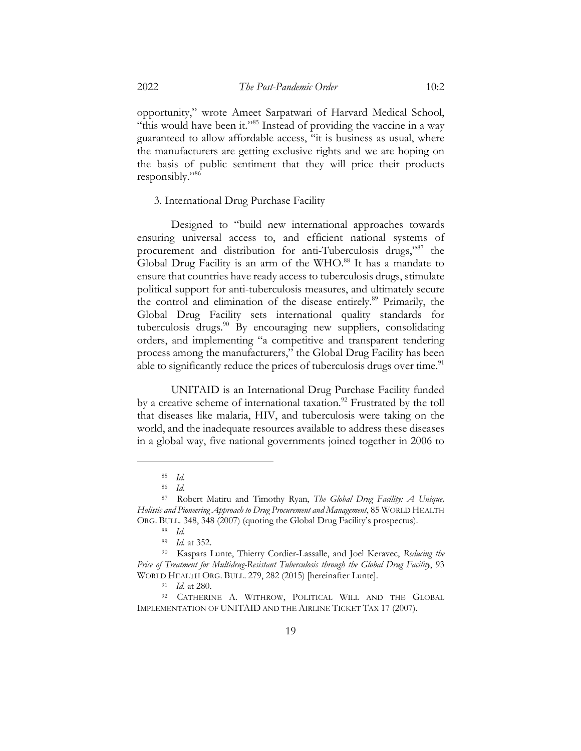opportunity," wrote Ameet Sarpatwari of Harvard Medical School, "this would have been it."[85] Instead of providing the vaccine in a way guaranteed to allow affordable access, "it is business as usual, where the manufacturers are getting exclusive rights and we are hoping on the basis of public sentiment that they will price their products responsibly."[86]

### 3. International Drug Purchase Facility

Designed to "build new international approaches towards ensuring universal access to, and efficient national systems of procurement and distribution for anti-Tuberculosis drugs,"[87] the Global Drug Facility is an arm of the WHO.[88] It has a mandate to ensure that countries have ready access to tuberculosis drugs, stimulate political support for anti-tuberculosis measures, and ultimately secure the control and elimination of the disease entirely.[89] Primarily, the Global Drug Facility sets international quality standards for tuberculosis drugs.[90] By encouraging new suppliers, consolidating orders, and implementing "a competitive and transparent tendering process among the manufacturers," the Global Drug Facility has been able to significantly reduce the prices of tuberculosis drugs over time.[91]

UNITAID is an International Drug Purchase Facility funded by a creative scheme of international taxation.[92] Frustrated by the toll that diseases like malaria, HIV, and tuberculosis were taking on the world, and the inadequate resources available to address these diseases in a global way, five national governments joined together in 2006 to

---

[85] *Id.*

[86] *Id.*

[87] Robert Matiru and Timothy Ryan, *The Global Drug Facility: A Unique, Holistic and Pioneering Approach to Drug Procurement and Management*, 85 WORLD HEALTH ORG. BULL. 348, 348 (2007) (quoting the Global Drug Facility's prospectus).

[88] *Id.*

[89] *Id.* at 352.

[90] Kaspars Lunte, Thierry Cordier-Lassalle, and Joel Keravec, *Reducing the Price of Treatment for Multidrug-Resistant Tuberculosis through the Global Drug Facility*, 93 WORLD HEALTH ORG. BULL. 279, 282 (2015) [hereinafter Lunte].

[91] *Id.* at 280.

[92] CATHERINE A. WITHROW, POLITICAL WILL AND THE GLOBAL IMPLEMENTATION OF UNITAID AND THE AIRLINE TICKET TAX 17 (2007).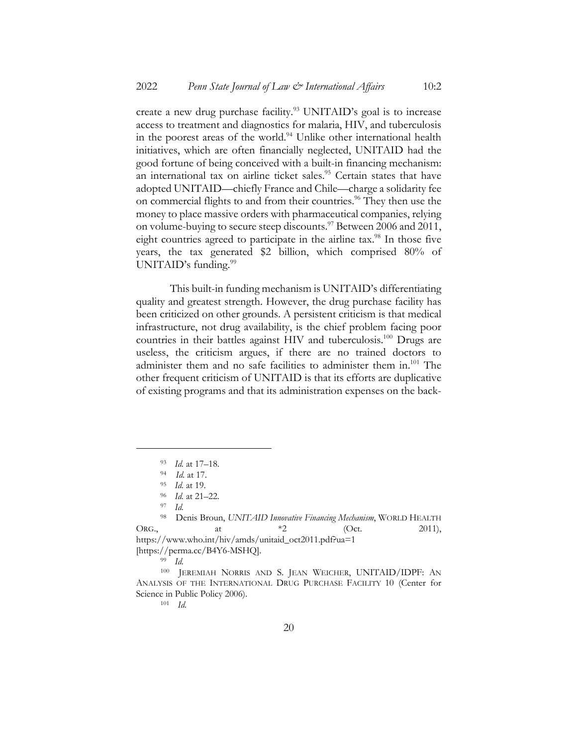create a new drug purchase facility.[93] UNITAID's goal is to increase access to treatment and diagnostics for malaria, HIV, and tuberculosis in the poorest areas of the world.[94] Unlike other international health initiatives, which are often financially neglected, UNITAID had the good fortune of being conceived with a built-in financing mechanism: an international tax on airline ticket sales.[95] Certain states that have adopted UNITAID—chiefly France and Chile—charge a solidarity fee on commercial flights to and from their countries.[96] They then use the money to place massive orders with pharmaceutical companies, relying on volume-buying to secure steep discounts.[97] Between 2006 and 2011, eight countries agreed to participate in the airline tax.[98] In those five years, the tax generated $2 billion, which comprised 80% of UNITAID's funding.[99]

This built-in funding mechanism is UNITAID's differentiating quality and greatest strength. However, the drug purchase facility has been criticized on other grounds. A persistent criticism is that medical infrastructure, not drug availability, is the chief problem facing poor countries in their battles against HIV and tuberculosis.[100] Drugs are useless, the criticism argues, if there are no trained doctors to administer them and no safe facilities to administer them in.[101] The other frequent criticism of UNITAID is that its efforts are duplicative of existing programs and that its administration expenses on the back-

---

[93] *Id.* at 17–18.

[94] *Id.* at 17.

[95] *Id.* at 19.

[96] *Id.* at 21–22.

[97] *Id.*

[98] Denis Broun, *UNITAID Innovative Financing Mechanism*, WORLD HEALTH ORG., at *2 (Oct. 2011), https://www.who.int/hiv/amds/unitaid_oct2011.pdf?ua=1 [https://perma.cc/B4Y6-MSHQ].

[99] *Id.*

[100] JEREMIAH NORRIS AND S. JEAN WEICHER, UNITAID/IDPF: AN ANALYSIS OF THE INTERNATIONAL DRUG PURCHASE FACILITY 10 (Center for Science in Public Policy 2006).

[101] *Id.*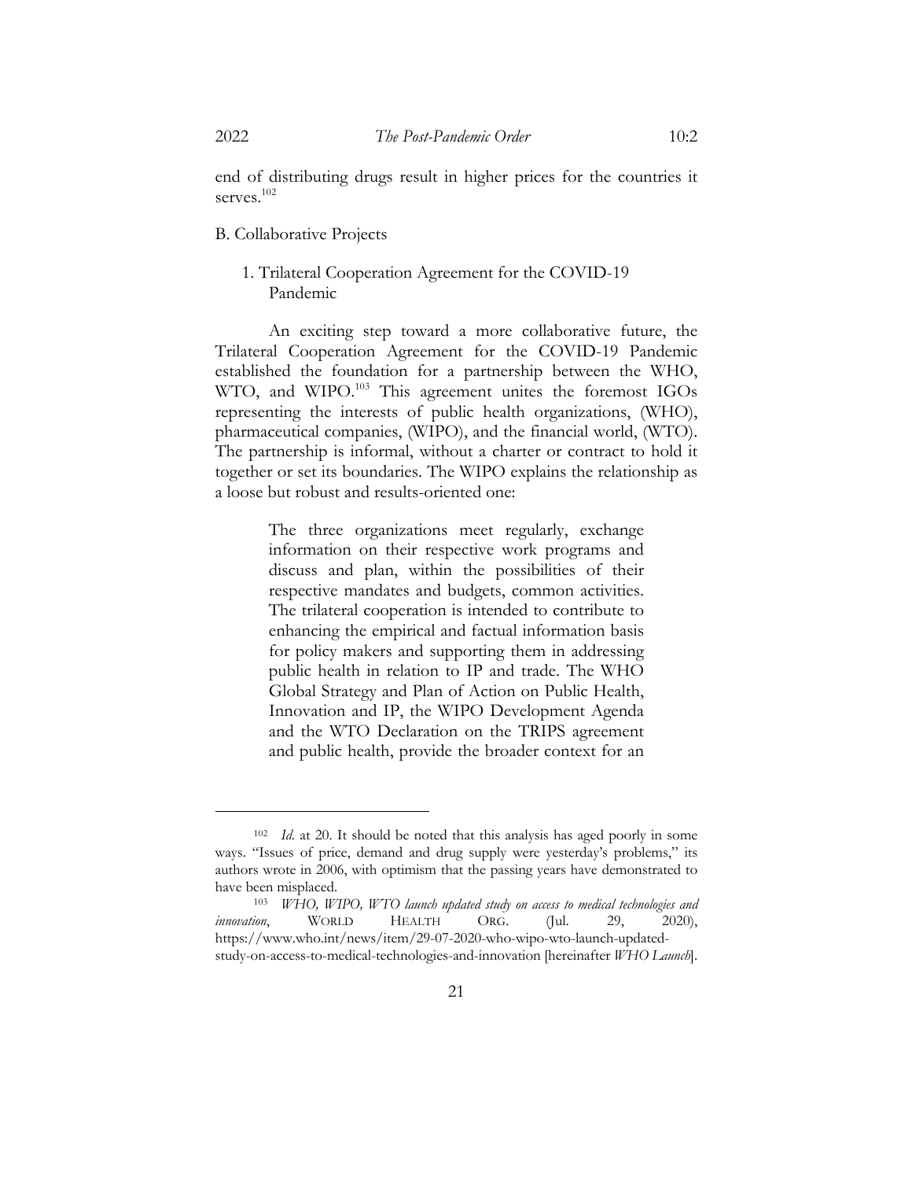end of distributing drugs result in higher prices for the countries it serves.[102]

### B. Collaborative Projects

#### 1. Trilateral Cooperation Agreement for the COVID-19 Pandemic

An exciting step toward a more collaborative future, the Trilateral Cooperation Agreement for the COVID-19 Pandemic established the foundation for a partnership between the WHO, WTO, and WIPO.[103] This agreement unites the foremost IGOs representing the interests of public health organizations, (WHO), pharmaceutical companies, (WIPO), and the financial world, (WTO). The partnership is informal, without a charter or contract to hold it together or set its boundaries. The WIPO explains the relationship as a loose but robust and results-oriented one:

> The three organizations meet regularly, exchange information on their respective work programs and discuss and plan, within the possibilities of their respective mandates and budgets, common activities. The trilateral cooperation is intended to contribute to enhancing the empirical and factual information basis for policy makers and supporting them in addressing public health in relation to IP and trade. The WHO Global Strategy and Plan of Action on Public Health, Innovation and IP, the WIPO Development Agenda and the WTO Declaration on the TRIPS agreement and public health, provide the broader context for an

---

[102] *Id.* at 20. It should be noted that this analysis has aged poorly in some ways. "Issues of price, demand and drug supply were yesterday's problems," its authors wrote in 2006, with optimism that the passing years have demonstrated to have been misplaced.

[103] *WHO, WIPO, WTO launch updated study on access to medical technologies and innovation*, WORLD HEALTH ORG. (Jul. 29, 2020), https://www.who.int/news/item/29-07-2020-who-wipo-wto-launch-updated-study-on-access-to-medical-technologies-and-innovation [hereinafter *WHO Launch*].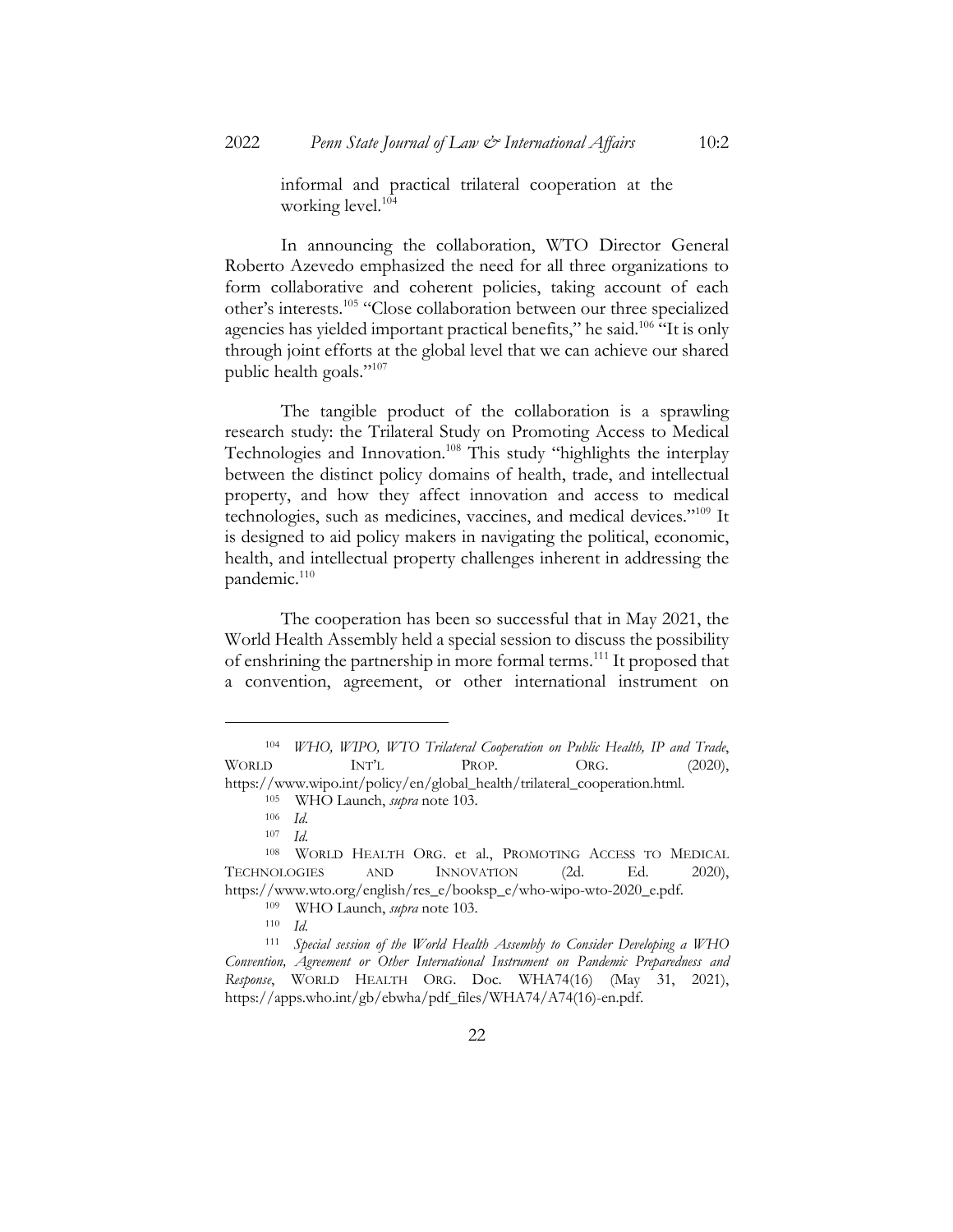informal and practical trilateral cooperation at the working level.[104]

In announcing the collaboration, WTO Director General Roberto Azevedo emphasized the need for all three organizations to form collaborative and coherent policies, taking account of each other's interests.[105] "Close collaboration between our three specialized agencies has yielded important practical benefits," he said.[106] "It is only through joint efforts at the global level that we can achieve our shared public health goals."[107]

The tangible product of the collaboration is a sprawling research study: the Trilateral Study on Promoting Access to Medical Technologies and Innovation.[108] This study "highlights the interplay between the distinct policy domains of health, trade, and intellectual property, and how they affect innovation and access to medical technologies, such as medicines, vaccines, and medical devices."[109] It is designed to aid policy makers in navigating the political, economic, health, and intellectual property challenges inherent in addressing the pandemic.[110]

The cooperation has been so successful that in May 2021, the World Health Assembly held a special session to discuss the possibility of enshrining the partnership in more formal terms.[111] It proposed that a convention, agreement, or other international instrument on

---

[104] *WHO, WIPO, WTO Trilateral Cooperation on Public Health, IP and Trade*, WORLD INT'L PROP. ORG. (2020), https://www.wipo.int/policy/en/global_health/trilateral_cooperation.html.

[105] WHO Launch, *supra* note 103.

[106] *Id.*

[107] *Id.*

[108] WORLD HEALTH ORG. et al., PROMOTING ACCESS TO MEDICAL TECHNOLOGIES AND INNOVATION (2d. Ed. 2020), https://www.wto.org/english/res_e/booksp_e/who-wipo-wto-2020_e.pdf.

[109] WHO Launch, *supra* note 103.

[110] *Id.*

[111] *Special session of the World Health Assembly to Consider Developing a WHO Convention, Agreement or Other International Instrument on Pandemic Preparedness and Response*, WORLD HEALTH ORG. Doc. WHA74(16) (May 31, 2021), https://apps.who.int/gb/ebwha/pdf_files/WHA74/A74(16)-en.pdf.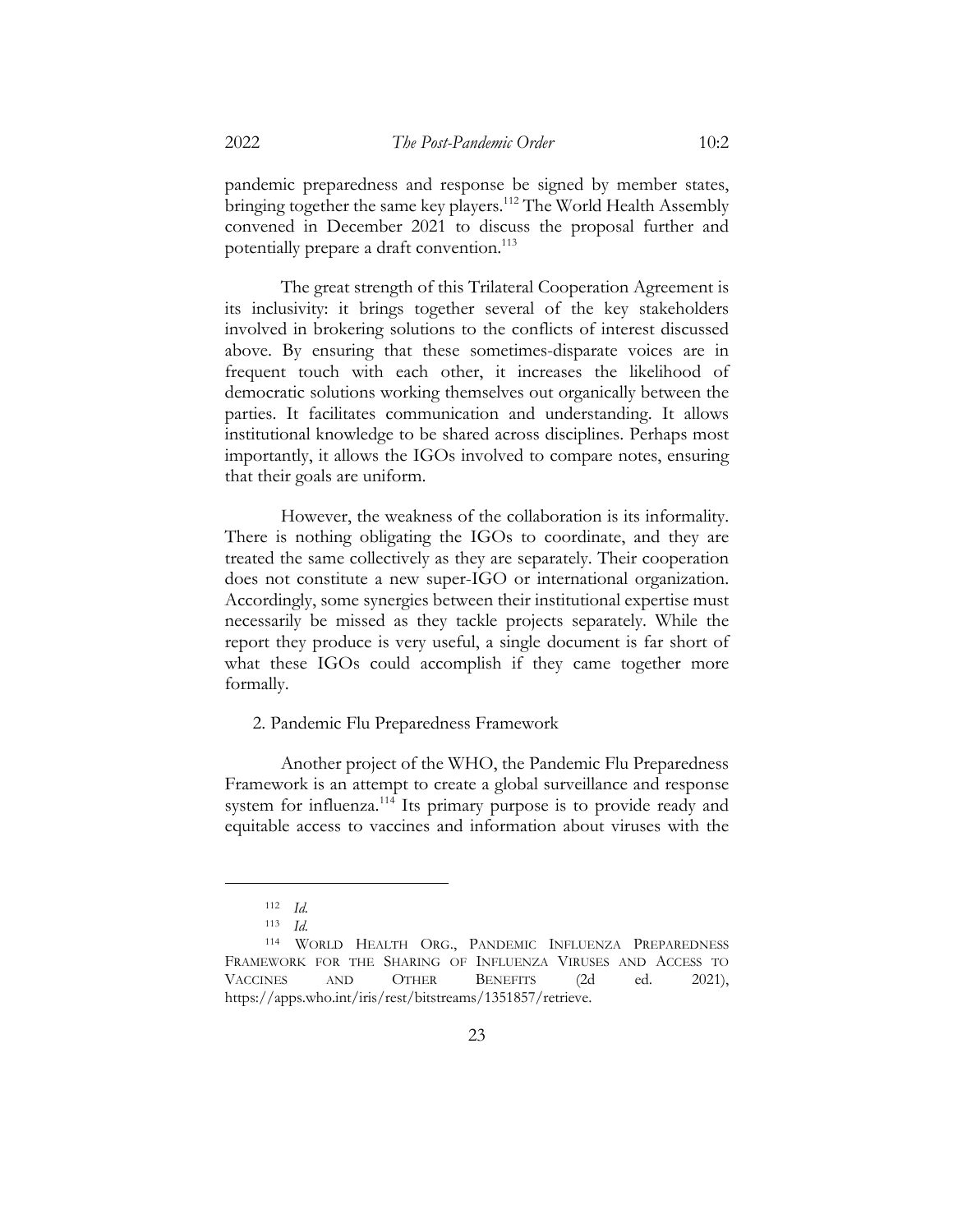pandemic preparedness and response be signed by member states, bringing together the same key players.[112] The World Health Assembly convened in December 2021 to discuss the proposal further and potentially prepare a draft convention.[113]

The great strength of this Trilateral Cooperation Agreement is its inclusivity: it brings together several of the key stakeholders involved in brokering solutions to the conflicts of interest discussed above. By ensuring that these sometimes-disparate voices are in frequent touch with each other, it increases the likelihood of democratic solutions working themselves out organically between the parties. It facilitates communication and understanding. It allows institutional knowledge to be shared across disciplines. Perhaps most importantly, it allows the IGOs involved to compare notes, ensuring that their goals are uniform.

However, the weakness of the collaboration is its informality. There is nothing obligating the IGOs to coordinate, and they are treated the same collectively as they are separately. Their cooperation does not constitute a new super-IGO or international organization. Accordingly, some synergies between their institutional expertise must necessarily be missed as they tackle projects separately. While the report they produce is very useful, a single document is far short of what these IGOs could accomplish if they came together more formally.

2. Pandemic Flu Preparedness Framework

Another project of the WHO, the Pandemic Flu Preparedness Framework is an attempt to create a global surveillance and response system for influenza.[114] Its primary purpose is to provide ready and equitable access to vaccines and information about viruses with the

---

[112] *Id.*

[113] *Id.*

[114] WORLD HEALTH ORG., PANDEMIC INFLUENZA PREPAREDNESS FRAMEWORK FOR THE SHARING OF INFLUENZA VIRUSES AND ACCESS TO VACCINES AND OTHER BENEFITS (2d ed. 2021), https://apps.who.int/iris/rest/bitstreams/1351857/retrieve.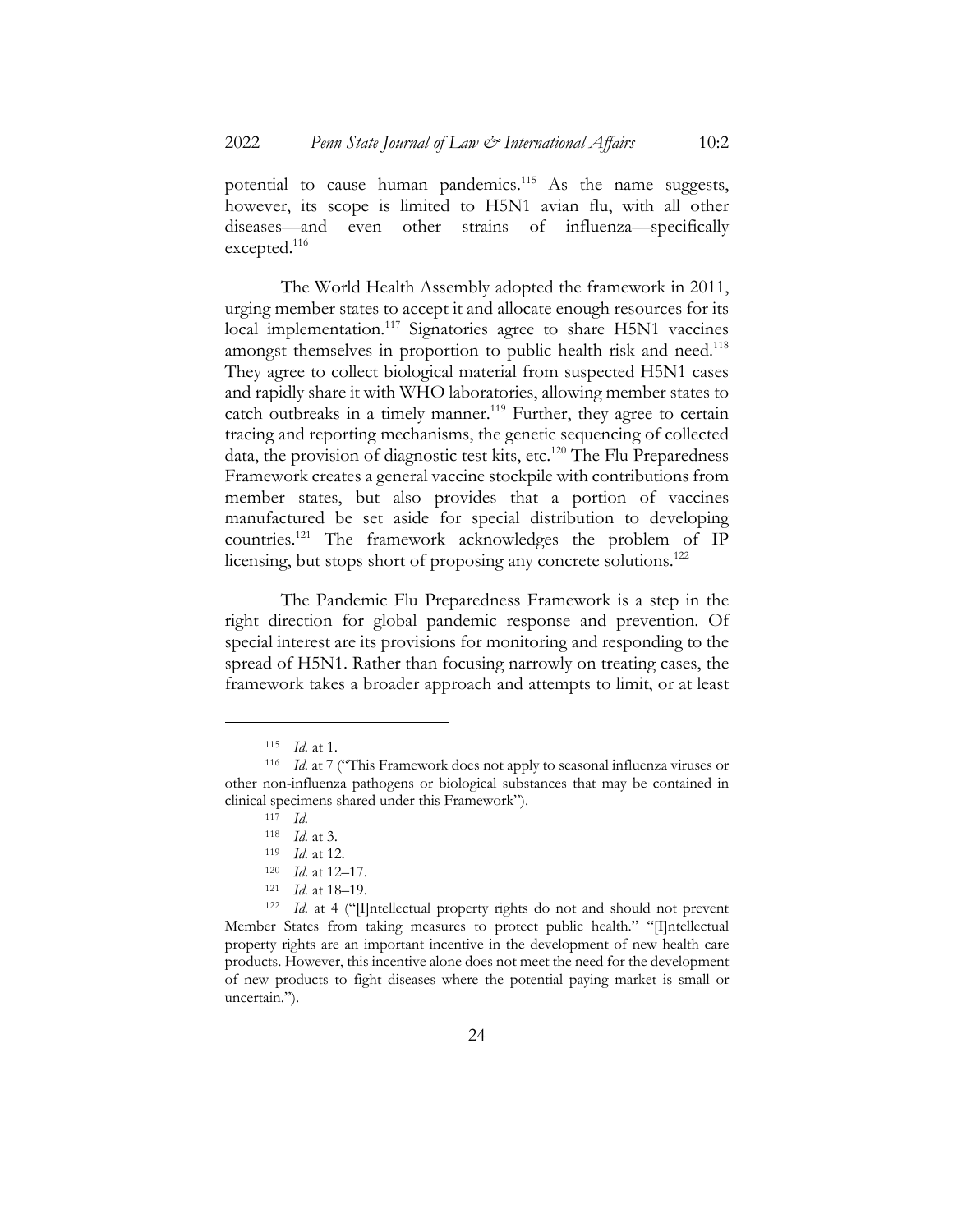potential to cause human pandemics.[115] As the name suggests, however, its scope is limited to H5N1 avian flu, with all other diseases—and even other strains of influenza—specifically excepted.[116]

The World Health Assembly adopted the framework in 2011, urging member states to accept it and allocate enough resources for its local implementation.[117] Signatories agree to share H5N1 vaccines amongst themselves in proportion to public health risk and need.[118] They agree to collect biological material from suspected H5N1 cases and rapidly share it with WHO laboratories, allowing member states to catch outbreaks in a timely manner.[119] Further, they agree to certain tracing and reporting mechanisms, the genetic sequencing of collected data, the provision of diagnostic test kits, etc.[120] The Flu Preparedness Framework creates a general vaccine stockpile with contributions from member states, but also provides that a portion of vaccines manufactured be set aside for special distribution to developing countries.[121] The framework acknowledges the problem of IP licensing, but stops short of proposing any concrete solutions.[122]

The Pandemic Flu Preparedness Framework is a step in the right direction for global pandemic response and prevention. Of special interest are its provisions for monitoring and responding to the spread of H5N1. Rather than focusing narrowly on treating cases, the framework takes a broader approach and attempts to limit, or at least

---

[115] *Id.* at 1.

[116] *Id.* at 7 ("This Framework does not apply to seasonal influenza viruses or other non-influenza pathogens or biological substances that may be contained in clinical specimens shared under this Framework").

[117] *Id.*

[118] *Id.* at 3.

[119] *Id.* at 12.

[120] *Id.* at 12–17.

[121] *Id.* at 18–19.

[122] *Id.* at 4 ("[I]ntellectual property rights do not and should not prevent Member States from taking measures to protect public health." "[I]ntellectual property rights are an important incentive in the development of new health care products. However, this incentive alone does not meet the need for the development of new products to fight diseases where the potential paying market is small or uncertain.").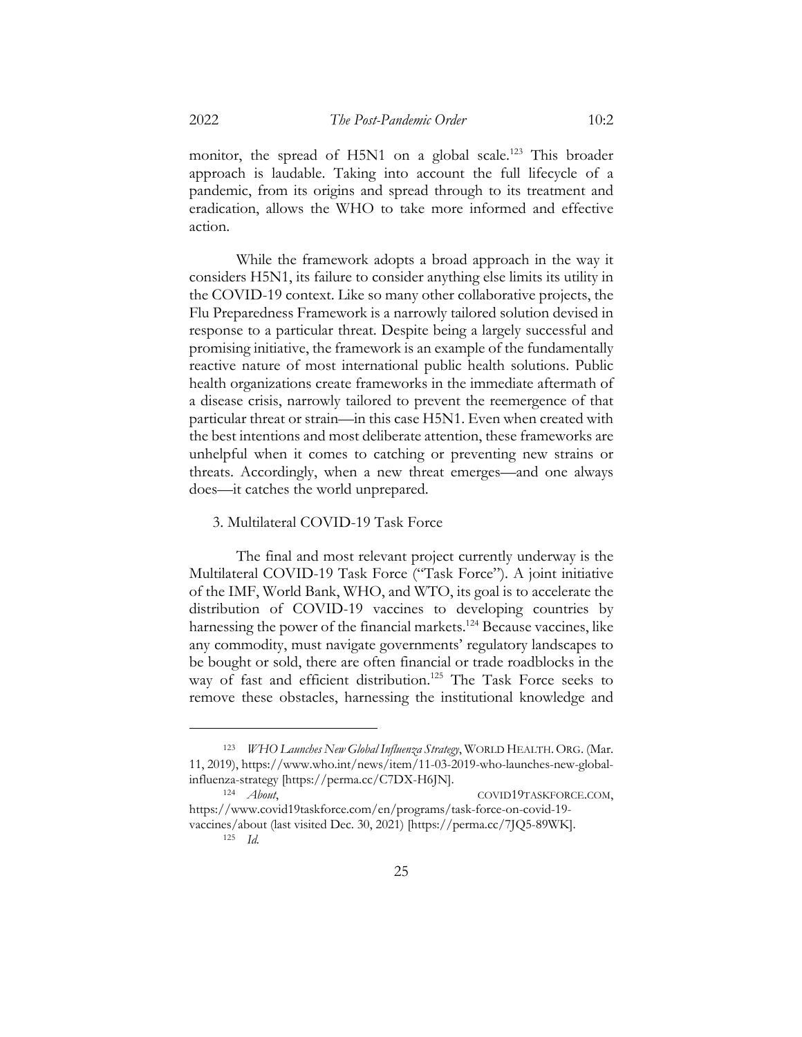monitor, the spread of H5N1 on a global scale.[123] This broader approach is laudable. Taking into account the full lifecycle of a pandemic, from its origins and spread through to its treatment and eradication, allows the WHO to take more informed and effective action.

While the framework adopts a broad approach in the way it considers H5N1, its failure to consider anything else limits its utility in the COVID-19 context. Like so many other collaborative projects, the Flu Preparedness Framework is a narrowly tailored solution devised in response to a particular threat. Despite being a largely successful and promising initiative, the framework is an example of the fundamentally reactive nature of most international public health solutions. Public health organizations create frameworks in the immediate aftermath of a disease crisis, narrowly tailored to prevent the reemergence of that particular threat or strain—in this case H5N1. Even when created with the best intentions and most deliberate attention, these frameworks are unhelpful when it comes to catching or preventing new strains or threats. Accordingly, when a new threat emerges—and one always does—it catches the world unprepared.

3. Multilateral COVID-19 Task Force

The final and most relevant project currently underway is the Multilateral COVID-19 Task Force ("Task Force"). A joint initiative of the IMF, World Bank, WHO, and WTO, its goal is to accelerate the distribution of COVID-19 vaccines to developing countries by harnessing the power of the financial markets.[124] Because vaccines, like any commodity, must navigate governments' regulatory landscapes to be bought or sold, there are often financial or trade roadblocks in the way of fast and efficient distribution.[125] The Task Force seeks to remove these obstacles, harnessing the institutional knowledge and

---

[123] *WHO Launches New Global Influenza Strategy*, WORLD HEALTH. ORG. (Mar. 11, 2019), https://www.who.int/news/item/11-03-2019-who-launches-new-global-influenza-strategy [https://perma.cc/C7DX-H6JN].

[124] *About*, COVID19TASKFORCE.COM, https://www.covid19taskforce.com/en/programs/task-force-on-covid-19-vaccines/about (last visited Dec. 30, 2021) [https://perma.cc/7JQ5-89WK].

[125] *Id.*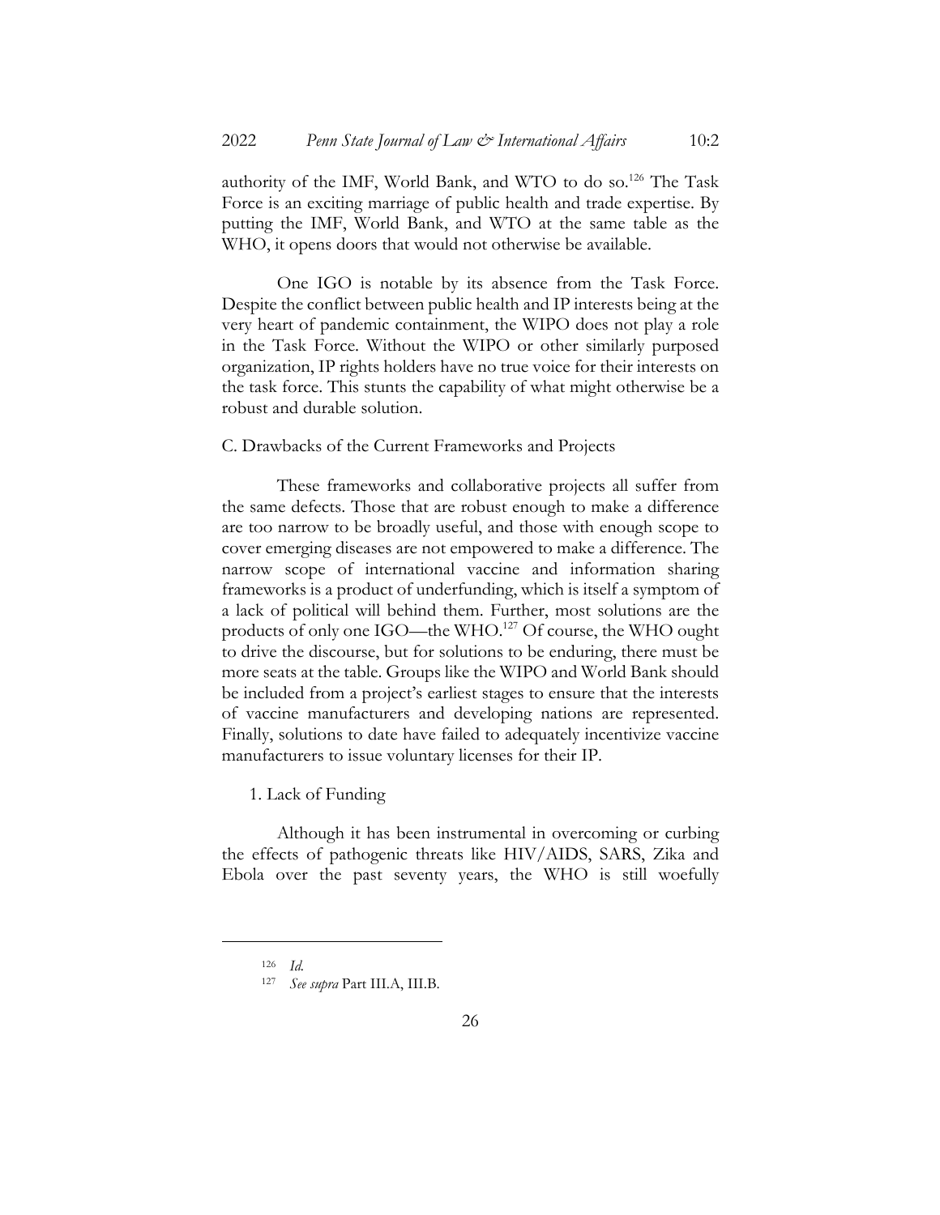authority of the IMF, World Bank, and WTO to do so.[126] The Task Force is an exciting marriage of public health and trade expertise. By putting the IMF, World Bank, and WTO at the same table as the WHO, it opens doors that would not otherwise be available.

One IGO is notable by its absence from the Task Force. Despite the conflict between public health and IP interests being at the very heart of pandemic containment, the WIPO does not play a role in the Task Force. Without the WIPO or other similarly purposed organization, IP rights holders have no true voice for their interests on the task force. This stunts the capability of what might otherwise be a robust and durable solution.

### C. Drawbacks of the Current Frameworks and Projects

These frameworks and collaborative projects all suffer from the same defects. Those that are robust enough to make a difference are too narrow to be broadly useful, and those with enough scope to cover emerging diseases are not empowered to make a difference. The narrow scope of international vaccine and information sharing frameworks is a product of underfunding, which is itself a symptom of a lack of political will behind them. Further, most solutions are the products of only one IGO—the WHO.[127] Of course, the WHO ought to drive the discourse, but for solutions to be enduring, there must be more seats at the table. Groups like the WIPO and World Bank should be included from a project's earliest stages to ensure that the interests of vaccine manufacturers and developing nations are represented. Finally, solutions to date have failed to adequately incentivize vaccine manufacturers to issue voluntary licenses for their IP.

#### 1. Lack of Funding

Although it has been instrumental in overcoming or curbing the effects of pathogenic threats like HIV/AIDS, SARS, Zika and Ebola over the past seventy years, the WHO is still woefully

---

[126] *Id.*

[127] *See supra* Part III.A, III.B.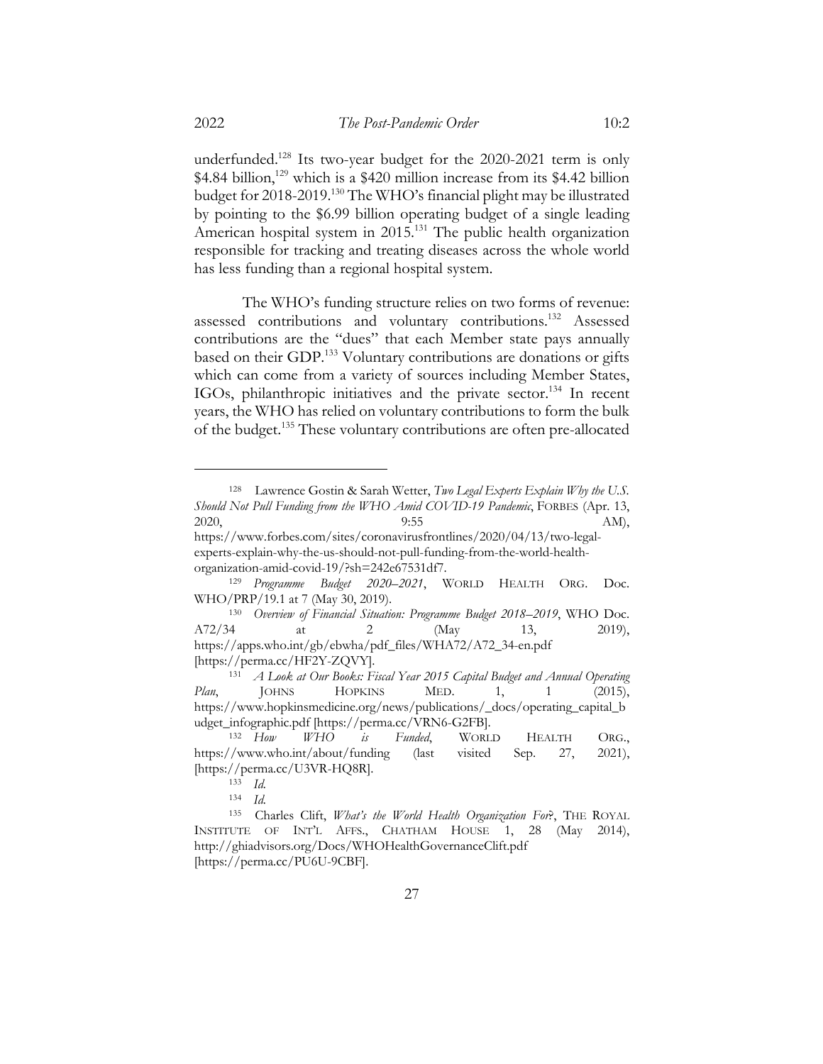underfunded.[128] Its two-year budget for the 2020-2021 term is only $4.84 billion,[129] which is a $420 million increase from its $4.42 billion budget for 2018-2019.[130] The WHO's financial plight may be illustrated by pointing to the $6.99 billion operating budget of a single leading American hospital system in 2015.[131] The public health organization responsible for tracking and treating diseases across the whole world has less funding than a regional hospital system.

The WHO's funding structure relies on two forms of revenue: assessed contributions and voluntary contributions.[132] Assessed contributions are the "dues" that each Member state pays annually based on their GDP.[133] Voluntary contributions are donations or gifts which can come from a variety of sources including Member States, IGOs, philanthropic initiatives and the private sector.[134] In recent years, the WHO has relied on voluntary contributions to form the bulk of the budget.[135] These voluntary contributions are often pre-allocated

---

[128] Lawrence Gostin & Sarah Wetter, *Two Legal Experts Explain Why the U.S. Should Not Pull Funding from the WHO Amid COVID-19 Pandemic*, FORBES (Apr. 13, 2020, 9:55 AM), https://www.forbes.com/sites/coronavirusfrontlines/2020/04/13/two-legal-experts-explain-why-the-us-should-not-pull-funding-from-the-world-health-organization-amid-covid-19/?sh=242e67531df7.

[129] *Programme Budget 2020–2021*, WORLD HEALTH ORG. Doc. WHO/PRP/19.1 at 7 (May 30, 2019).

[130] *Overview of Financial Situation: Programme Budget 2018–2019*, WHO Doc. A72/34 at 2 (May 13, 2019), https://apps.who.int/gb/ebwha/pdf_files/WHA72/A72_34-en.pdf [https://perma.cc/HF2Y-ZQVY].

[131] *A Look at Our Books: Fiscal Year 2015 Capital Budget and Annual Operating Plan*, JOHNS HOPKINS MED. 1, 1 (2015), https://www.hopkinsmedicine.org/news/publications/_docs/operating_capital_budget_infographic.pdf [https://perma.cc/VRN6-G2FB].

[132] *How WHO is Funded*, WORLD HEALTH ORG., https://www.who.int/about/funding (last visited Sep. 27, 2021), [https://perma.cc/U3VR-HQ8R].

[133] *Id.*

[134] *Id.*

[135] Charles Clift, *What's the World Health Organization For*?, THE ROYAL INSTITUTE OF INT'L AFFS., CHATHAM HOUSE 1, 28 (May 2014), http://ghiadvisors.org/Docs/WHOHealthGovernanceClift.pdf [https://perma.cc/PU6U-9CBF].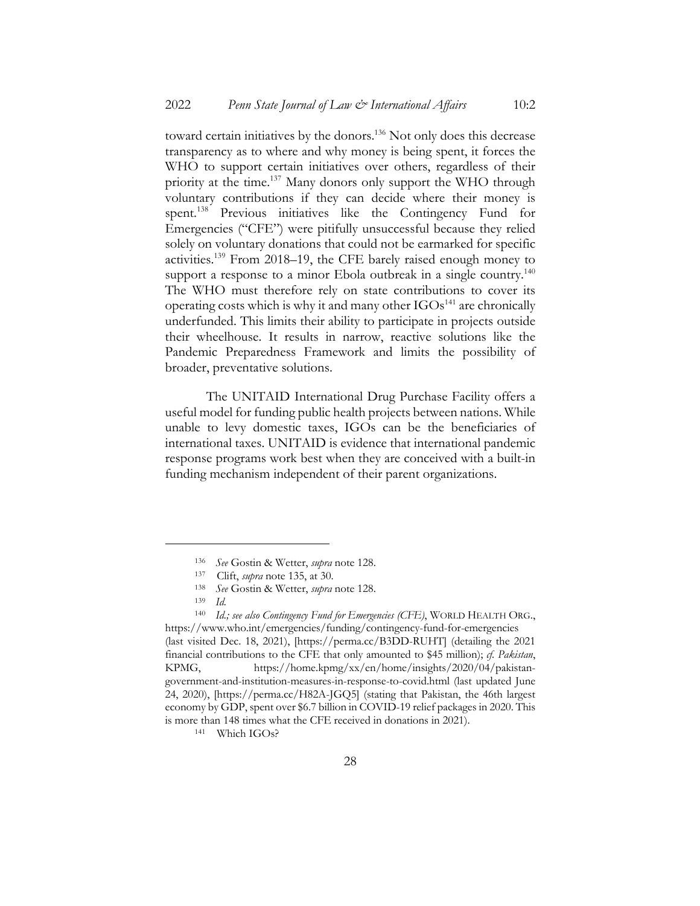toward certain initiatives by the donors.[136] Not only does this decrease transparency as to where and why money is being spent, it forces the WHO to support certain initiatives over others, regardless of their priority at the time.[137] Many donors only support the WHO through voluntary contributions if they can decide where their money is spent.[138] Previous initiatives like the Contingency Fund for Emergencies ("CFE") were pitifully unsuccessful because they relied solely on voluntary donations that could not be earmarked for specific activities.[139] From 2018–19, the CFE barely raised enough money to support a response to a minor Ebola outbreak in a single country.[140] The WHO must therefore rely on state contributions to cover its operating costs which is why it and many other IGOs[141] are chronically underfunded. This limits their ability to participate in projects outside their wheelhouse. It results in narrow, reactive solutions like the Pandemic Preparedness Framework and limits the possibility of broader, preventative solutions.

The UNITAID International Drug Purchase Facility offers a useful model for funding public health projects between nations. While unable to levy domestic taxes, IGOs can be the beneficiaries of international taxes. UNITAID is evidence that international pandemic response programs work best when they are conceived with a built-in funding mechanism independent of their parent organizations.

---

[136] *See* Gostin & Wetter, *supra* note 128.

[137] Clift, *supra* note 135, at 30.

[138] *See* Gostin & Wetter, *supra* note 128.

[139] *Id.*

[140] *Id.; see also Contingency Fund for Emergencies (CFE)*, WORLD HEALTH ORG., https://www.who.int/emergencies/funding/contingency-fund-for-emergencies (last visited Dec. 18, 2021), [https://perma.cc/B3DD-RUHT] (detailing the 2021 financial contributions to the CFE that only amounted to $45 million); *cf. Pakistan*, KPMG, https://home.kpmg/xx/en/home/insights/2020/04/pakistan-government-and-institution-measures-in-response-to-covid.html (last updated June 24, 2020), [https://perma.cc/H82A-JGQ5] (stating that Pakistan, the 46th largest economy by GDP, spent over $6.7 billion in COVID-19 relief packages in 2020. This is more than 148 times what the CFE received in donations in 2021).

[141] Which IGOs?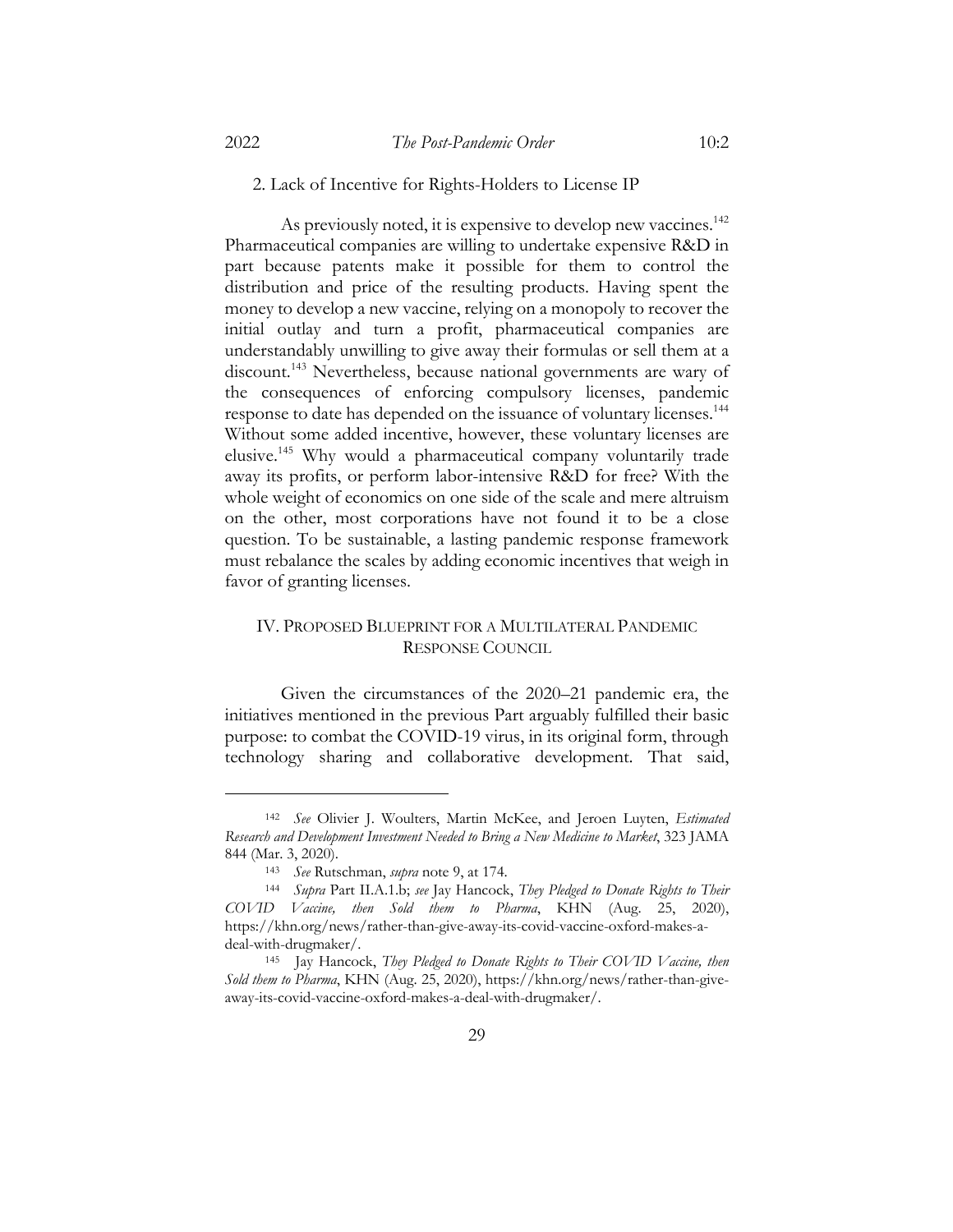2. Lack of Incentive for Rights-Holders to License IP

As previously noted, it is expensive to develop new vaccines.[142] Pharmaceutical companies are willing to undertake expensive R&D in part because patents make it possible for them to control the distribution and price of the resulting products. Having spent the money to develop a new vaccine, relying on a monopoly to recover the initial outlay and turn a profit, pharmaceutical companies are understandably unwilling to give away their formulas or sell them at a discount.[143] Nevertheless, because national governments are wary of the consequences of enforcing compulsory licenses, pandemic response to date has depended on the issuance of voluntary licenses.[144] Without some added incentive, however, these voluntary licenses are elusive.[145] Why would a pharmaceutical company voluntarily trade away its profits, or perform labor-intensive R&D for free? With the whole weight of economics on one side of the scale and mere altruism on the other, most corporations have not found it to be a close question. To be sustainable, a lasting pandemic response framework must rebalance the scales by adding economic incentives that weigh in favor of granting licenses.

## IV. Proposed Blueprint for a Multilateral Pandemic Response Council

Given the circumstances of the 2020–21 pandemic era, the initiatives mentioned in the previous Part arguably fulfilled their basic purpose: to combat the COVID-19 virus, in its original form, through technology sharing and collaborative development. That said,

---

[142] *See* Olivier J. Woulters, Martin McKee, and Jeroen Luyten, *Estimated Research and Development Investment Needed to Bring a New Medicine to Market*, 323 JAMA 844 (Mar. 3, 2020).

[143] *See* Rutschman, *supra* note 9, at 174.

[144] *Supra* Part II.A.1.b; *see* Jay Hancock, *They Pledged to Donate Rights to Their COVID Vaccine, then Sold them to Pharma*, KHN (Aug. 25, 2020), https://khn.org/news/rather-than-give-away-its-covid-vaccine-oxford-makes-a-deal-with-drugmaker/.

[145] Jay Hancock, *They Pledged to Donate Rights to Their COVID Vaccine, then Sold them to Pharma*, KHN (Aug. 25, 2020), https://khn.org/news/rather-than-give-away-its-covid-vaccine-oxford-makes-a-deal-with-drugmaker/.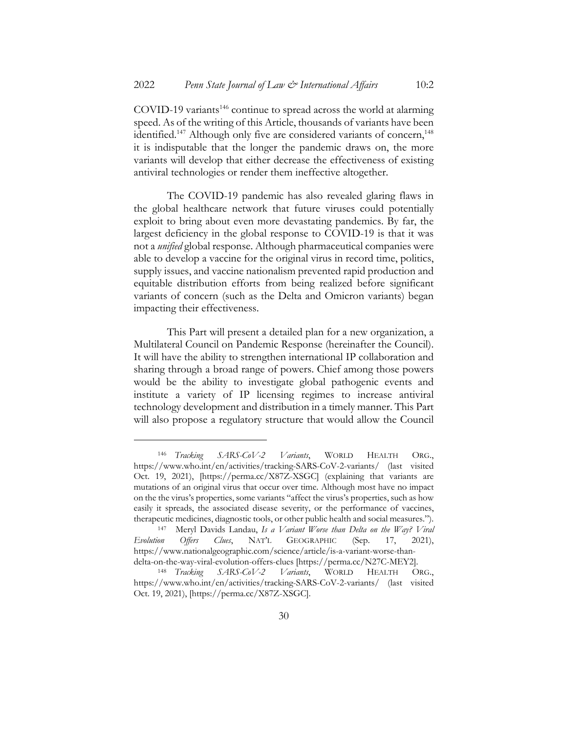COVID-19 variants[146] continue to spread across the world at alarming speed. As of the writing of this Article, thousands of variants have been identified.[147] Although only five are considered variants of concern,[148] it is indisputable that the longer the pandemic draws on, the more variants will develop that either decrease the effectiveness of existing antiviral technologies or render them ineffective altogether.

The COVID-19 pandemic has also revealed glaring flaws in the global healthcare network that future viruses could potentially exploit to bring about even more devastating pandemics. By far, the largest deficiency in the global response to COVID-19 is that it was not a *unified* global response. Although pharmaceutical companies were able to develop a vaccine for the original virus in record time, politics, supply issues, and vaccine nationalism prevented rapid production and equitable distribution efforts from being realized before significant variants of concern (such as the Delta and Omicron variants) began impacting their effectiveness.

This Part will present a detailed plan for a new organization, a Multilateral Council on Pandemic Response (hereinafter the Council). It will have the ability to strengthen international IP collaboration and sharing through a broad range of powers. Chief among those powers would be the ability to investigate global pathogenic events and institute a variety of IP licensing regimes to increase antiviral technology development and distribution in a timely manner. This Part will also propose a regulatory structure that would allow the Council

---

[146] *Tracking SARS-CoV-2 Variants*, WORLD HEALTH ORG., https://www.who.int/en/activities/tracking-SARS-CoV-2-variants/ (last visited Oct. 19, 2021), [https://perma.cc/X87Z-XSGC] (explaining that variants are mutations of an original virus that occur over time. Although most have no impact on the the virus's properties, some variants "affect the virus's properties, such as how easily it spreads, the associated disease severity, or the performance of vaccines, therapeutic medicines, diagnostic tools, or other public health and social measures.").

[147] Meryl Davids Landau, *Is a Variant Worse than Delta on the Way? Viral Evolution Offers Clues*, NAT'L GEOGRAPHIC (Sep. 17, 2021), https://www.nationalgeographic.com/science/article/is-a-variant-worse-than-delta-on-the-way-viral-evolution-offers-clues [https://perma.cc/N27C-MEY2].

[148] *Tracking SARS-CoV-2 Variants*, WORLD HEALTH ORG., https://www.who.int/en/activities/tracking-SARS-CoV-2-variants/ (last visited Oct. 19, 2021), [https://perma.cc/X87Z-XSGC].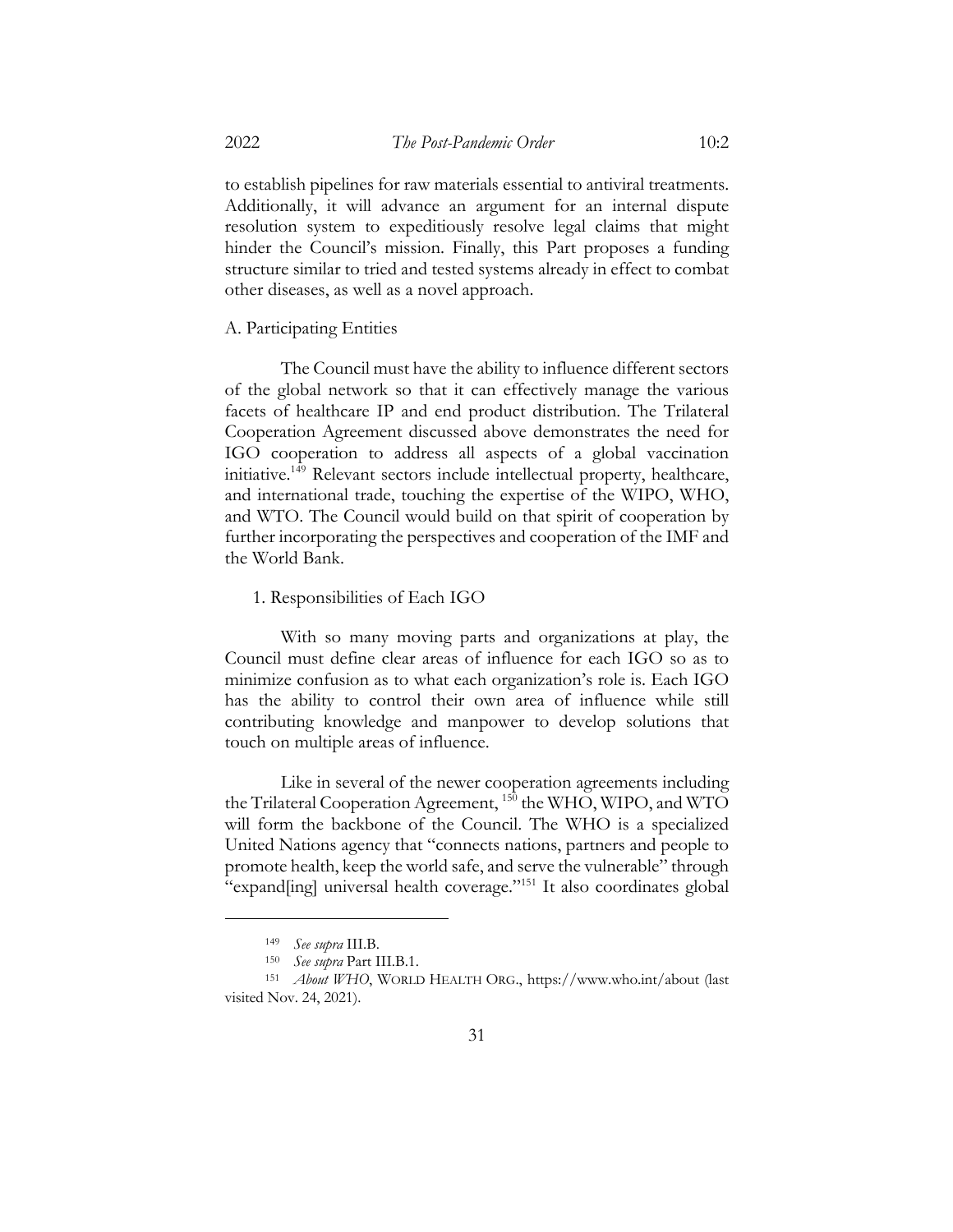to establish pipelines for raw materials essential to antiviral treatments. Additionally, it will advance an argument for an internal dispute resolution system to expeditiously resolve legal claims that might hinder the Council's mission. Finally, this Part proposes a funding structure similar to tried and tested systems already in effect to combat other diseases, as well as a novel approach.

## A. Participating Entities

The Council must have the ability to influence different sectors of the global network so that it can effectively manage the various facets of healthcare IP and end product distribution. The Trilateral Cooperation Agreement discussed above demonstrates the need for IGO cooperation to address all aspects of a global vaccination initiative.[149] Relevant sectors include intellectual property, healthcare, and international trade, touching the expertise of the WIPO, WHO, and WTO. The Council would build on that spirit of cooperation by further incorporating the perspectives and cooperation of the IMF and the World Bank.

### 1. Responsibilities of Each IGO

With so many moving parts and organizations at play, the Council must define clear areas of influence for each IGO so as to minimize confusion as to what each organization's role is. Each IGO has the ability to control their own area of influence while still contributing knowledge and manpower to develop solutions that touch on multiple areas of influence.

Like in several of the newer cooperation agreements including the Trilateral Cooperation Agreement, [150] the WHO, WIPO, and WTO will form the backbone of the Council. The WHO is a specialized United Nations agency that "connects nations, partners and people to promote health, keep the world safe, and serve the vulnerable" through "expand[ing] universal health coverage."[151] It also coordinates global

---

[149] *See supra* III.B.

[150] *See supra* Part III.B.1.

[151] *About WHO*, WORLD HEALTH ORG., https://www.who.int/about (last visited Nov. 24, 2021).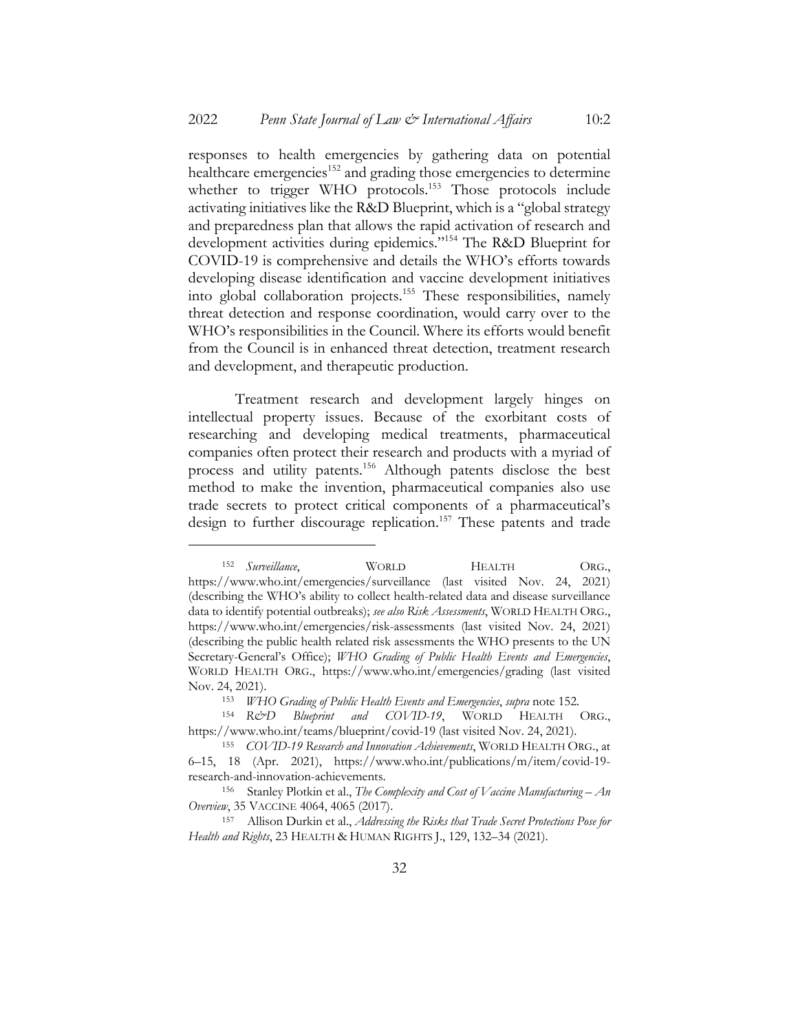responses to health emergencies by gathering data on potential healthcare emergencies[152] and grading those emergencies to determine whether to trigger WHO protocols.[153] Those protocols include activating initiatives like the R&D Blueprint, which is a "global strategy and preparedness plan that allows the rapid activation of research and development activities during epidemics."[154] The R&D Blueprint for COVID-19 is comprehensive and details the WHO's efforts towards developing disease identification and vaccine development initiatives into global collaboration projects.[155] These responsibilities, namely threat detection and response coordination, would carry over to the WHO's responsibilities in the Council. Where its efforts would benefit from the Council is in enhanced threat detection, treatment research and development, and therapeutic production.

Treatment research and development largely hinges on intellectual property issues. Because of the exorbitant costs of researching and developing medical treatments, pharmaceutical companies often protect their research and products with a myriad of process and utility patents.[156] Although patents disclose the best method to make the invention, pharmaceutical companies also use trade secrets to protect critical components of a pharmaceutical's design to further discourage replication.[157] These patents and trade

---

[152] *Surveillance*, WORLD HEALTH ORG., https://www.who.int/emergencies/surveillance (last visited Nov. 24, 2021) (describing the WHO's ability to collect health-related data and disease surveillance data to identify potential outbreaks); *see also Risk Assessments*, WORLD HEALTH ORG., https://www.who.int/emergencies/risk-assessments (last visited Nov. 24, 2021) (describing the public health related risk assessments the WHO presents to the UN Secretary-General's Office); *WHO Grading of Public Health Events and Emergencies*, WORLD HEALTH ORG., https://www.who.int/emergencies/grading (last visited Nov. 24, 2021).

[153] *WHO Grading of Public Health Events and Emergencies*, *supra* note 152.

[154] *R&D Blueprint and COVID-19*, WORLD HEALTH ORG., https://www.who.int/teams/blueprint/covid-19 (last visited Nov. 24, 2021).

[155] *COVID-19 Research and Innovation Achievements*, WORLD HEALTH ORG., at 6–15, 18 (Apr. 2021), https://www.who.int/publications/m/item/covid-19-research-and-innovation-achievements.

[156] Stanley Plotkin et al., *The Complexity and Cost of Vaccine Manufacturing – An Overview*, 35 VACCINE 4064, 4065 (2017).

[157] Allison Durkin et al., *Addressing the Risks that Trade Secret Protections Pose for Health and Rights*, 23 HEALTH & HUMAN RIGHTS J., 129, 132–34 (2021).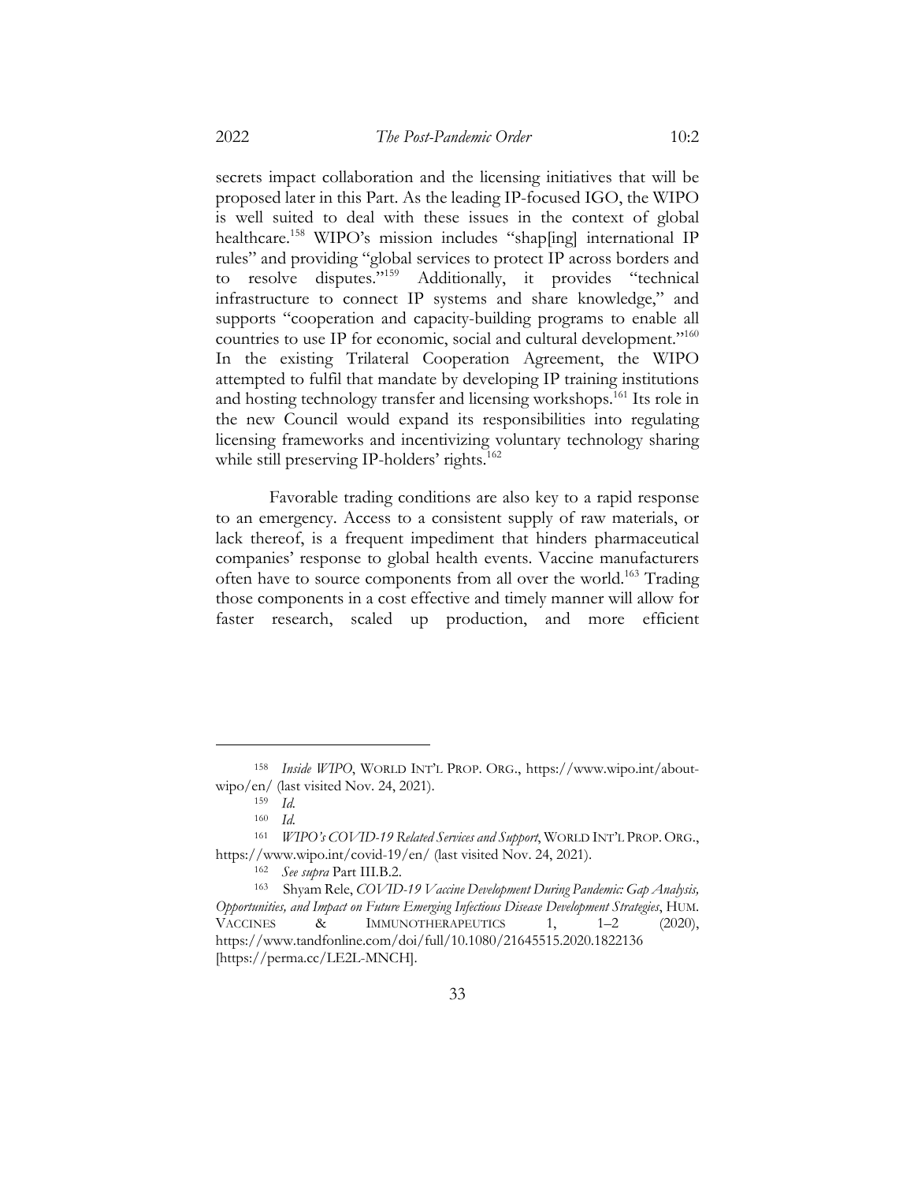secrets impact collaboration and the licensing initiatives that will be proposed later in this Part. As the leading IP-focused IGO, the WIPO is well suited to deal with these issues in the context of global healthcare.[158] WIPO's mission includes "shap[ing] international IP rules" and providing "global services to protect IP across borders and to resolve disputes."[159] Additionally, it provides "technical infrastructure to connect IP systems and share knowledge," and supports "cooperation and capacity-building programs to enable all countries to use IP for economic, social and cultural development."[160] In the existing Trilateral Cooperation Agreement, the WIPO attempted to fulfil that mandate by developing IP training institutions and hosting technology transfer and licensing workshops.[161] Its role in the new Council would expand its responsibilities into regulating licensing frameworks and incentivizing voluntary technology sharing while still preserving IP-holders' rights.[162]

Favorable trading conditions are also key to a rapid response to an emergency. Access to a consistent supply of raw materials, or lack thereof, is a frequent impediment that hinders pharmaceutical companies' response to global health events. Vaccine manufacturers often have to source components from all over the world.[163] Trading those components in a cost effective and timely manner will allow for faster research, scaled up production, and more efficient

---

[158] *Inside WIPO*, WORLD INT'L PROP. ORG., https://www.wipo.int/about-wipo/en/ (last visited Nov. 24, 2021).

[159] *Id.*

[160] *Id.*

[161] *WIPO's COVID-19 Related Services and Support*, WORLD INT'L PROP. ORG., https://www.wipo.int/covid-19/en/ (last visited Nov. 24, 2021).

[162] *See supra* Part III.B.2.

[163] Shyam Rele, *COVID-19 Vaccine Development During Pandemic: Gap Analysis, Opportunities, and Impact on Future Emerging Infectious Disease Development Strategies*, HUM. VACCINES & IMMUNOTHERAPEUTICS 1, 1–2 (2020), https://www.tandfonline.com/doi/full/10.1080/21645515.2020.1822136 [https://perma.cc/LE2L-MNCH].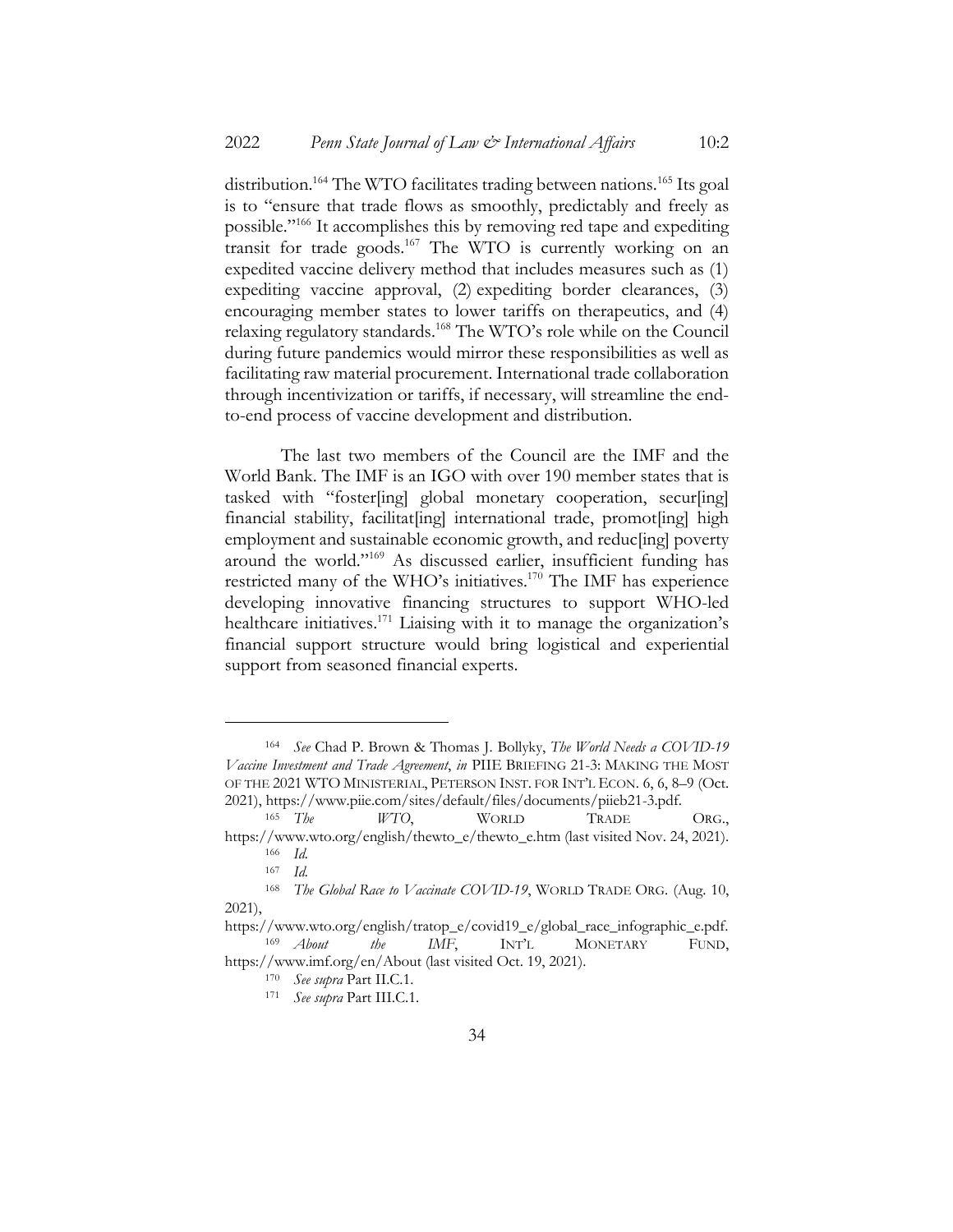distribution.[164] The WTO facilitates trading between nations.[165] Its goal is to "ensure that trade flows as smoothly, predictably and freely as possible."[166] It accomplishes this by removing red tape and expediting transit for trade goods.[167] The WTO is currently working on an expedited vaccine delivery method that includes measures such as (1) expediting vaccine approval, (2) expediting border clearances, (3) encouraging member states to lower tariffs on therapeutics, and (4) relaxing regulatory standards.[168] The WTO's role while on the Council during future pandemics would mirror these responsibilities as well as facilitating raw material procurement. International trade collaboration through incentivization or tariffs, if necessary, will streamline the end-to-end process of vaccine development and distribution.

The last two members of the Council are the IMF and the World Bank. The IMF is an IGO with over 190 member states that is tasked with "foster[ing] global monetary cooperation, secur[ing] financial stability, facilitat[ing] international trade, promot[ing] high employment and sustainable economic growth, and reduc[ing] poverty around the world."[169] As discussed earlier, insufficient funding has restricted many of the WHO's initiatives.[170] The IMF has experience developing innovative financing structures to support WHO-led healthcare initiatives.[171] Liaising with it to manage the organization's financial support structure would bring logistical and experiential support from seasoned financial experts.

---

[164] *See* Chad P. Brown & Thomas J. Bollyky, *The World Needs a COVID-19 Vaccine Investment and Trade Agreement*, *in* PIIE BRIEFING 21-3: MAKING THE MOST OF THE 2021 WTO MINISTERIAL, PETERSON INST. FOR INT'L ECON. 6, 6, 8–9 (Oct. 2021), https://www.piie.com/sites/default/files/documents/piieb21-3.pdf.

[165] *The WTO*, WORLD TRADE ORG., https://www.wto.org/english/thewto_e/thewto_e.htm (last visited Nov. 24, 2021).

[166] *Id.*

[167] *Id.*

[168] *The Global Race to Vaccinate COVID-19*, WORLD TRADE ORG. (Aug. 10, 2021), https://www.wto.org/english/tratop_e/covid19_e/global_race_infographic_e.pdf.

[169] *About the IMF*, INT'L MONETARY FUND, https://www.imf.org/en/About (last visited Oct. 19, 2021).

[170] *See supra* Part II.C.1.

[171] *See supra* Part III.C.1.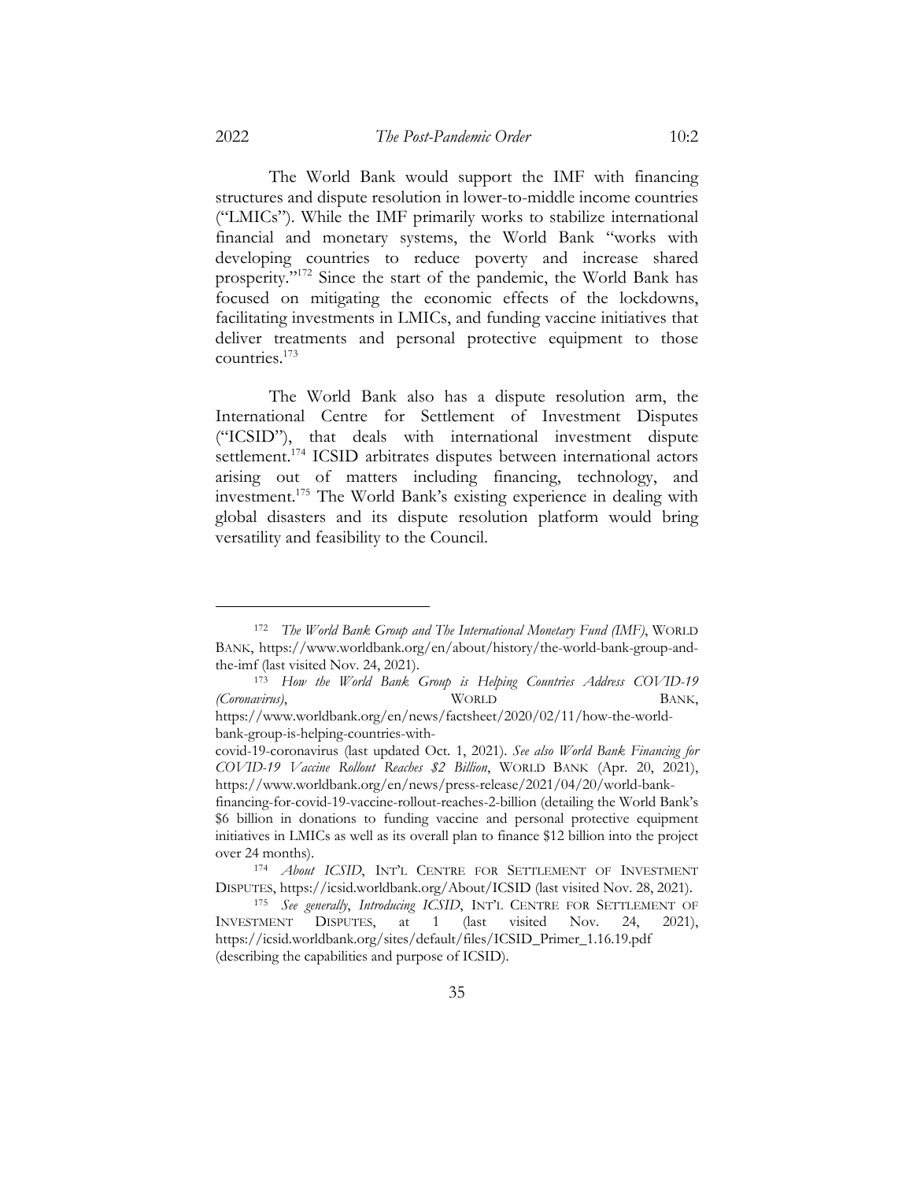The World Bank would support the IMF with financing structures and dispute resolution in lower-to-middle income countries ("LMICs"). While the IMF primarily works to stabilize international financial and monetary systems, the World Bank "works with developing countries to reduce poverty and increase shared prosperity."[172] Since the start of the pandemic, the World Bank has focused on mitigating the economic effects of the lockdowns, facilitating investments in LMICs, and funding vaccine initiatives that deliver treatments and personal protective equipment to those countries.[173]

The World Bank also has a dispute resolution arm, the International Centre for Settlement of Investment Disputes ("ICSID"), that deals with international investment dispute settlement.[174] ICSID arbitrates disputes between international actors arising out of matters including financing, technology, and investment.[175] The World Bank's existing experience in dealing with global disasters and its dispute resolution platform would bring versatility and feasibility to the Council.

---

[172] *The World Bank Group and The International Monetary Fund (IMF)*, WORLD BANK, https://www.worldbank.org/en/about/history/the-world-bank-group-and-the-imf (last visited Nov. 24, 2021).

[173] *How the World Bank Group is Helping Countries Address COVID-19 (Coronavirus)*, WORLD BANK, https://www.worldbank.org/en/news/factsheet/2020/02/11/how-the-world-bank-group-is-helping-countries-with-covid-19-coronavirus (last updated Oct. 1, 2021). *See also World Bank Financing for COVID-19 Vaccine Rollout Reaches $2 Billion*, WORLD BANK (Apr. 20, 2021), https://www.worldbank.org/en/news/press-release/2021/04/20/world-bank-financing-for-covid-19-vaccine-rollout-reaches-2-billion (detailing the World Bank's $6 billion in donations to funding vaccine and personal protective equipment initiatives in LMICs as well as its overall plan to finance $12 billion into the project over 24 months).

[174] *About ICSID*, INT'L CENTRE FOR SETTLEMENT OF INVESTMENT DISPUTES, https://icsid.worldbank.org/About/ICSID (last visited Nov. 28, 2021).

[175] *See generally*, *Introducing ICSID*, INT'L CENTRE FOR SETTLEMENT OF INVESTMENT DISPUTES, at 1 (last visited Nov. 24, 2021), https://icsid.worldbank.org/sites/default/files/ICSID_Primer_1.16.19.pdf (describing the capabilities and purpose of ICSID).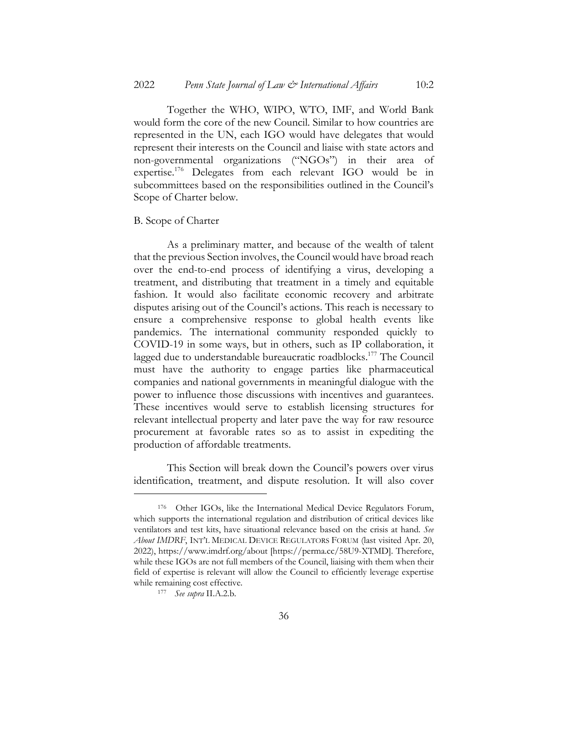Together the WHO, WIPO, WTO, IMF, and World Bank would form the core of the new Council. Similar to how countries are represented in the UN, each IGO would have delegates that would represent their interests on the Council and liaise with state actors and non-governmental organizations ("NGOs") in their area of expertise.[176] Delegates from each relevant IGO would be in subcommittees based on the responsibilities outlined in the Council's Scope of Charter below.

### B. Scope of Charter

As a preliminary matter, and because of the wealth of talent that the previous Section involves, the Council would have broad reach over the end-to-end process of identifying a virus, developing a treatment, and distributing that treatment in a timely and equitable fashion. It would also facilitate economic recovery and arbitrate disputes arising out of the Council's actions. This reach is necessary to ensure a comprehensive response to global health events like pandemics. The international community responded quickly to COVID-19 in some ways, but in others, such as IP collaboration, it lagged due to understandable bureaucratic roadblocks.[177] The Council must have the authority to engage parties like pharmaceutical companies and national governments in meaningful dialogue with the power to influence those discussions with incentives and guarantees. These incentives would serve to establish licensing structures for relevant intellectual property and later pave the way for raw resource procurement at favorable rates so as to assist in expediting the production of affordable treatments.

This Section will break down the Council's powers over virus identification, treatment, and dispute resolution. It will also cover

---

[176] Other IGOs, like the International Medical Device Regulators Forum, which supports the international regulation and distribution of critical devices like ventilators and test kits, have situational relevance based on the crisis at hand. *See About IMDRF*, INT'L MEDICAL DEVICE REGULATORS FORUM (last visited Apr. 20, 2022), https://www.imdrf.org/about [https://perma.cc/58U9-XTMD]. Therefore, while these IGOs are not full members of the Council, liaising with them when their field of expertise is relevant will allow the Council to efficiently leverage expertise while remaining cost effective.

[177] *See supra* II.A.2.b.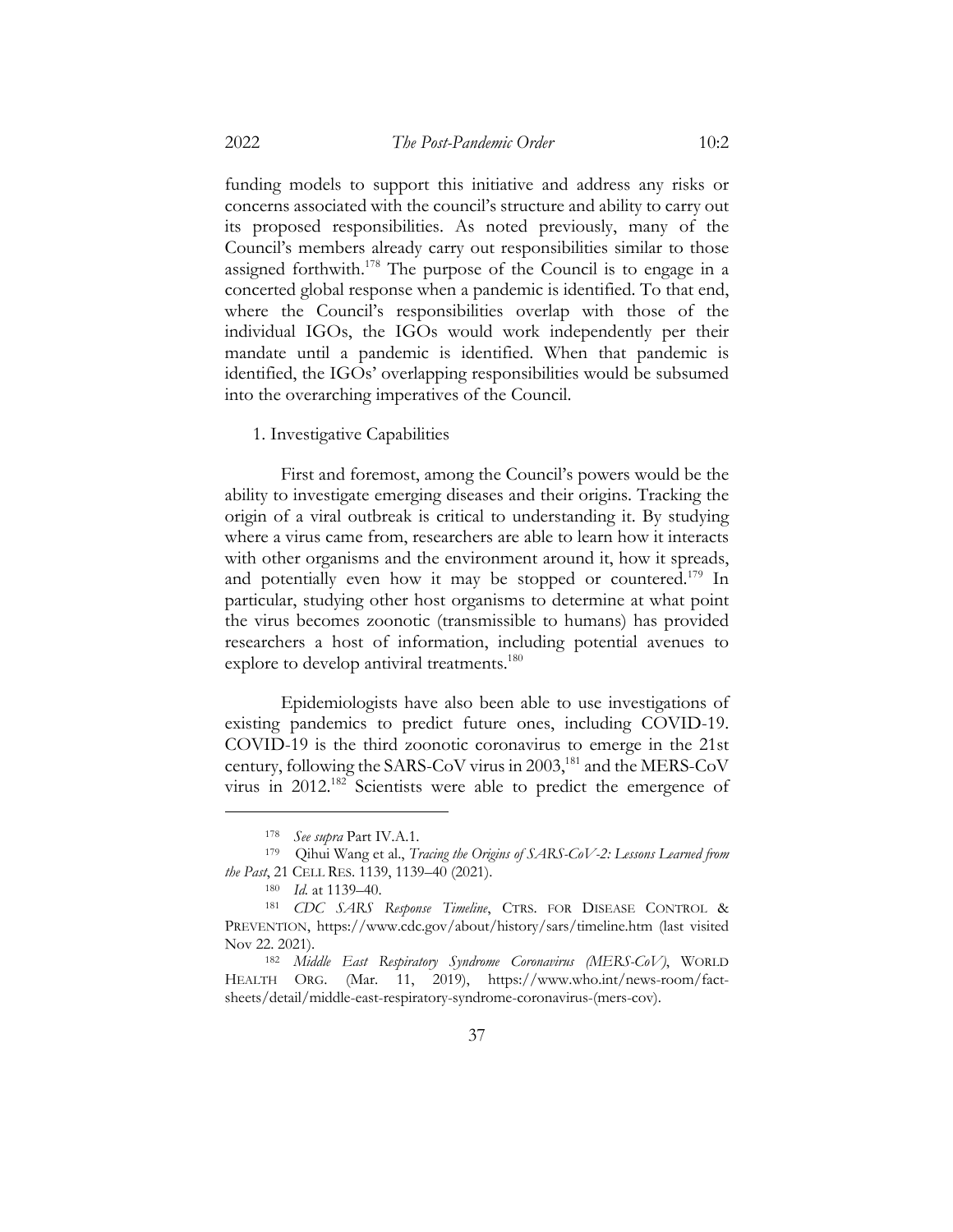funding models to support this initiative and address any risks or concerns associated with the council's structure and ability to carry out its proposed responsibilities. As noted previously, many of the Council's members already carry out responsibilities similar to those assigned forthwith.[178] The purpose of the Council is to engage in a concerted global response when a pandemic is identified. To that end, where the Council's responsibilities overlap with those of the individual IGOs, the IGOs would work independently per their mandate until a pandemic is identified. When that pandemic is identified, the IGOs' overlapping responsibilities would be subsumed into the overarching imperatives of the Council.

1. Investigative Capabilities

First and foremost, among the Council's powers would be the ability to investigate emerging diseases and their origins. Tracking the origin of a viral outbreak is critical to understanding it. By studying where a virus came from, researchers are able to learn how it interacts with other organisms and the environment around it, how it spreads, and potentially even how it may be stopped or countered.[179] In particular, studying other host organisms to determine at what point the virus becomes zoonotic (transmissible to humans) has provided researchers a host of information, including potential avenues to explore to develop antiviral treatments.[180]

Epidemiologists have also been able to use investigations of existing pandemics to predict future ones, including COVID-19. COVID-19 is the third zoonotic coronavirus to emerge in the 21st century, following the SARS-CoV virus in 2003,[181] and the MERS-CoV virus in 2012.[182] Scientists were able to predict the emergence of

---

[178] *See supra* Part IV.A.1.

[179] Qihui Wang et al., *Tracing the Origins of SARS-CoV-2: Lessons Learned from the Past*, 21 CELL RES. 1139, 1139–40 (2021).

[180] *Id.* at 1139–40.

[181] *CDC SARS Response Timeline*, CTRS. FOR DISEASE CONTROL & PREVENTION, https://www.cdc.gov/about/history/sars/timeline.htm (last visited Nov 22. 2021).

[182] *Middle East Respiratory Syndrome Coronavirus (MERS-CoV)*, WORLD HEALTH ORG. (Mar. 11, 2019), https://www.who.int/news-room/fact-sheets/detail/middle-east-respiratory-syndrome-coronavirus-(mers-cov).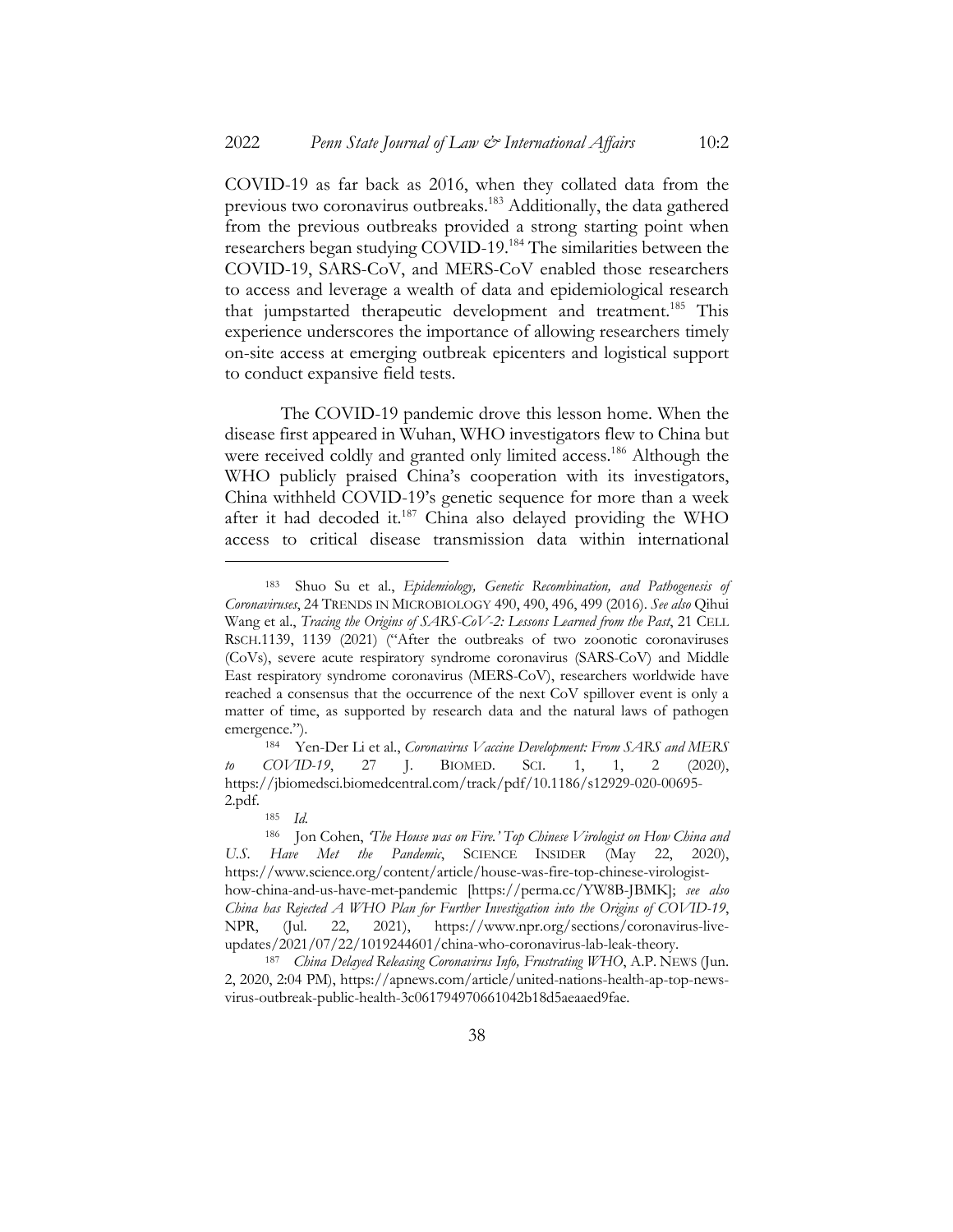COVID-19 as far back as 2016, when they collated data from the previous two coronavirus outbreaks.[183] Additionally, the data gathered from the previous outbreaks provided a strong starting point when researchers began studying COVID-19.[184] The similarities between the COVID-19, SARS-CoV, and MERS-CoV enabled those researchers to access and leverage a wealth of data and epidemiological research that jumpstarted therapeutic development and treatment.[185] This experience underscores the importance of allowing researchers timely on-site access at emerging outbreak epicenters and logistical support to conduct expansive field tests.

The COVID-19 pandemic drove this lesson home. When the disease first appeared in Wuhan, WHO investigators flew to China but were received coldly and granted only limited access.[186] Although the WHO publicly praised China's cooperation with its investigators, China withheld COVID-19's genetic sequence for more than a week after it had decoded it.[187] China also delayed providing the WHO access to critical disease transmission data within international

---

[183] Shuo Su et al., *Epidemiology, Genetic Recombination, and Pathogenesis of Coronaviruses*, 24 TRENDS IN MICROBIOLOGY 490, 490, 496, 499 (2016). *See also* Qihui Wang et al., *Tracing the Origins of SARS-CoV-2: Lessons Learned from the Past*, 21 CELL RSCH.1139, 1139 (2021) ("After the outbreaks of two zoonotic coronaviruses (CoVs), severe acute respiratory syndrome coronavirus (SARS-CoV) and Middle East respiratory syndrome coronavirus (MERS-CoV), researchers worldwide have reached a consensus that the occurrence of the next CoV spillover event is only a matter of time, as supported by research data and the natural laws of pathogen emergence.").

[184] Yen-Der Li et al., *Coronavirus Vaccine Development: From SARS and MERS to COVID-19*, 27 J. BIOMED. SCI. 1, 1, 2 (2020), https://jbiomedsci.biomedcentral.com/track/pdf/10.1186/s12929-020-00695-2.pdf.

[185] *Id.*

[186] Jon Cohen, *'The House was on Fire.' Top Chinese Virologist on How China and U.S. Have Met the Pandemic*, SCIENCE INSIDER (May 22, 2020), https://www.science.org/content/article/house-was-fire-top-chinese-virologist-how-china-and-us-have-met-pandemic [https://perma.cc/YW8B-JBMK]; *see also China has Rejected A WHO Plan for Further Investigation into the Origins of COVID-19*, NPR, (Jul. 22, 2021), https://www.npr.org/sections/coronavirus-live-updates/2021/07/22/1019244601/china-who-coronavirus-lab-leak-theory.

[187] *China Delayed Releasing Coronavirus Info, Frustrating WHO*, A.P. NEWS (Jun. 2, 2020, 2:04 PM), https://apnews.com/article/united-nations-health-ap-top-news-virus-outbreak-public-health-3c061794970661042b18d5aeaaed9fae.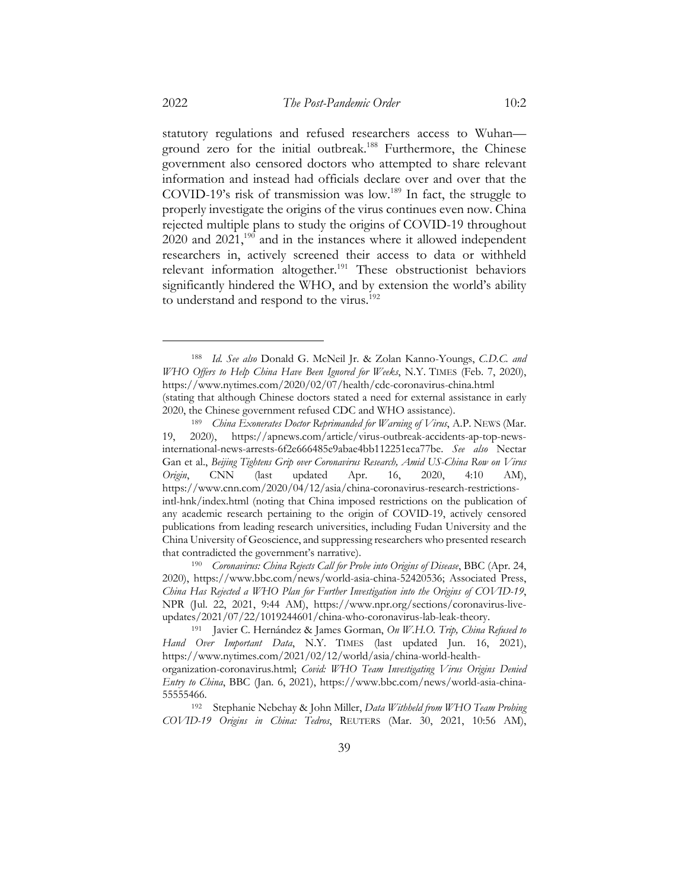statutory regulations and refused researchers access to Wuhan—ground zero for the initial outbreak.[188] Furthermore, the Chinese government also censored doctors who attempted to share relevant information and instead had officials declare over and over that the COVID-19's risk of transmission was low.[189] In fact, the struggle to properly investigate the origins of the virus continues even now. China rejected multiple plans to study the origins of COVID-19 throughout 2020 and 2021,[190] and in the instances where it allowed independent researchers in, actively screened their access to data or withheld relevant information altogether.[191] These obstructionist behaviors significantly hindered the WHO, and by extension the world's ability to understand and respond to the virus.[192]

---

[188] *Id. See also* Donald G. McNeil Jr. & Zolan Kanno-Youngs, *C.D.C. and WHO Offers to Help China Have Been Ignored for Weeks*, N.Y. TIMES (Feb. 7, 2020), https://www.nytimes.com/2020/02/07/health/cdc-coronavirus-china.html (stating that although Chinese doctors stated a need for external assistance in early 2020, the Chinese government refused CDC and WHO assistance).

[189] *China Exonerates Doctor Reprimanded for Warning of Virus*, A.P. NEWS (Mar. 19, 2020), https://apnews.com/article/virus-outbreak-accidents-ap-top-news-international-news-arrests-6f2e666485e9abae4bb112251eca77be. *See also* Nectar Gan et al., *Beijing Tightens Grip over Coronavirus Research, Amid US-China Row on Virus Origin*, CNN (last updated Apr. 16, 2020, 4:10 AM), https://www.cnn.com/2020/04/12/asia/china-coronavirus-research-restrictions-intl-hnk/index.html (noting that China imposed restrictions on the publication of any academic research pertaining to the origin of COVID-19, actively censored publications from leading research universities, including Fudan University and the China University of Geoscience, and suppressing researchers who presented research that contradicted the government's narrative).

[190] *Coronavirus: China Rejects Call for Probe into Origins of Disease*, BBC (Apr. 24, 2020), https://www.bbc.com/news/world-asia-china-52420536; Associated Press, *China Has Rejected a WHO Plan for Further Investigation into the Origins of COVID-19*, NPR (Jul. 22, 2021, 9:44 AM), https://www.npr.org/sections/coronavirus-live-updates/2021/07/22/1019244601/china-who-coronavirus-lab-leak-theory.

[191] Javier C. Hernández & James Gorman, *On W.H.O. Trip, China Refused to Hand Over Important Data*, N.Y. TIMES (last updated Jun. 16, 2021), https://www.nytimes.com/2021/02/12/world/asia/china-world-health-organization-coronavirus.html; *Covid: WHO Team Investigating Virus Origins Denied Entry to China*, BBC (Jan. 6, 2021), https://www.bbc.com/news/world-asia-china-55555466.

[192] Stephanie Nebehay & John Miller, *Data Withheld from WHO Team Probing COVID-19 Origins in China: Tedros*, REUTERS (Mar. 30, 2021, 10:56 AM),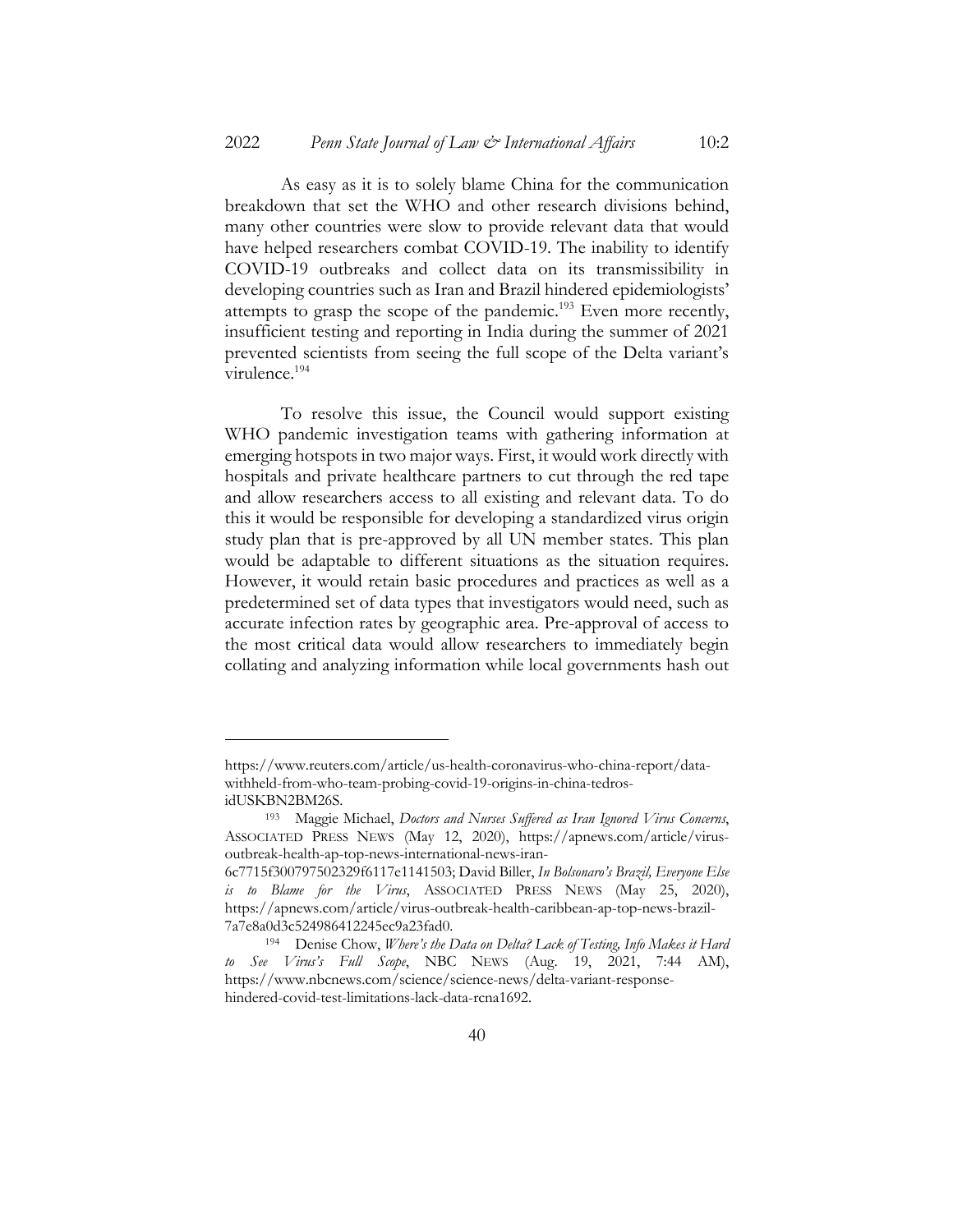As easy as it is to solely blame China for the communication breakdown that set the WHO and other research divisions behind, many other countries were slow to provide relevant data that would have helped researchers combat COVID-19. The inability to identify COVID-19 outbreaks and collect data on its transmissibility in developing countries such as Iran and Brazil hindered epidemiologists' attempts to grasp the scope of the pandemic.[193] Even more recently, insufficient testing and reporting in India during the summer of 2021 prevented scientists from seeing the full scope of the Delta variant's virulence.[194]

To resolve this issue, the Council would support existing WHO pandemic investigation teams with gathering information at emerging hotspots in two major ways. First, it would work directly with hospitals and private healthcare partners to cut through the red tape and allow researchers access to all existing and relevant data. To do this it would be responsible for developing a standardized virus origin study plan that is pre-approved by all UN member states. This plan would be adaptable to different situations as the situation requires. However, it would retain basic procedures and practices as well as a predetermined set of data types that investigators would need, such as accurate infection rates by geographic area. Pre-approval of access to the most critical data would allow researchers to immediately begin collating and analyzing information while local governments hash out

---

https://www.reuters.com/article/us-health-coronavirus-who-china-report/data-withheld-from-who-team-probing-covid-19-origins-in-china-tedros-idUSKBN2BM26S.

[193] Maggie Michael, *Doctors and Nurses Suffered as Iran Ignored Virus Concerns*, ASSOCIATED PRESS NEWS (May 12, 2020), https://apnews.com/article/virus-outbreak-health-ap-top-news-international-news-iran-6c7715f300797502329f6117e1141503; David Biller, *In Bolsonaro's Brazil, Everyone Else is to Blame for the Virus*, ASSOCIATED PRESS NEWS (May 25, 2020), https://apnews.com/article/virus-outbreak-health-caribbean-ap-top-news-brazil-7a7e8a0d3c524986412245ec9a23fad0.

[194] Denise Chow, *Where's the Data on Delta? Lack of Testing, Info Makes it Hard to See Virus's Full Scope*, NBC NEWS (Aug. 19, 2021, 7:44 AM), https://www.nbcnews.com/science/science-news/delta-variant-response-hindered-covid-test-limitations-lack-data-rcna1692.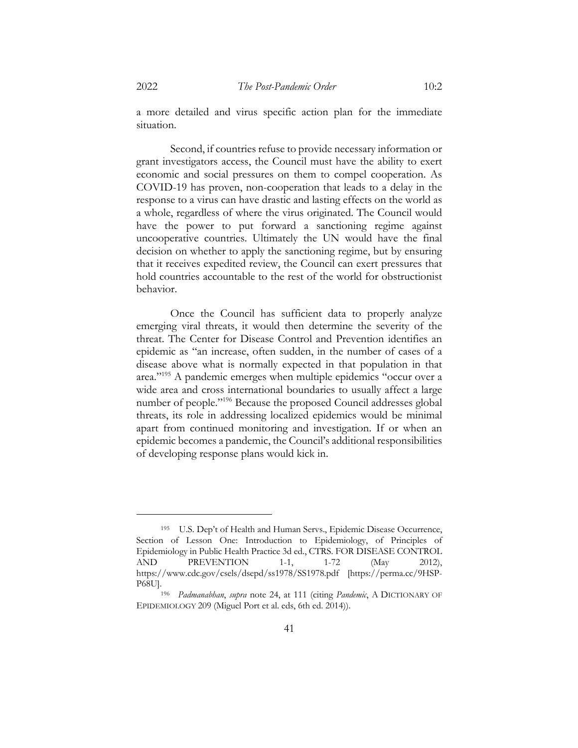a more detailed and virus specific action plan for the immediate situation.

Second, if countries refuse to provide necessary information or grant investigators access, the Council must have the ability to exert economic and social pressures on them to compel cooperation. As COVID-19 has proven, non-cooperation that leads to a delay in the response to a virus can have drastic and lasting effects on the world as a whole, regardless of where the virus originated. The Council would have the power to put forward a sanctioning regime against uncooperative countries. Ultimately the UN would have the final decision on whether to apply the sanctioning regime, but by ensuring that it receives expedited review, the Council can exert pressures that hold countries accountable to the rest of the world for obstructionist behavior.

Once the Council has sufficient data to properly analyze emerging viral threats, it would then determine the severity of the threat. The Center for Disease Control and Prevention identifies an epidemic as "an increase, often sudden, in the number of cases of a disease above what is normally expected in that population in that area."[195] A pandemic emerges when multiple epidemics "occur over a wide area and cross international boundaries to usually affect a large number of people."[196] Because the proposed Council addresses global threats, its role in addressing localized epidemics would be minimal apart from continued monitoring and investigation. If or when an epidemic becomes a pandemic, the Council's additional responsibilities of developing response plans would kick in.

---

[195] U.S. Dep't of Health and Human Servs., Epidemic Disease Occurrence, Section of Lesson One: Introduction to Epidemiology, of Principles of Epidemiology in Public Health Practice 3d ed., CTRS. FOR DISEASE CONTROL AND PREVENTION 1-1, 1-72 (May 2012), https://www.cdc.gov/csels/dsepd/ss1978/SS1978.pdf [https://perma.cc/9HSP-P68U].

[196] *Padmanabhan*, *supra* note 24, at 111 (citing *Pandemic*, A DICTIONARY OF EPIDEMIOLOGY 209 (Miguel Port et al. eds, 6th ed. 2014)).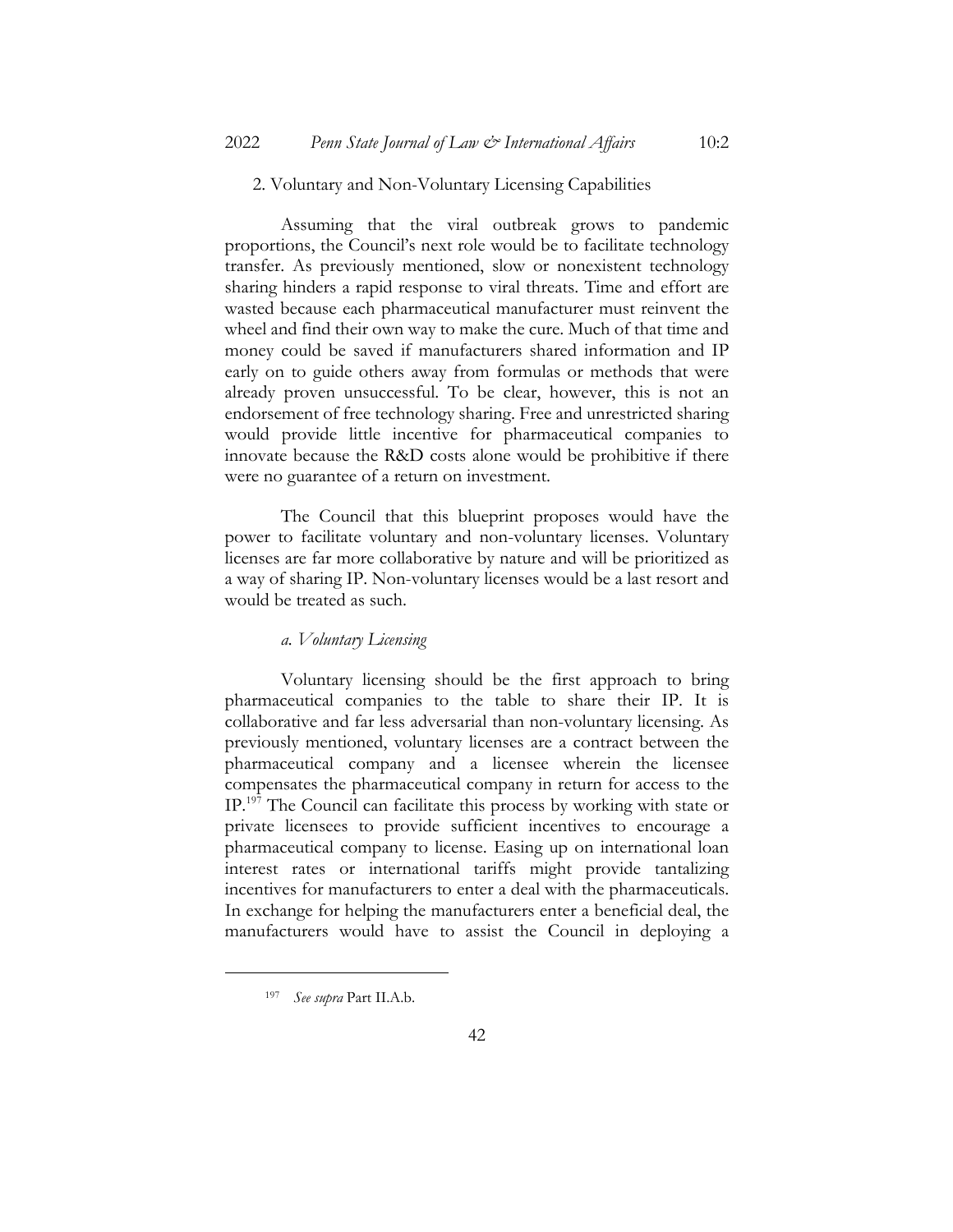2. Voluntary and Non-Voluntary Licensing Capabilities

Assuming that the viral outbreak grows to pandemic proportions, the Council's next role would be to facilitate technology transfer. As previously mentioned, slow or nonexistent technology sharing hinders a rapid response to viral threats. Time and effort are wasted because each pharmaceutical manufacturer must reinvent the wheel and find their own way to make the cure. Much of that time and money could be saved if manufacturers shared information and IP early on to guide others away from formulas or methods that were already proven unsuccessful. To be clear, however, this is not an endorsement of free technology sharing. Free and unrestricted sharing would provide little incentive for pharmaceutical companies to innovate because the R&D costs alone would be prohibitive if there were no guarantee of a return on investment.

The Council that this blueprint proposes would have the power to facilitate voluntary and non-voluntary licenses. Voluntary licenses are far more collaborative by nature and will be prioritized as a way of sharing IP. Non-voluntary licenses would be a last resort and would be treated as such.

*a. Voluntary Licensing*

Voluntary licensing should be the first approach to bring pharmaceutical companies to the table to share their IP. It is collaborative and far less adversarial than non-voluntary licensing. As previously mentioned, voluntary licenses are a contract between the pharmaceutical company and a licensee wherein the licensee compensates the pharmaceutical company in return for access to the IP.[197] The Council can facilitate this process by working with state or private licensees to provide sufficient incentives to encourage a pharmaceutical company to license. Easing up on international loan interest rates or international tariffs might provide tantalizing incentives for manufacturers to enter a deal with the pharmaceuticals. In exchange for helping the manufacturers enter a beneficial deal, the manufacturers would have to assist the Council in deploying a

[197] *See supra* Part II.A.b.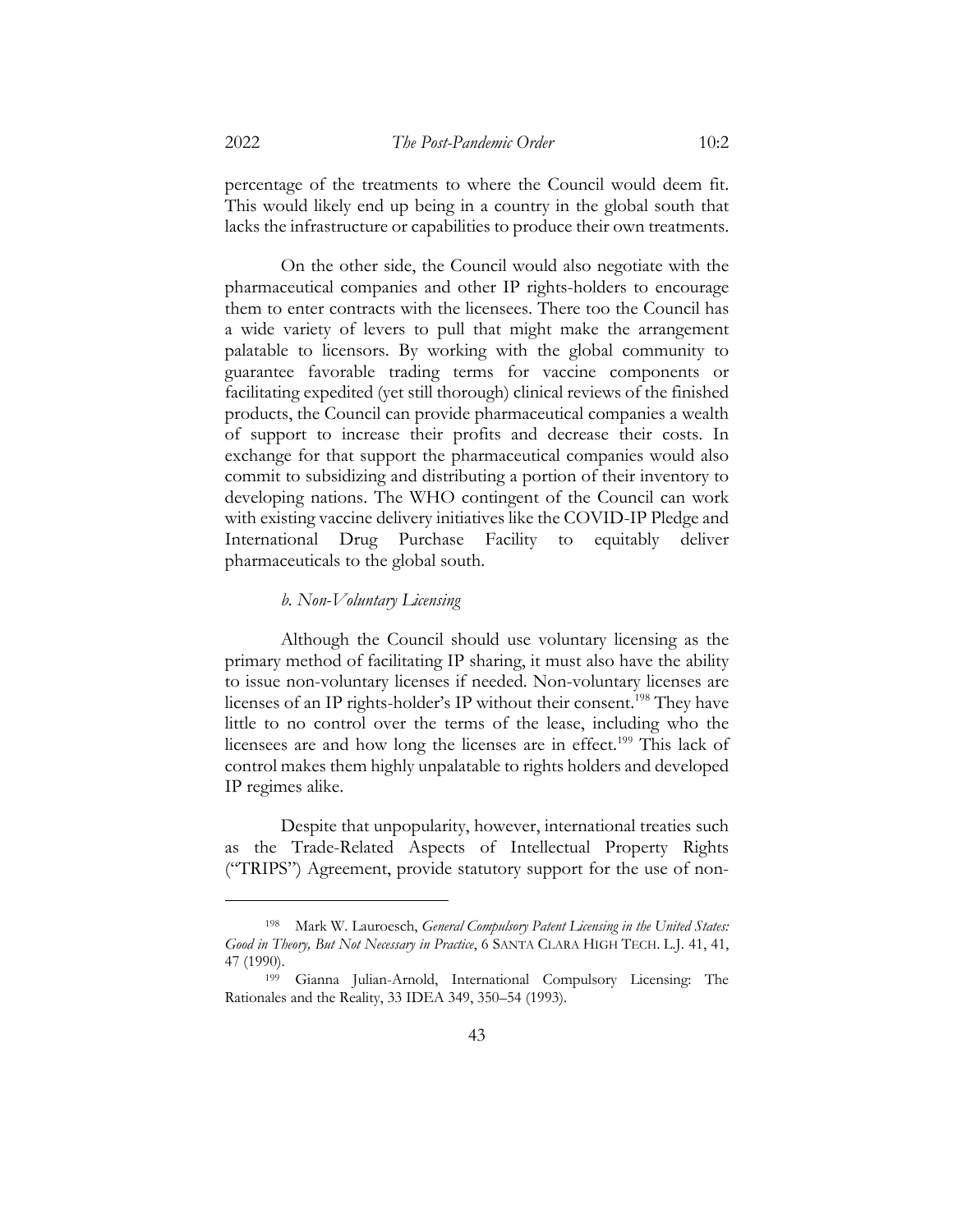percentage of the treatments to where the Council would deem fit. This would likely end up being in a country in the global south that lacks the infrastructure or capabilities to produce their own treatments.

On the other side, the Council would also negotiate with the pharmaceutical companies and other IP rights-holders to encourage them to enter contracts with the licensees. There too the Council has a wide variety of levers to pull that might make the arrangement palatable to licensors. By working with the global community to guarantee favorable trading terms for vaccine components or facilitating expedited (yet still thorough) clinical reviews of the finished products, the Council can provide pharmaceutical companies a wealth of support to increase their profits and decrease their costs. In exchange for that support the pharmaceutical companies would also commit to subsidizing and distributing a portion of their inventory to developing nations. The WHO contingent of the Council can work with existing vaccine delivery initiatives like the COVID-IP Pledge and International Drug Purchase Facility to equitably deliver pharmaceuticals to the global south.

*b. Non-Voluntary Licensing*

Although the Council should use voluntary licensing as the primary method of facilitating IP sharing, it must also have the ability to issue non-voluntary licenses if needed. Non-voluntary licenses are licenses of an IP rights-holder's IP without their consent.[198] They have little to no control over the terms of the lease, including who the licensees are and how long the licenses are in effect.[199] This lack of control makes them highly unpalatable to rights holders and developed IP regimes alike.

Despite that unpopularity, however, international treaties such as the Trade-Related Aspects of Intellectual Property Rights ("TRIPS") Agreement, provide statutory support for the use of non-

---

[198] Mark W. Lauroesch, *General Compulsory Patent Licensing in the United States: Good in Theory, But Not Necessary in Practice*, 6 SANTA CLARA HIGH TECH. L.J. 41, 41, 47 (1990).

[199] Gianna Julian-Arnold, International Compulsory Licensing: The Rationales and the Reality, 33 IDEA 349, 350–54 (1993).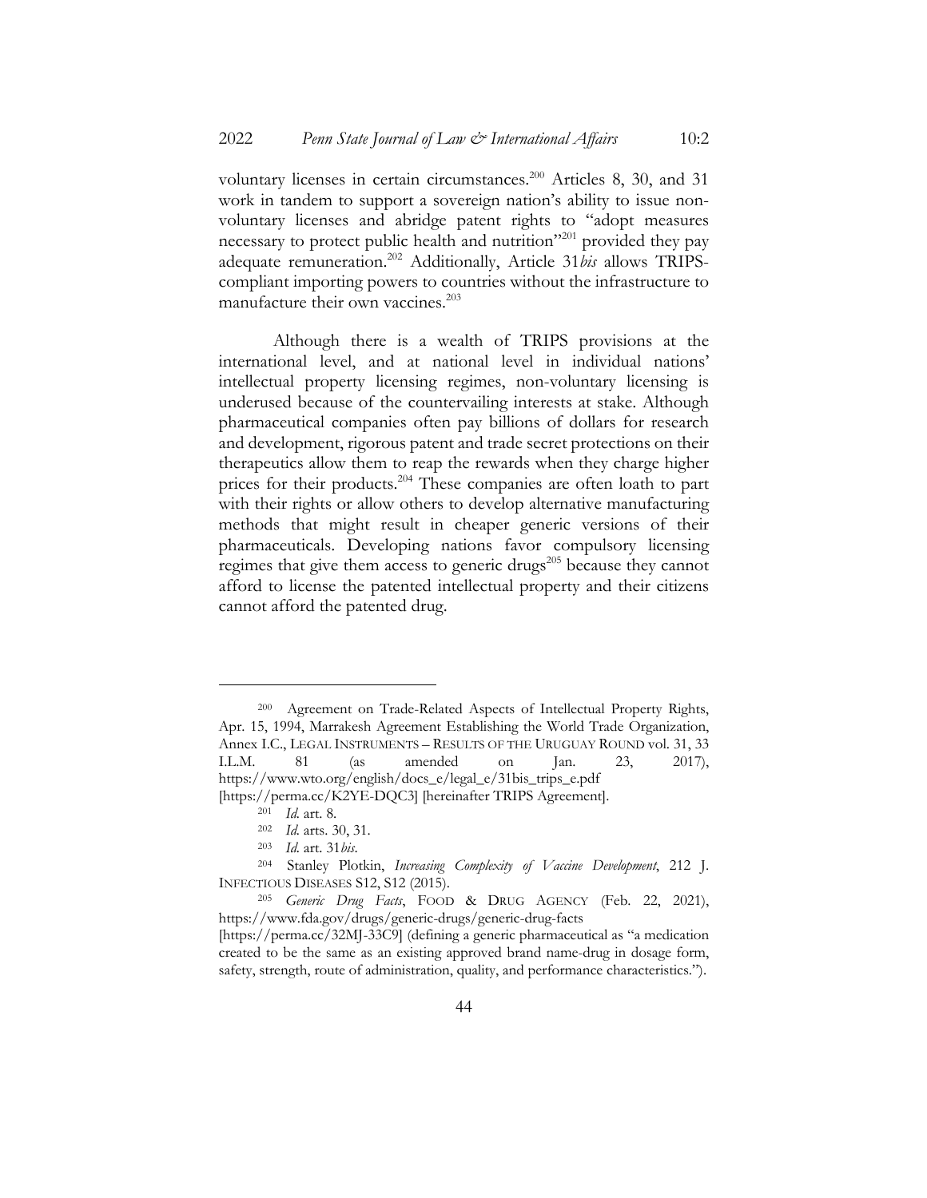voluntary licenses in certain circumstances.[200] Articles 8, 30, and 31 work in tandem to support a sovereign nation's ability to issue non-voluntary licenses and abridge patent rights to "adopt measures necessary to protect public health and nutrition"[201] provided they pay adequate remuneration.[202] Additionally, Article 31*bis* allows TRIPS-compliant importing powers to countries without the infrastructure to manufacture their own vaccines.[203]

Although there is a wealth of TRIPS provisions at the international level, and at national level in individual nations' intellectual property licensing regimes, non-voluntary licensing is underused because of the countervailing interests at stake. Although pharmaceutical companies often pay billions of dollars for research and development, rigorous patent and trade secret protections on their therapeutics allow them to reap the rewards when they charge higher prices for their products.[204] These companies are often loath to part with their rights or allow others to develop alternative manufacturing methods that might result in cheaper generic versions of their pharmaceuticals. Developing nations favor compulsory licensing regimes that give them access to generic drugs[205] because they cannot afford to license the patented intellectual property and their citizens cannot afford the patented drug.

---

[200] Agreement on Trade-Related Aspects of Intellectual Property Rights, Apr. 15, 1994, Marrakesh Agreement Establishing the World Trade Organization, Annex I.C., LEGAL INSTRUMENTS – RESULTS OF THE URUGUAY ROUND vol. 31, 33 I.L.M. 81 (as amended on Jan. 23, 2017), https://www.wto.org/english/docs_e/legal_e/31bis_trips_e.pdf [https://perma.cc/K2YE-DQC3] [hereinafter TRIPS Agreement].

[201] *Id.* art. 8.

[202] *Id.* arts. 30, 31.

[203] *Id.* art. 31*bis*.

[204] Stanley Plotkin, *Increasing Complexity of Vaccine Development*, 212 J. INFECTIOUS DISEASES S12, S12 (2015).

[205] *Generic Drug Facts*, FOOD & DRUG AGENCY (Feb. 22, 2021), https://www.fda.gov/drugs/generic-drugs/generic-drug-facts [https://perma.cc/32MJ-33C9] (defining a generic pharmaceutical as "a medication created to be the same as an existing approved brand name-drug in dosage form, safety, strength, route of administration, quality, and performance characteristics.").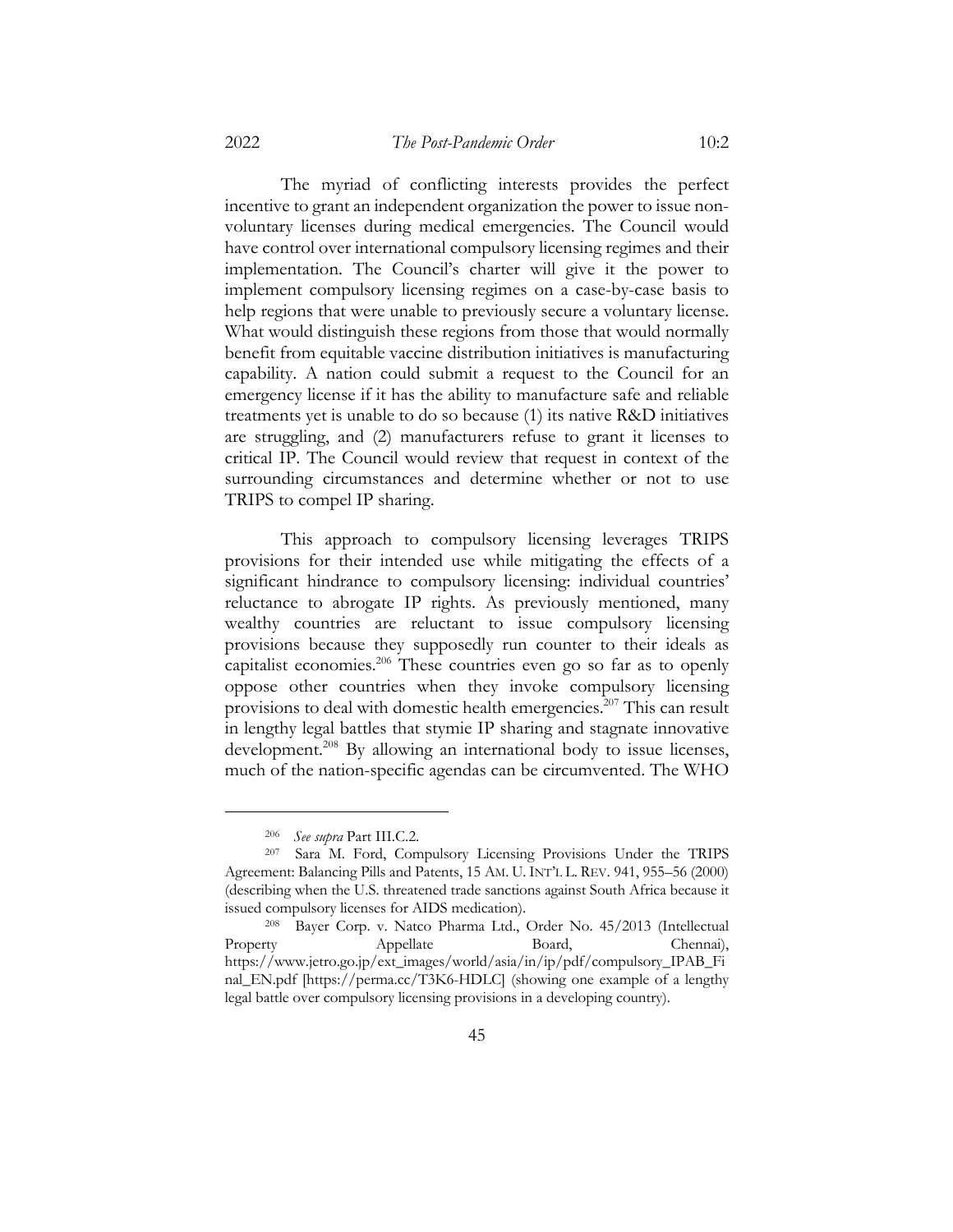The myriad of conflicting interests provides the perfect incentive to grant an independent organization the power to issue non-voluntary licenses during medical emergencies. The Council would have control over international compulsory licensing regimes and their implementation. The Council's charter will give it the power to implement compulsory licensing regimes on a case-by-case basis to help regions that were unable to previously secure a voluntary license. What would distinguish these regions from those that would normally benefit from equitable vaccine distribution initiatives is manufacturing capability. A nation could submit a request to the Council for an emergency license if it has the ability to manufacture safe and reliable treatments yet is unable to do so because (1) its native R&D initiatives are struggling, and (2) manufacturers refuse to grant it licenses to critical IP. The Council would review that request in context of the surrounding circumstances and determine whether or not to use TRIPS to compel IP sharing.

This approach to compulsory licensing leverages TRIPS provisions for their intended use while mitigating the effects of a significant hindrance to compulsory licensing: individual countries' reluctance to abrogate IP rights. As previously mentioned, many wealthy countries are reluctant to issue compulsory licensing provisions because they supposedly run counter to their ideals as capitalist economies.[206] These countries even go so far as to openly oppose other countries when they invoke compulsory licensing provisions to deal with domestic health emergencies.[207] This can result in lengthy legal battles that stymie IP sharing and stagnate innovative development.[208] By allowing an international body to issue licenses, much of the nation-specific agendas can be circumvented. The WHO

---

[206] *See supra* Part III.C.2.

[207] Sara M. Ford, Compulsory Licensing Provisions Under the TRIPS Agreement: Balancing Pills and Patents, 15 AM. U. INT'L L. REV. 941, 955–56 (2000) (describing when the U.S. threatened trade sanctions against South Africa because it issued compulsory licenses for AIDS medication).

[208] Bayer Corp. v. Natco Pharma Ltd., Order No. 45/2013 (Intellectual Property Appellate Board, Chennai), https://www.jetro.go.jp/ext_images/world/asia/in/ip/pdf/compulsory_IPAB_Final_EN.pdf [https://perma.cc/T3K6-HDLC] (showing one example of a lengthy legal battle over compulsory licensing provisions in a developing country).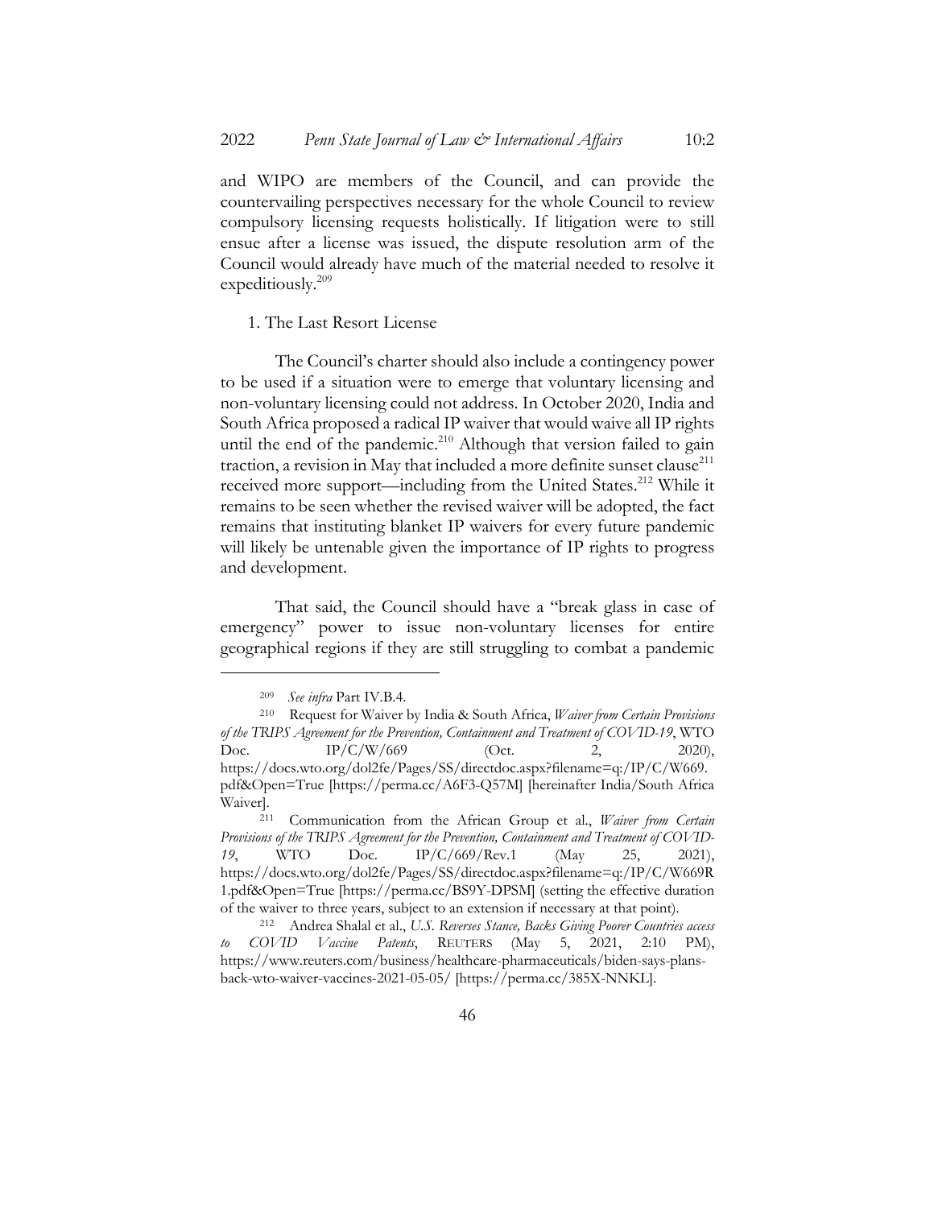and WIPO are members of the Council, and can provide the countervailing perspectives necessary for the whole Council to review compulsory licensing requests holistically. If litigation were to still ensue after a license was issued, the dispute resolution arm of the Council would already have much of the material needed to resolve it expeditiously.[209]

1. The Last Resort License

The Council's charter should also include a contingency power to be used if a situation were to emerge that voluntary licensing and non-voluntary licensing could not address. In October 2020, India and South Africa proposed a radical IP waiver that would waive all IP rights until the end of the pandemic.[210] Although that version failed to gain traction, a revision in May that included a more definite sunset clause[211] received more support—including from the United States.[212] While it remains to be seen whether the revised waiver will be adopted, the fact remains that instituting blanket IP waivers for every future pandemic will likely be untenable given the importance of IP rights to progress and development.

That said, the Council should have a "break glass in case of emergency" power to issue non-voluntary licenses for entire geographical regions if they are still struggling to combat a pandemic

---

[209] *See infra* Part IV.B.4.

[210] Request for Waiver by India & South Africa, *Waiver from Certain Provisions of the TRIPS Agreement for the Prevention, Containment and Treatment of COVID-19*, WTO Doc. IP/C/W/669 (Oct. 2, 2020), https://docs.wto.org/dol2fe/Pages/SS/directdoc.aspx?filename=q:/IP/C/W669.pdf&Open=True [https://perma.cc/A6F3-Q57M] [hereinafter India/South Africa Waiver].

[211] Communication from the African Group et al., *Waiver from Certain Provisions of the TRIPS Agreement for the Prevention, Containment and Treatment of COVID-19*, WTO Doc. IP/C/669/Rev.1 (May 25, 2021), https://docs.wto.org/dol2fe/Pages/SS/directdoc.aspx?filename=q:/IP/C/W669R1.pdf&Open=True [https://perma.cc/BS9Y-DPSM] (setting the effective duration of the waiver to three years, subject to an extension if necessary at that point).

[212] Andrea Shalal et al., *U.S. Reverses Stance, Backs Giving Poorer Countries access to COVID Vaccine Patents*, REUTERS (May 5, 2021, 2:10 PM), https://www.reuters.com/business/healthcare-pharmaceuticals/biden-says-plans-back-wto-waiver-vaccines-2021-05-05/ [https://perma.cc/385X-NNKL].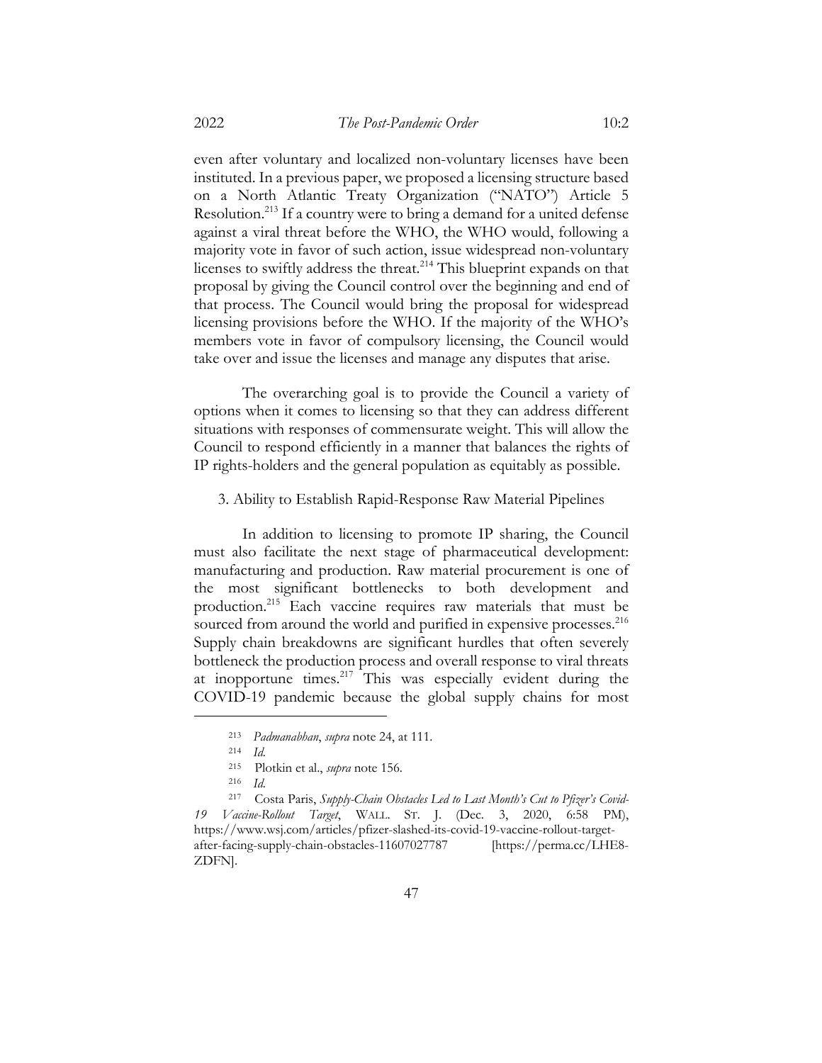even after voluntary and localized non-voluntary licenses have been instituted. In a previous paper, we proposed a licensing structure based on a North Atlantic Treaty Organization ("NATO") Article 5 Resolution.[213] If a country were to bring a demand for a united defense against a viral threat before the WHO, the WHO would, following a majority vote in favor of such action, issue widespread non-voluntary licenses to swiftly address the threat.[214] This blueprint expands on that proposal by giving the Council control over the beginning and end of that process. The Council would bring the proposal for widespread licensing provisions before the WHO. If the majority of the WHO's members vote in favor of compulsory licensing, the Council would take over and issue the licenses and manage any disputes that arise.

The overarching goal is to provide the Council a variety of options when it comes to licensing so that they can address different situations with responses of commensurate weight. This will allow the Council to respond efficiently in a manner that balances the rights of IP rights-holders and the general population as equitably as possible.

3. Ability to Establish Rapid-Response Raw Material Pipelines

In addition to licensing to promote IP sharing, the Council must also facilitate the next stage of pharmaceutical development: manufacturing and production. Raw material procurement is one of the most significant bottlenecks to both development and production.[215] Each vaccine requires raw materials that must be sourced from around the world and purified in expensive processes.[216] Supply chain breakdowns are significant hurdles that often severely bottleneck the production process and overall response to viral threats at inopportune times.[217] This was especially evident during the COVID-19 pandemic because the global supply chains for most

---

[213] *Padmanabhan*, *supra* note 24, at 111.

[214] *Id.*

[215] Plotkin et al., *supra* note 156.

[216] *Id.*

[217] Costa Paris, *Supply-Chain Obstacles Led to Last Month's Cut to Pfizer's Covid-19 Vaccine-Rollout Target*, WALL. ST. J. (Dec. 3, 2020, 6:58 PM), https://www.wsj.com/articles/pfizer-slashed-its-covid-19-vaccine-rollout-target-after-facing-supply-chain-obstacles-11607027787 [https://perma.cc/LHE8-ZDFN].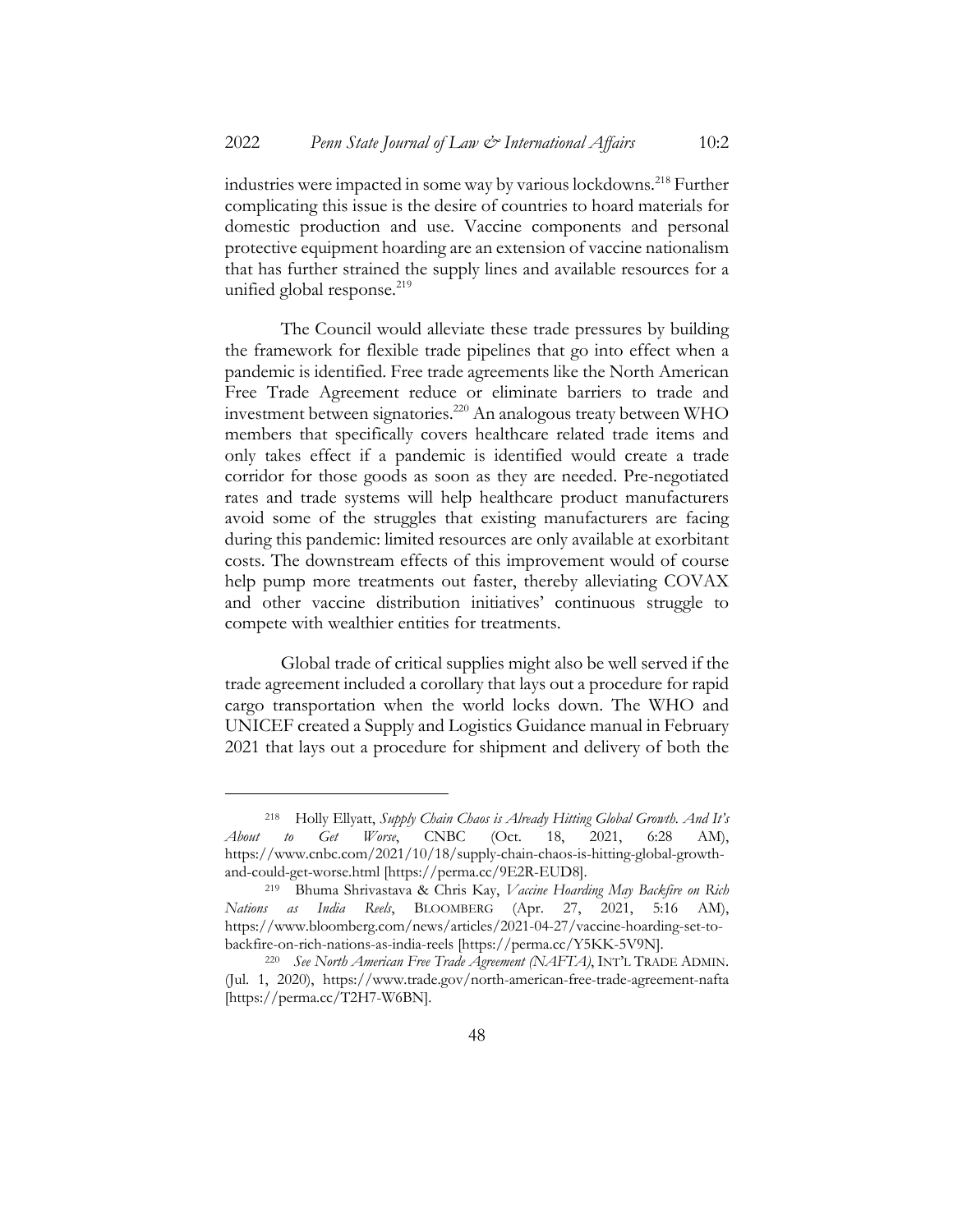industries were impacted in some way by various lockdowns.[218] Further complicating this issue is the desire of countries to hoard materials for domestic production and use. Vaccine components and personal protective equipment hoarding are an extension of vaccine nationalism that has further strained the supply lines and available resources for a unified global response.[219]

The Council would alleviate these trade pressures by building the framework for flexible trade pipelines that go into effect when a pandemic is identified. Free trade agreements like the North American Free Trade Agreement reduce or eliminate barriers to trade and investment between signatories.[220] An analogous treaty between WHO members that specifically covers healthcare related trade items and only takes effect if a pandemic is identified would create a trade corridor for those goods as soon as they are needed. Pre-negotiated rates and trade systems will help healthcare product manufacturers avoid some of the struggles that existing manufacturers are facing during this pandemic: limited resources are only available at exorbitant costs. The downstream effects of this improvement would of course help pump more treatments out faster, thereby alleviating COVAX and other vaccine distribution initiatives' continuous struggle to compete with wealthier entities for treatments.

Global trade of critical supplies might also be well served if the trade agreement included a corollary that lays out a procedure for rapid cargo transportation when the world locks down. The WHO and UNICEF created a Supply and Logistics Guidance manual in February 2021 that lays out a procedure for shipment and delivery of both the

---

[218] Holly Ellyatt, *Supply Chain Chaos is Already Hitting Global Growth. And It's About to Get Worse*, CNBC (Oct. 18, 2021, 6:28 AM), https://www.cnbc.com/2021/10/18/supply-chain-chaos-is-hitting-global-growth-and-could-get-worse.html [https://perma.cc/9E2R-EUD8].

[219] Bhuma Shrivastava & Chris Kay, *Vaccine Hoarding May Backfire on Rich Nations as India Reels*, BLOOMBERG (Apr. 27, 2021, 5:16 AM), https://www.bloomberg.com/news/articles/2021-04-27/vaccine-hoarding-set-to-backfire-on-rich-nations-as-india-reels [https://perma.cc/Y5KK-5V9N].

[220] *See North American Free Trade Agreement (NAFTA)*, INT'L TRADE ADMIN. (Jul. 1, 2020), https://www.trade.gov/north-american-free-trade-agreement-nafta [https://perma.cc/T2H7-W6BN].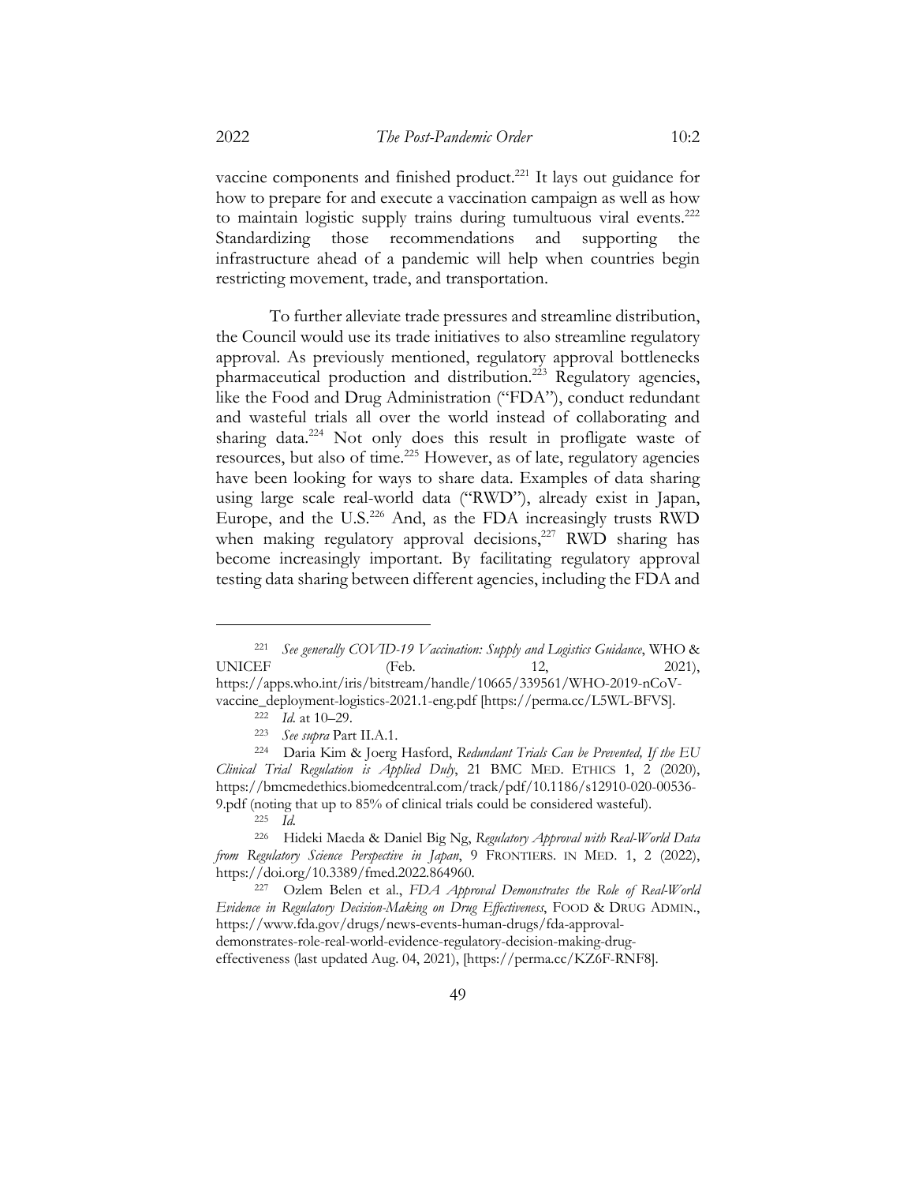vaccine components and finished product.[221] It lays out guidance for how to prepare for and execute a vaccination campaign as well as how to maintain logistic supply trains during tumultuous viral events.[222] Standardizing those recommendations and supporting the infrastructure ahead of a pandemic will help when countries begin restricting movement, trade, and transportation.

To further alleviate trade pressures and streamline distribution, the Council would use its trade initiatives to also streamline regulatory approval. As previously mentioned, regulatory approval bottlenecks pharmaceutical production and distribution.[223] Regulatory agencies, like the Food and Drug Administration ("FDA"), conduct redundant and wasteful trials all over the world instead of collaborating and sharing data.[224] Not only does this result in profligate waste of resources, but also of time.[225] However, as of late, regulatory agencies have been looking for ways to share data. Examples of data sharing using large scale real-world data ("RWD"), already exist in Japan, Europe, and the U.S.[226] And, as the FDA increasingly trusts RWD when making regulatory approval decisions,[227] RWD sharing has become increasingly important. By facilitating regulatory approval testing data sharing between different agencies, including the FDA and

---

[221] *See generally COVID-19 Vaccination: Supply and Logistics Guidance*, WHO & UNICEF (Feb. 12, 2021), https://apps.who.int/iris/bitstream/handle/10665/339561/WHO-2019-nCoV-vaccine_deployment-logistics-2021.1-eng.pdf [https://perma.cc/L5WL-BFVS].

[222] *Id.* at 10–29.

[223] *See supra* Part II.A.1.

[224] Daria Kim & Joerg Hasford, *Redundant Trials Can be Prevented, If the EU Clinical Trial Regulation is Applied Duly*, 21 BMC MED. ETHICS 1, 2 (2020), https://bmcmedethics.biomedcentral.com/track/pdf/10.1186/s12910-020-00536-9.pdf (noting that up to 85% of clinical trials could be considered wasteful).

[225] *Id.*

[226] Hideki Maeda & Daniel Big Ng, *Regulatory Approval with Real-World Data from Regulatory Science Perspective in Japan*, 9 FRONTIERS. IN MED. 1, 2 (2022), https://doi.org/10.3389/fmed.2022.864960.

[227] Ozlem Belen et al., *FDA Approval Demonstrates the Role of Real-World Evidence in Regulatory Decision-Making on Drug Effectiveness*, FOOD & DRUG ADMIN., https://www.fda.gov/drugs/news-events-human-drugs/fda-approval-demonstrates-role-real-world-evidence-regulatory-decision-making-drug-effectiveness (last updated Aug. 04, 2021), [https://perma.cc/KZ6F-RNF8].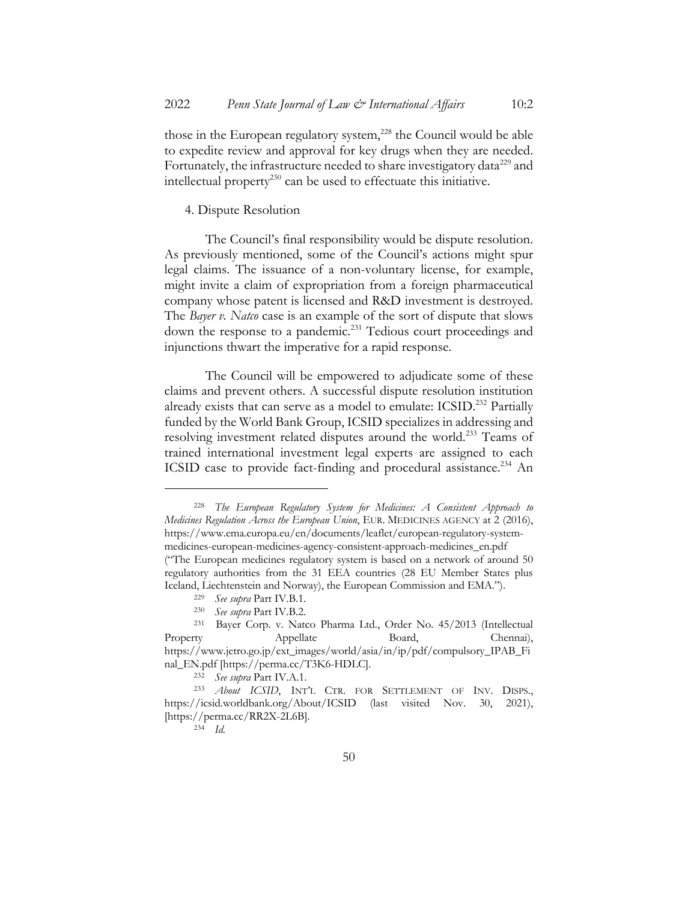those in the European regulatory system,[228] the Council would be able to expedite review and approval for key drugs when they are needed. Fortunately, the infrastructure needed to share investigatory data[229] and intellectual property[230] can be used to effectuate this initiative.

4. Dispute Resolution

The Council's final responsibility would be dispute resolution. As previously mentioned, some of the Council's actions might spur legal claims. The issuance of a non-voluntary license, for example, might invite a claim of expropriation from a foreign pharmaceutical company whose patent is licensed and R&D investment is destroyed. The *Bayer v. Natco* case is an example of the sort of dispute that slows down the response to a pandemic.[231] Tedious court proceedings and injunctions thwart the imperative for a rapid response.

The Council will be empowered to adjudicate some of these claims and prevent others. A successful dispute resolution institution already exists that can serve as a model to emulate: ICSID.[232] Partially funded by the World Bank Group, ICSID specializes in addressing and resolving investment related disputes around the world.[233] Teams of trained international investment legal experts are assigned to each ICSID case to provide fact-finding and procedural assistance.[234] An

---

[228] *The European Regulatory System for Medicines: A Consistent Approach to Medicines Regulation Across the European Union*, EUR. MEDICINES AGENCY at 2 (2016), https://www.ema.europa.eu/en/documents/leaflet/european-regulatory-system-medicines-european-medicines-agency-consistent-approach-medicines_en.pdf ("The European medicines regulatory system is based on a network of around 50 regulatory authorities from the 31 EEA countries (28 EU Member States plus Iceland, Liechtenstein and Norway), the European Commission and EMA.").

[229] *See supra* Part IV.B.1.

[230] *See supra* Part IV.B.2.

[231] Bayer Corp. v. Natco Pharma Ltd., Order No. 45/2013 (Intellectual Property Appellate Board, Chennai), https://www.jetro.go.jp/ext_images/world/asia/in/ip/pdf/compulsory_IPAB_Final_EN.pdf [https://perma.cc/T3K6-HDLC].

[232] *See supra* Part IV.A.1.

[233] *About ICSID*, INT'L CTR. FOR SETTLEMENT OF INV. DISPS., https://icsid.worldbank.org/About/ICSID (last visited Nov. 30, 2021), [https://perma.cc/RR2X-2L6B].

[234] *Id.*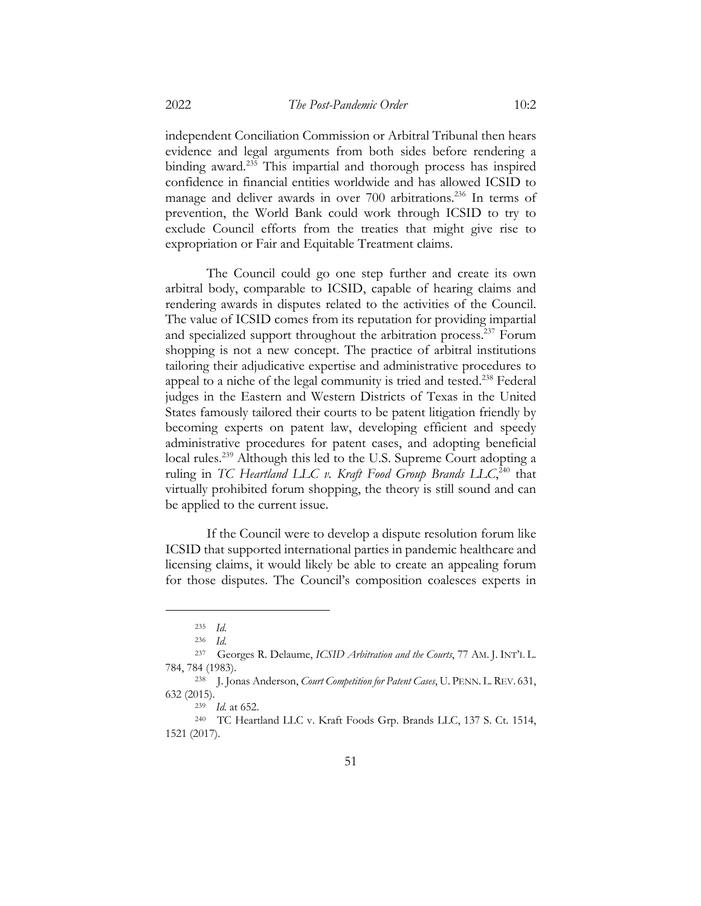independent Conciliation Commission or Arbitral Tribunal then hears evidence and legal arguments from both sides before rendering a binding award.[235] This impartial and thorough process has inspired confidence in financial entities worldwide and has allowed ICSID to manage and deliver awards in over 700 arbitrations.[236] In terms of prevention, the World Bank could work through ICSID to try to exclude Council efforts from the treaties that might give rise to expropriation or Fair and Equitable Treatment claims.

The Council could go one step further and create its own arbitral body, comparable to ICSID, capable of hearing claims and rendering awards in disputes related to the activities of the Council. The value of ICSID comes from its reputation for providing impartial and specialized support throughout the arbitration process.[237] Forum shopping is not a new concept. The practice of arbitral institutions tailoring their adjudicative expertise and administrative procedures to appeal to a niche of the legal community is tried and tested.[238] Federal judges in the Eastern and Western Districts of Texas in the United States famously tailored their courts to be patent litigation friendly by becoming experts on patent law, developing efficient and speedy administrative procedures for patent cases, and adopting beneficial local rules.[239] Although this led to the U.S. Supreme Court adopting a ruling in *TC Heartland LLC v. Kraft Food Group Brands LLC*,[240] that virtually prohibited forum shopping, the theory is still sound and can be applied to the current issue.

If the Council were to develop a dispute resolution forum like ICSID that supported international parties in pandemic healthcare and licensing claims, it would likely be able to create an appealing forum for those disputes. The Council's composition coalesces experts in

---

[235] *Id.*

[236] *Id.*

[237] Georges R. Delaume, *ICSID Arbitration and the Courts*, 77 AM. J. INT'L L. 784, 784 (1983).

[238] J. Jonas Anderson, *Court Competition for Patent Cases*, U. PENN. L. REV. 631, 632 (2015).

[239] *Id.* at 652.

[240] TC Heartland LLC v. Kraft Foods Grp. Brands LLC, 137 S. Ct. 1514, 1521 (2017).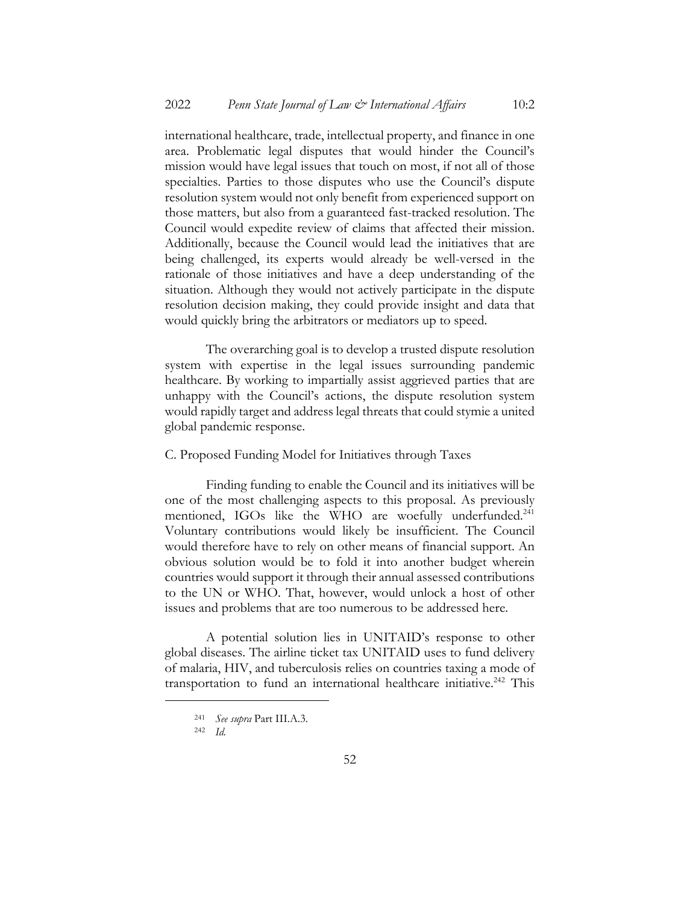international healthcare, trade, intellectual property, and finance in one area. Problematic legal disputes that would hinder the Council's mission would have legal issues that touch on most, if not all of those specialties. Parties to those disputes who use the Council's dispute resolution system would not only benefit from experienced support on those matters, but also from a guaranteed fast-tracked resolution. The Council would expedite review of claims that affected their mission. Additionally, because the Council would lead the initiatives that are being challenged, its experts would already be well-versed in the rationale of those initiatives and have a deep understanding of the situation. Although they would not actively participate in the dispute resolution decision making, they could provide insight and data that would quickly bring the arbitrators or mediators up to speed.

The overarching goal is to develop a trusted dispute resolution system with expertise in the legal issues surrounding pandemic healthcare. By working to impartially assist aggrieved parties that are unhappy with the Council's actions, the dispute resolution system would rapidly target and address legal threats that could stymie a united global pandemic response.

### C. Proposed Funding Model for Initiatives through Taxes

Finding funding to enable the Council and its initiatives will be one of the most challenging aspects to this proposal. As previously mentioned, IGOs like the WHO are woefully underfunded.[241] Voluntary contributions would likely be insufficient. The Council would therefore have to rely on other means of financial support. An obvious solution would be to fold it into another budget wherein countries would support it through their annual assessed contributions to the UN or WHO. That, however, would unlock a host of other issues and problems that are too numerous to be addressed here.

A potential solution lies in UNITAID's response to other global diseases. The airline ticket tax UNITAID uses to fund delivery of malaria, HIV, and tuberculosis relies on countries taxing a mode of transportation to fund an international healthcare initiative.[242] This

---

[241] *See supra* Part III.A.3.

[242] *Id.*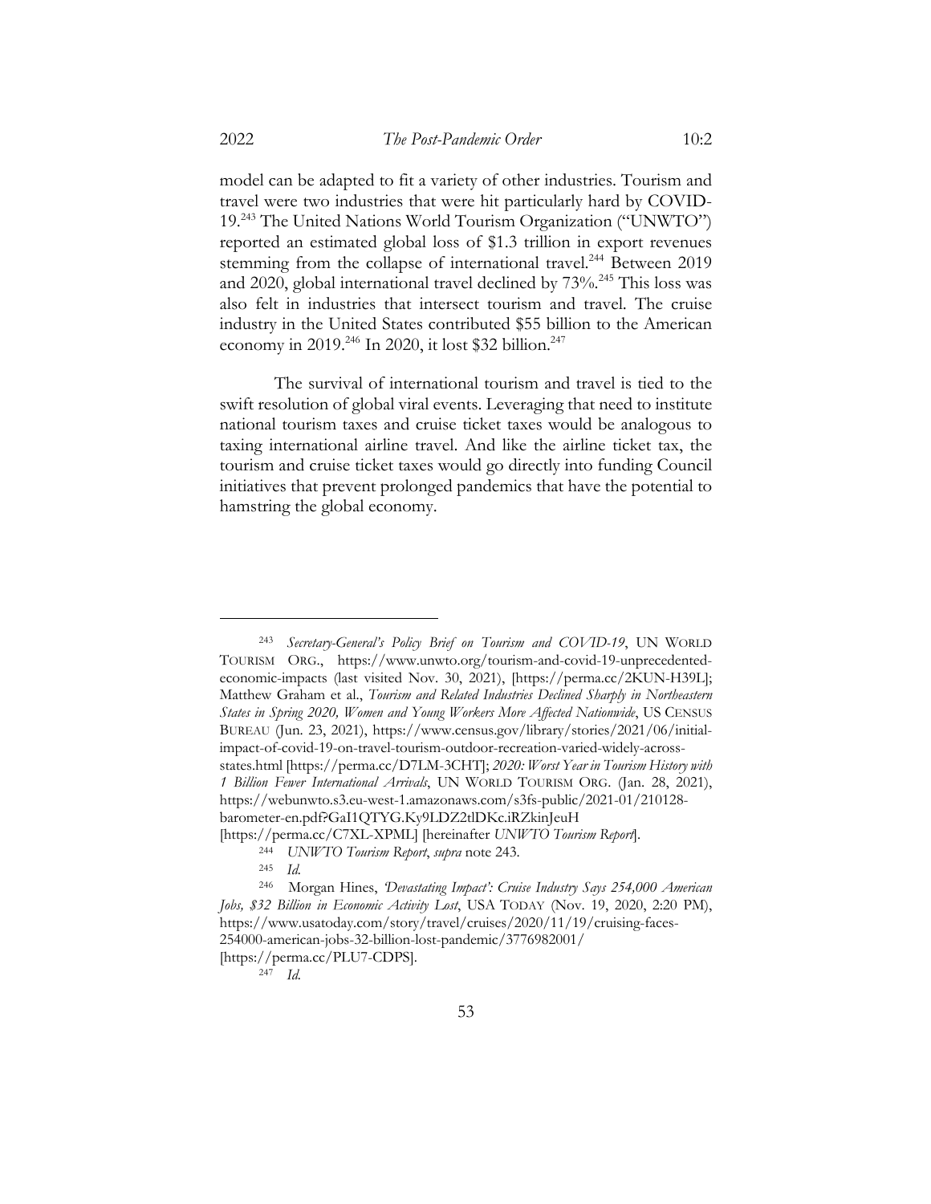model can be adapted to fit a variety of other industries. Tourism and travel were two industries that were hit particularly hard by COVID-19.[243] The United Nations World Tourism Organization ("UNWTO") reported an estimated global loss of $1.3 trillion in export revenues stemming from the collapse of international travel.[244] Between 2019 and 2020, global international travel declined by 73%.[245] This loss was also felt in industries that intersect tourism and travel. The cruise industry in the United States contributed $55 billion to the American economy in 2019.[246] In 2020, it lost $32 billion.[247]

The survival of international tourism and travel is tied to the swift resolution of global viral events. Leveraging that need to institute national tourism taxes and cruise ticket taxes would be analogous to taxing international airline travel. And like the airline ticket tax, the tourism and cruise ticket taxes would go directly into funding Council initiatives that prevent prolonged pandemics that have the potential to hamstring the global economy.

---

[243] *Secretary-General's Policy Brief on Tourism and COVID-19*, UN WORLD TOURISM ORG., https://www.unwto.org/tourism-and-covid-19-unprecedented-economic-impacts (last visited Nov. 30, 2021), [https://perma.cc/2KUN-H39L]; Matthew Graham et al., *Tourism and Related Industries Declined Sharply in Northeastern States in Spring 2020, Women and Young Workers More Affected Nationwide*, US CENSUS BUREAU (Jun. 23, 2021), https://www.census.gov/library/stories/2021/06/initial-impact-of-covid-19-on-travel-tourism-outdoor-recreation-varied-widely-across-states.html [https://perma.cc/D7LM-3CHT]; *2020: Worst Year in Tourism History with 1 Billion Fewer International Arrivals*, UN WORLD TOURISM ORG. (Jan. 28, 2021), https://webunwto.s3.eu-west-1.amazonaws.com/s3fs-public/2021-01/210128-barometer-en.pdf?GaI1QTYG.Ky9LDZ2tlDKc.iRZkinJeuH [https://perma.cc/C7XL-XPML] [hereinafter *UNWTO Tourism Report*].

[244] *UNWTO Tourism Report*, *supra* note 243.

[245] *Id.*

[246] Morgan Hines, *'Devastating Impact': Cruise Industry Says 254,000 American Jobs, $32 Billion in Economic Activity Lost*, USA TODAY (Nov. 19, 2020, 2:20 PM), https://www.usatoday.com/story/travel/cruises/2020/11/19/cruising-faces-254000-american-jobs-32-billion-lost-pandemic/3776982001/ [https://perma.cc/PLU7-CDPS].

[247] *Id.*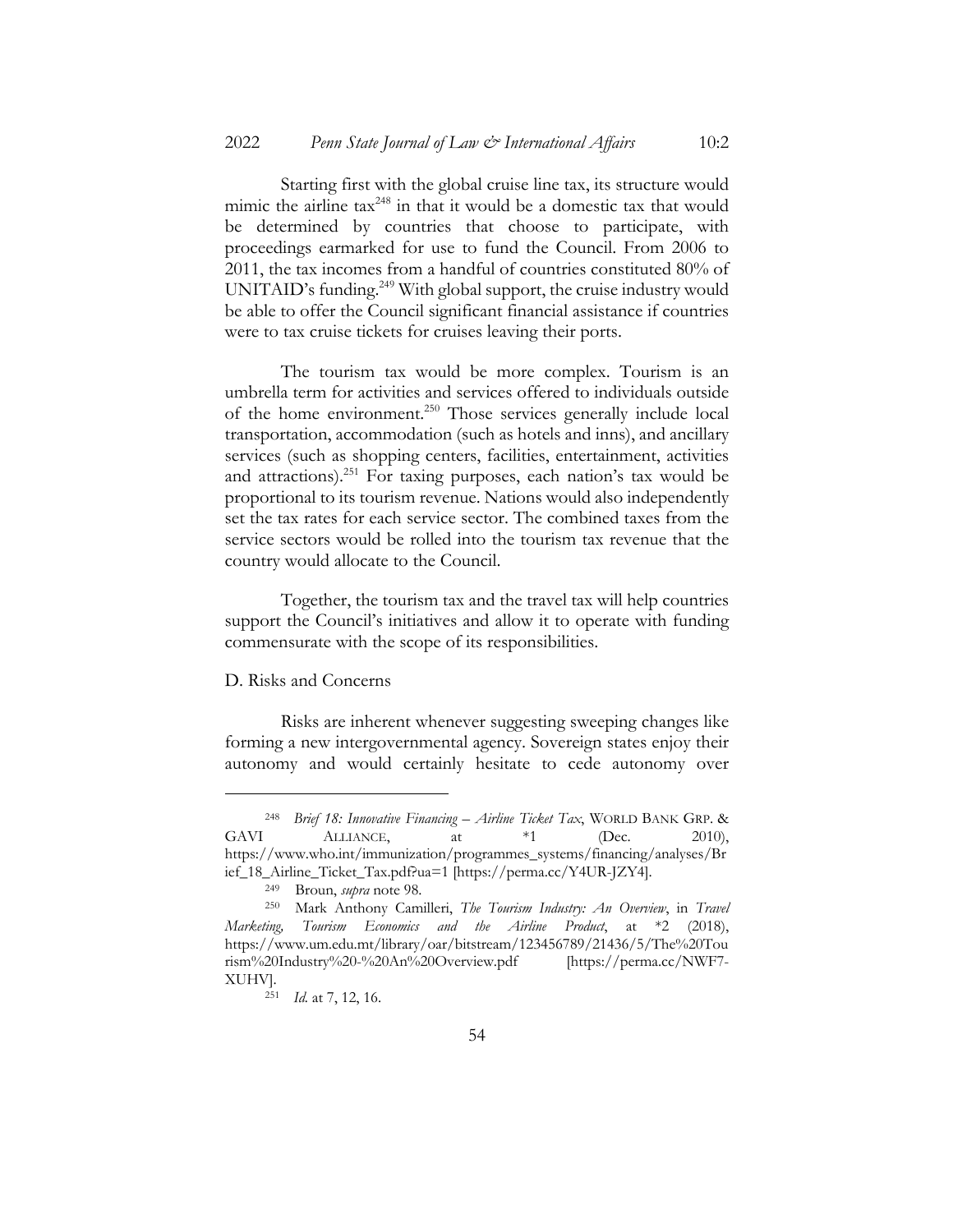Starting first with the global cruise line tax, its structure would mimic the airline tax[248] in that it would be a domestic tax that would be determined by countries that choose to participate, with proceedings earmarked for use to fund the Council. From 2006 to 2011, the tax incomes from a handful of countries constituted 80% of UNITAID's funding.[249] With global support, the cruise industry would be able to offer the Council significant financial assistance if countries were to tax cruise tickets for cruises leaving their ports.

The tourism tax would be more complex. Tourism is an umbrella term for activities and services offered to individuals outside of the home environment.[250] Those services generally include local transportation, accommodation (such as hotels and inns), and ancillary services (such as shopping centers, facilities, entertainment, activities and attractions).[251] For taxing purposes, each nation's tax would be proportional to its tourism revenue. Nations would also independently set the tax rates for each service sector. The combined taxes from the service sectors would be rolled into the tourism tax revenue that the country would allocate to the Council.

Together, the tourism tax and the travel tax will help countries support the Council's initiatives and allow it to operate with funding commensurate with the scope of its responsibilities.

D. Risks and Concerns

Risks are inherent whenever suggesting sweeping changes like forming a new intergovernmental agency. Sovereign states enjoy their autonomy and would certainly hesitate to cede autonomy over

---

[248] *Brief 18: Innovative Financing – Airline Ticket Tax*, WORLD BANK GRP. & GAVI ALLIANCE, at *1 (Dec. 2010), https://www.who.int/immunization/programmes_systems/financing/analyses/Brief_18_Airline_Ticket_Tax.pdf?ua=1 [https://perma.cc/Y4UR-JZY4].

[249] Broun, *supra* note 98.

[250] Mark Anthony Camilleri, *The Tourism Industry: An Overview*, in *Travel Marketing, Tourism Economics and the Airline Product*, at *2 (2018), https://www.um.edu.mt/library/oar/bitstream/123456789/21436/5/The%20Tourism%20Industry%20-%20An%20Overview.pdf [https://perma.cc/NWF7-XUHV].

[251] *Id.* at 7, 12, 16.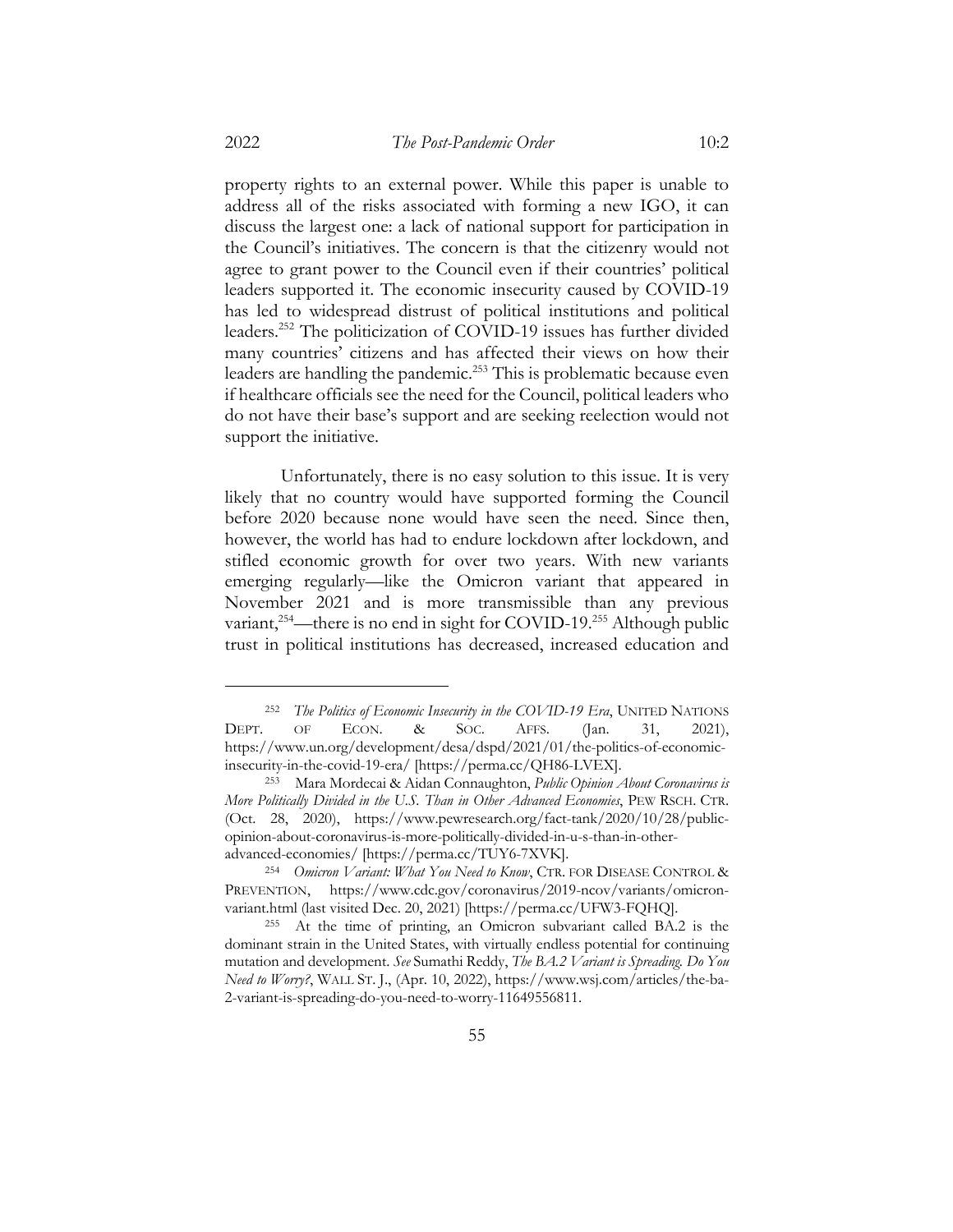property rights to an external power. While this paper is unable to address all of the risks associated with forming a new IGO, it can discuss the largest one: a lack of national support for participation in the Council's initiatives. The concern is that the citizenry would not agree to grant power to the Council even if their countries' political leaders supported it. The economic insecurity caused by COVID-19 has led to widespread distrust of political institutions and political leaders.[252] The politicization of COVID-19 issues has further divided many countries' citizens and has affected their views on how their leaders are handling the pandemic.[253] This is problematic because even if healthcare officials see the need for the Council, political leaders who do not have their base's support and are seeking reelection would not support the initiative.

Unfortunately, there is no easy solution to this issue. It is very likely that no country would have supported forming the Council before 2020 because none would have seen the need. Since then, however, the world has had to endure lockdown after lockdown, and stifled economic growth for over two years. With new variants emerging regularly—like the Omicron variant that appeared in November 2021 and is more transmissible than any previous variant,[254]—there is no end in sight for COVID-19.[255] Although public trust in political institutions has decreased, increased education and

---

[252] *The Politics of Economic Insecurity in the COVID-19 Era*, UNITED NATIONS DEPT. OF ECON. & SOC. AFFS. (Jan. 31, 2021), https://www.un.org/development/desa/dspd/2021/01/the-politics-of-economic-insecurity-in-the-covid-19-era/ [https://perma.cc/QH86-LVEX].

[253] Mara Mordecai & Aidan Connaughton, *Public Opinion About Coronavirus is More Politically Divided in the U.S. Than in Other Advanced Economies*, PEW RSCH. CTR. (Oct. 28, 2020), https://www.pewresearch.org/fact-tank/2020/10/28/public-opinion-about-coronavirus-is-more-politically-divided-in-u-s-than-in-other-advanced-economies/ [https://perma.cc/TUY6-7XVK].

[254] *Omicron Variant: What You Need to Know*, CTR. FOR DISEASE CONTROL & PREVENTION, https://www.cdc.gov/coronavirus/2019-ncov/variants/omicron-variant.html (last visited Dec. 20, 2021) [https://perma.cc/UFW3-FQHQ].

[255] At the time of printing, an Omicron subvariant called BA.2 is the dominant strain in the United States, with virtually endless potential for continuing mutation and development. *See* Sumathi Reddy, *The BA.2 Variant is Spreading. Do You Need to Worry?*, WALL ST. J., (Apr. 10, 2022), https://www.wsj.com/articles/the-ba-2-variant-is-spreading-do-you-need-to-worry-11649556811.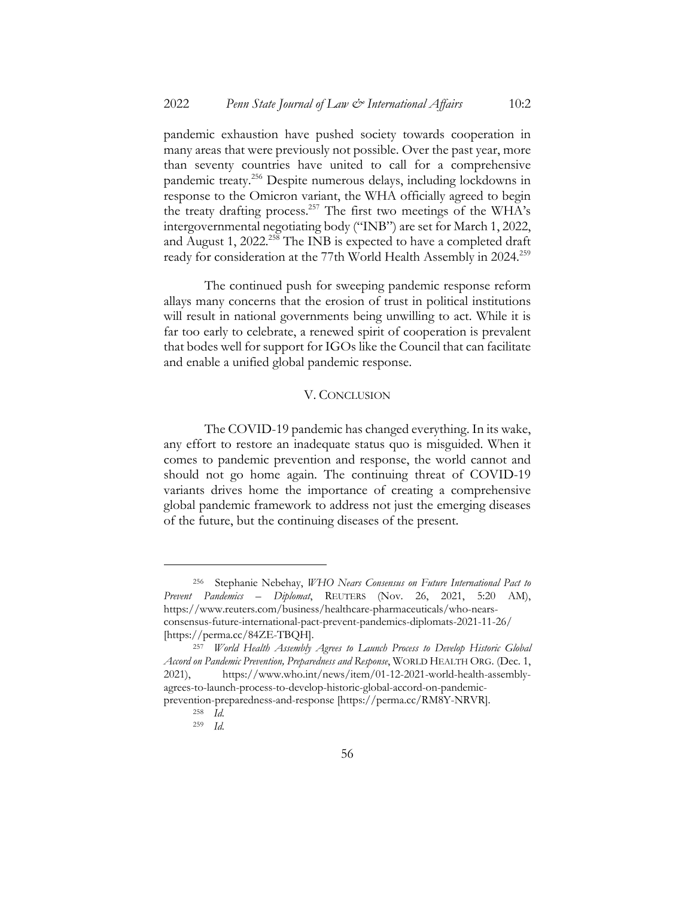pandemic exhaustion have pushed society towards cooperation in many areas that were previously not possible. Over the past year, more than seventy countries have united to call for a comprehensive pandemic treaty.[256] Despite numerous delays, including lockdowns in response to the Omicron variant, the WHA officially agreed to begin the treaty drafting process.[257] The first two meetings of the WHA's intergovernmental negotiating body ("INB") are set for March 1, 2022, and August 1, 2022.[258] The INB is expected to have a completed draft ready for consideration at the 77th World Health Assembly in 2024.[259]

The continued push for sweeping pandemic response reform allays many concerns that the erosion of trust in political institutions will result in national governments being unwilling to act. While it is far too early to celebrate, a renewed spirit of cooperation is prevalent that bodes well for support for IGOs like the Council that can facilitate and enable a unified global pandemic response.

## V. CONCLUSION

The COVID-19 pandemic has changed everything. In its wake, any effort to restore an inadequate status quo is misguided. When it comes to pandemic prevention and response, the world cannot and should not go home again. The continuing threat of COVID-19 variants drives home the importance of creating a comprehensive global pandemic framework to address not just the emerging diseases of the future, but the continuing diseases of the present.

---

[256] Stephanie Nebehay, *WHO Nears Consensus on Future International Pact to Prevent Pandemics – Diplomat*, REUTERS (Nov. 26, 2021, 5:20 AM), https://www.reuters.com/business/healthcare-pharmaceuticals/who-nears-consensus-future-international-pact-prevent-pandemics-diplomats-2021-11-26/ [https://perma.cc/84ZE-TBQH].

[257] *World Health Assembly Agrees to Launch Process to Develop Historic Global Accord on Pandemic Prevention, Preparedness and Response*, WORLD HEALTH ORG. (Dec. 1, 2021), https://www.who.int/news/item/01-12-2021-world-health-assembly-agrees-to-launch-process-to-develop-historic-global-accord-on-pandemic-prevention-preparedness-and-response [https://perma.cc/RM8Y-NRVR].

[258] *Id.*

[259] *Id.*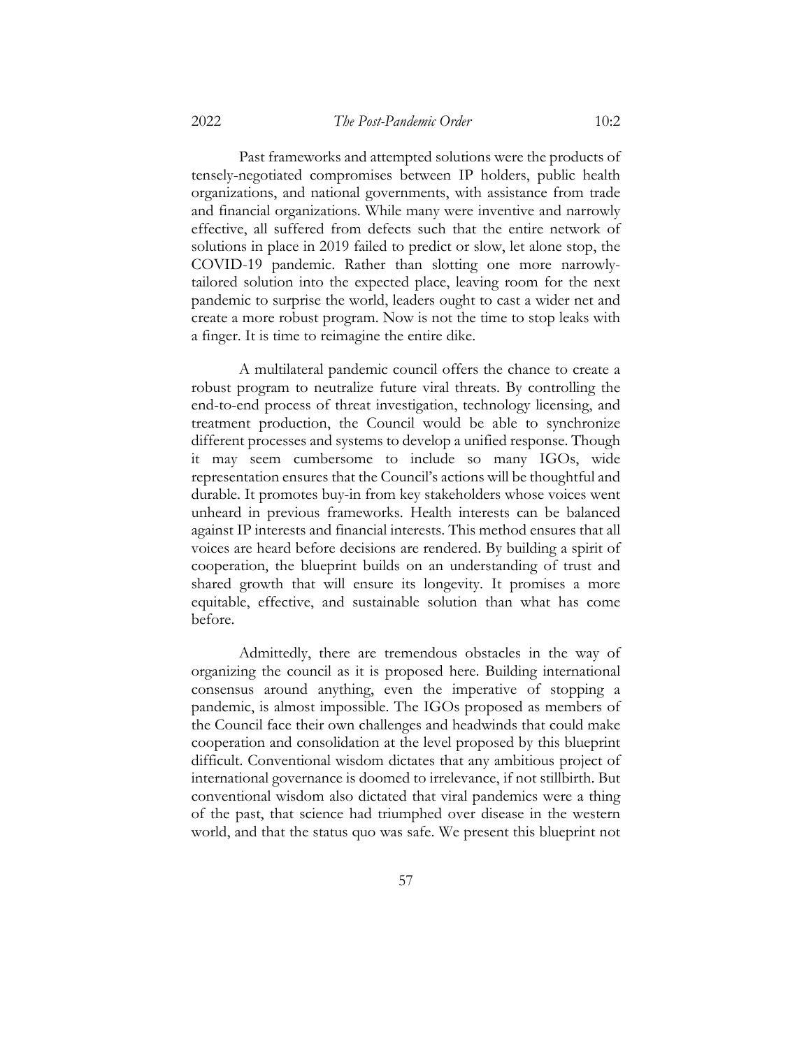Past frameworks and attempted solutions were the products of tensely-negotiated compromises between IP holders, public health organizations, and national governments, with assistance from trade and financial organizations. While many were inventive and narrowly effective, all suffered from defects such that the entire network of solutions in place in 2019 failed to predict or slow, let alone stop, the COVID-19 pandemic. Rather than slotting one more narrowly-tailored solution into the expected place, leaving room for the next pandemic to surprise the world, leaders ought to cast a wider net and create a more robust program. Now is not the time to stop leaks with a finger. It is time to reimagine the entire dike.

A multilateral pandemic council offers the chance to create a robust program to neutralize future viral threats. By controlling the end-to-end process of threat investigation, technology licensing, and treatment production, the Council would be able to synchronize different processes and systems to develop a unified response. Though it may seem cumbersome to include so many IGOs, wide representation ensures that the Council's actions will be thoughtful and durable. It promotes buy-in from key stakeholders whose voices went unheard in previous frameworks. Health interests can be balanced against IP interests and financial interests. This method ensures that all voices are heard before decisions are rendered. By building a spirit of cooperation, the blueprint builds on an understanding of trust and shared growth that will ensure its longevity. It promises a more equitable, effective, and sustainable solution than what has come before.

Admittedly, there are tremendous obstacles in the way of organizing the council as it is proposed here. Building international consensus around anything, even the imperative of stopping a pandemic, is almost impossible. The IGOs proposed as members of the Council face their own challenges and headwinds that could make cooperation and consolidation at the level proposed by this blueprint difficult. Conventional wisdom dictates that any ambitious project of international governance is doomed to irrelevance, if not stillbirth. But conventional wisdom also dictated that viral pandemics were a thing of the past, that science had triumphed over disease in the western world, and that the status quo was safe. We present this blueprint not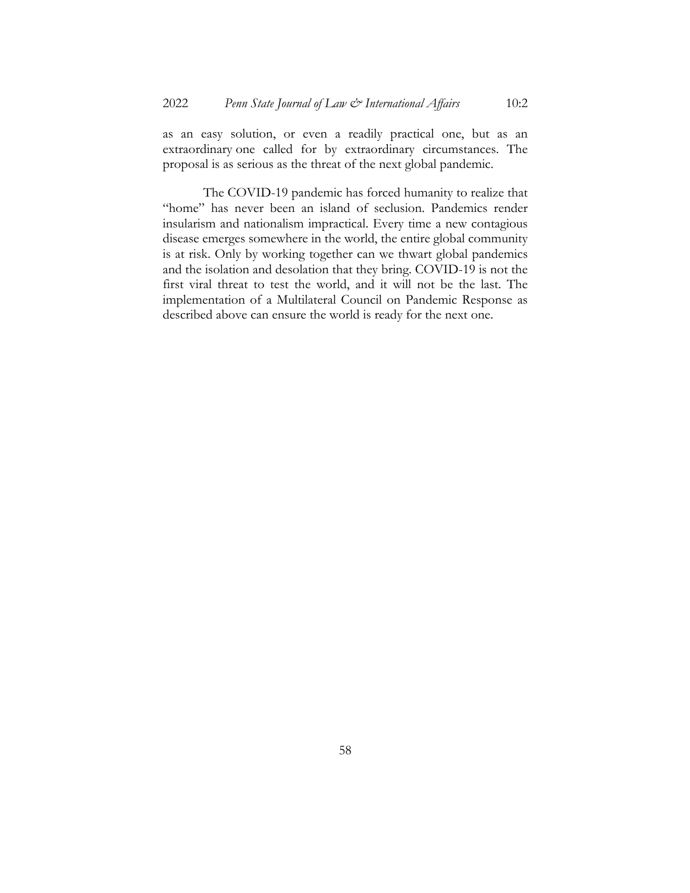as an easy solution, or even a readily practical one, but as an extraordinary one called for by extraordinary circumstances. The proposal is as serious as the threat of the next global pandemic.

The COVID-19 pandemic has forced humanity to realize that "home" has never been an island of seclusion. Pandemics render insularism and nationalism impractical. Every time a new contagious disease emerges somewhere in the world, the entire global community is at risk. Only by working together can we thwart global pandemics and the isolation and desolation that they bring. COVID-19 is not the first viral threat to test the world, and it will not be the last. The implementation of a Multilateral Council on Pandemic Response as described above can ensure the world is ready for the next one.